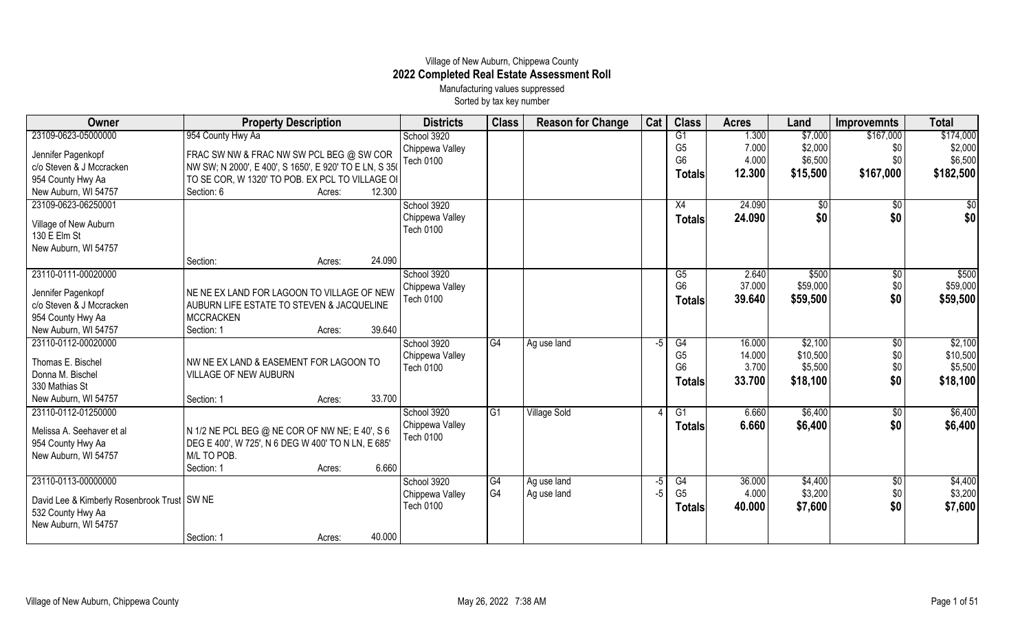# Village of New Auburn, Chippewa County
## 2022 Completed Real Estate Assessment Roll

Manufacturing values suppressed

Sorted by tax key number

| Owner | Property Description | Districts | Class | Reason for Change | Cat | Class | Acres | Land | Improvemnts | Total |
|---|---|---|---|---|---|---|---|---|---|---|
| 23109-0623-05000000<br>Jennifer Pagenkopf<br>c/o Steven & J Mccracken<br>954 County Hwy Aa<br>New Auburn, WI 54757 | 954 County Hwy Aa<br>FRAC SW NW & FRAC NW SW PCL BEG @ SW COR NW SW; N 2000', E 400', S 1650', E 920' TO E LN, S 350 TO SE COR, W 1320' TO POB. EX PCL TO VILLAGE OF<br>Section: 6 Acres: 12.300 | School 3920<br>Chippewa Valley<br>Tech 0100 | | | | G1<br>G5<br>G6<br>**Totals** | 1.300<br>7.000<br>4.000<br>**12.300** | $7,000<br>$2,000<br>$6,500<br>**$15,500** | $167,000<br>$0<br>$0<br>**$167,000** | $174,000<br>$2,000<br>$6,500<br>**$182,500** |
| 23109-0623-06250001<br>Village of New Auburn<br>130 E Elm St<br>New Auburn, WI 54757 | Section: Acres: 24.090 | School 3920<br>Chippewa Valley<br>Tech 0100 | | | | X4<br>**Totals** | 24.090<br>**24.090** | $0<br>**$0** | $0<br>**$0** | $0<br>**$0** |
| 23110-0111-00020000<br>Jennifer Pagenkopf<br>c/o Steven & J Mccracken<br>954 County Hwy Aa<br>New Auburn, WI 54757 | NE NE EX LAND FOR LAGOON TO VILLAGE OF NEW AUBURN LIFE ESTATE TO STEVEN & JACQUELINE MCCRACKEN<br>Section: 1 Acres: 39.640 | School 3920<br>Chippewa Valley<br>Tech 0100 | | | | G5<br>G6<br>**Totals** | 2.640<br>37.000<br>**39.640** | $500<br>$59,000<br>**$59,500** | $0<br>$0<br>**$0** | $500<br>$59,000<br>**$59,500** |
| 23110-0112-00020000<br>Thomas E. Bischel<br>Donna M. Bischel<br>330 Mathias St<br>New Auburn, WI 54757 | NW NE EX LAND & EASEMENT FOR LAGOON TO VILLAGE OF NEW AUBURN<br>Section: 1 Acres: 33.700 | School 3920<br>Chippewa Valley<br>Tech 0100 | G4 | Ag use land | -5 | G4<br>G5<br>G6<br>**Totals** | 16.000<br>14.000<br>3.700<br>**33.700** | $2,100<br>$10,500<br>$5,500<br>**$18,100** | $0<br>$0<br>$0<br>**$0** | $2,100<br>$10,500<br>$5,500<br>**$18,100** |
| 23110-0112-01250000<br>Melissa A. Seehaver et al<br>954 County Hwy Aa<br>New Auburn, WI 54757 | N 1/2 NE PCL BEG @ NE COR OF NW NE; E 40', S 6 DEG E 400', W 725', N 6 DEG W 400' TO N LN, E 685' M/L TO POB.<br>Section: 1 Acres: 6.660 | School 3920<br>Chippewa Valley<br>Tech 0100 | G1 | Village Sold | 4 | G1<br>**Totals** | 6.660<br>**6.660** | $6,400<br>**$6,400** | $0<br>**$0** | $6,400<br>**$6,400** |
| 23110-0113-00000000<br>David Lee & Kimberly Rosenbrook Trust<br>532 County Hwy Aa<br>New Auburn, WI 54757 | SW NE<br>Section: 1 Acres: 40.000 | School 3920<br>Chippewa Valley<br>Tech 0100 | G4<br>G4 | Ag use land<br>Ag use land | -5<br>-5 | G4<br>G5<br>**Totals** | 36.000<br>4.000<br>**40.000** | $4,400<br>$3,200<br>**$7,600** | $0<br>$0<br>**$0** | $4,400<br>$3,200<br>**$7,600** |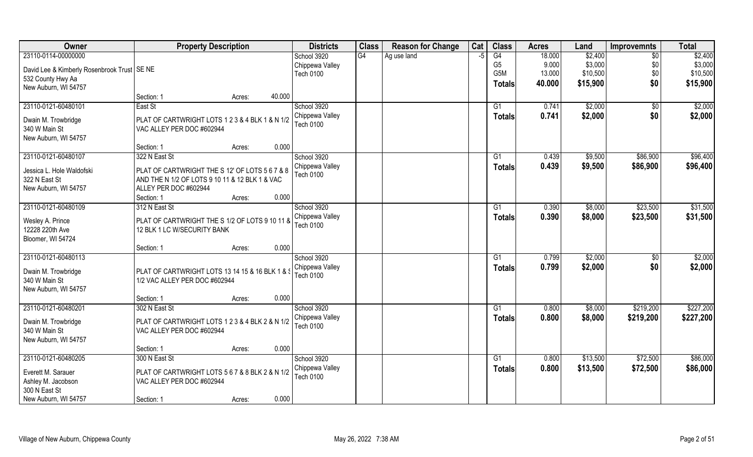| Owner | Property Description | Districts | Class | Reason for Change | Cat | Class | Acres | Land | Improvemnts | Total |
|---|---|---|---|---|---|---|---|---|---|---|
| 23110-0114-00000000<br>David Lee & Kimberly Rosenbrook Trust<br>532 County Hwy Aa<br>New Auburn, WI 54757 | SE NE<br>Section: 1 Acres: 40.000 | School 3920<br>Chippewa Valley<br>Tech 0100 | G4 | Ag use land | -5 | G4<br>G5<br>G5M<br>**Totals** | 18.000<br>9.000<br>13.000<br>**40.000** | $2,400<br>$3,000<br>$10,500<br>**$15,900** | $0<br>$0<br>$0<br>**$0** | $2,400<br>$3,000<br>$10,500<br>**$15,900** |
| 23110-0121-60480101<br>Dwain M. Trowbridge<br>340 W Main St<br>New Auburn, WI 54757 | East St<br>PLAT OF CARTWRIGHT LOTS 1 2 3 & 4 BLK 1 & N 1/2 VAC ALLEY PER DOC #602944<br>Section: 1 Acres: 0.000 | School 3920<br>Chippewa Valley<br>Tech 0100 | | | | G1<br>**Totals** | 0.741<br>**0.741** | $2,000<br>**$2,000** | $0<br>**$0** | $2,000<br>**$2,000** |
| 23110-0121-60480107<br>Jessica L. Hole Waldofski<br>322 N East St<br>New Auburn, WI 54757 | 322 N East St<br>PLAT OF CARTWRIGHT THE S 12' OF LOTS 5 6 7 & 8 AND THE N 1/2 OF LOTS 9 10 11 & 12 BLK 1 & VAC ALLEY PER DOC #602944<br>Section: 1 Acres: 0.000 | School 3920<br>Chippewa Valley<br>Tech 0100 | | | | G1<br>**Totals** | 0.439<br>**0.439** | $9,500<br>**$9,500** | $86,900<br>**$86,900** | $96,400<br>**$96,400** |
| 23110-0121-60480109<br>Wesley A. Prince<br>12228 220th Ave<br>Bloomer, WI 54724 | 312 N East St<br>PLAT OF CARTWRIGHT THE S 1/2 OF LOTS 9 10 11 & 12 BLK 1 LC W/SECURITY BANK<br>Section: 1 Acres: 0.000 | School 3920<br>Chippewa Valley<br>Tech 0100 | | | | G1<br>**Totals** | 0.390<br>**0.390** | $8,000<br>**$8,000** | $23,500<br>**$23,500** | $31,500<br>**$31,500** |
| 23110-0121-60480113<br>Dwain M. Trowbridge<br>340 W Main St<br>New Auburn, WI 54757 | PLAT OF CARTWRIGHT LOTS 13 14 15 & 16 BLK 1 & S 1/2 VAC ALLEY PER DOC #602944<br>Section: 1 Acres: 0.000 | School 3920<br>Chippewa Valley<br>Tech 0100 | | | | G1<br>**Totals** | 0.799<br>**0.799** | $2,000<br>**$2,000** | $0<br>**$0** | $2,000<br>**$2,000** |
| 23110-0121-60480201<br>Dwain M. Trowbridge<br>340 W Main St<br>New Auburn, WI 54757 | 302 N East St<br>PLAT OF CARTWRIGHT LOTS 1 2 3 & 4 BLK 2 & N 1/2 VAC ALLEY PER DOC #602944<br>Section: 1 Acres: 0.000 | School 3920<br>Chippewa Valley<br>Tech 0100 | | | | G1<br>**Totals** | 0.800<br>**0.800** | $8,000<br>**$8,000** | $219,200<br>**$219,200** | $227,200<br>**$227,200** |
| 23110-0121-60480205<br>Everett M. Sarauer<br>Ashley M. Jacobson<br>300 N East St<br>New Auburn, WI 54757 | 300 N East St<br>PLAT OF CARTWRIGHT LOTS 5 6 7 & 8 BLK 2 & N 1/2 VAC ALLEY PER DOC #602944<br>Section: 1 Acres: 0.000 | School 3920<br>Chippewa Valley<br>Tech 0100 | | | | G1<br>**Totals** | 0.800<br>**0.800** | $13,500<br>**$13,500** | $72,500<br>**$72,500** | $86,000<br>**$86,000** |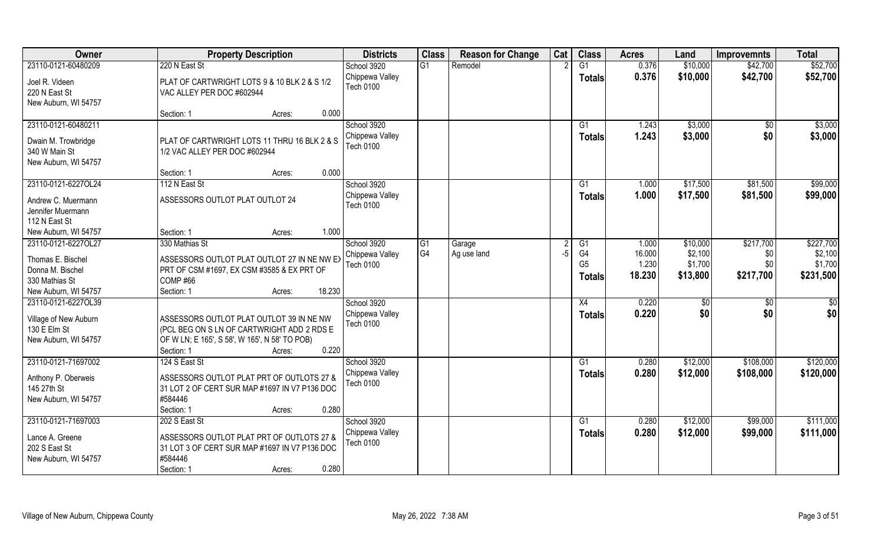| Owner | Property Description | Districts | Class | Reason for Change | Cat | Class | Acres | Land | Improvemnts | Total |
|---|---|---|---|---|---|---|---|---|---|---|
| 23110-0121-60480209<br>Joel R. Videen<br>220 N East St<br>New Auburn, WI 54757 | 220 N East St<br>PLAT OF CARTWRIGHT LOTS 9 & 10 BLK 2 & S 1/2 VAC ALLEY PER DOC #602944<br>Section: 1 Acres: 0.000 | School 3920<br>Chippewa Valley<br>Tech 0100 | G1 | Remodel | 2 | G1<br>**Totals** | 0.376<br>**0.376** | \$10,000<br>**\$10,000** | \$42,700<br>**\$42,700** | \$52,700<br>**\$52,700** |
| 23110-0121-60480211<br>Dwain M. Trowbridge<br>340 W Main St<br>New Auburn, WI 54757 | PLAT OF CARTWRIGHT LOTS 11 THRU 16 BLK 2 & S 1/2 VAC ALLEY PER DOC #602944<br>Section: 1 Acres: 0.000 | School 3920<br>Chippewa Valley<br>Tech 0100 | | | | G1<br>**Totals** | 1.243<br>**1.243** | \$3,000<br>**\$3,000** | \$0<br>**\$0** | \$3,000<br>**\$3,000** |
| 23110-0121-6227OL24<br>Andrew C. Muermann<br>Jennifer Muermann<br>112 N East St<br>New Auburn, WI 54757 | 112 N East St<br>ASSESSORS OUTLOT PLAT OUTLOT 24<br>Section: 1 Acres: 1.000 | School 3920<br>Chippewa Valley<br>Tech 0100 | | | | G1<br>**Totals** | 1.000<br>**1.000** | \$17,500<br>**\$17,500** | \$81,500<br>**\$81,500** | \$99,000<br>**\$99,000** |
| 23110-0121-6227OL27<br>Thomas E. Bischel<br>Donna M. Bischel<br>330 Mathias St<br>New Auburn, WI 54757 | 330 Mathias St<br>ASSESSORS OUTLOT PLAT OUTLOT 27 IN NE NW EX PRT OF CSM #1697, EX CSM #3585 & EX PRT OF COMP #66<br>Section: 1 Acres: 18.230 | School 3920<br>Chippewa Valley<br>Tech 0100 | G1<br>G4 | Garage<br>Ag use land | 2<br>-5 | G1<br>G4<br>G5<br>**Totals** | 1.000<br>16.000<br>1.230<br>**18.230** | \$10,000<br>\$2,100<br>\$1,700<br>**\$13,800** | \$217,700<br>\$0<br>\$0<br>**\$217,700** | \$227,700<br>\$2,100<br>\$1,700<br>**\$231,500** |
| 23110-0121-6227OL39<br>Village of New Auburn<br>130 E Elm St<br>New Auburn, WI 54757 | ASSESSORS OUTLOT PLAT OUTLOT 39 IN NE NW (PCL BEG ON S LN OF CARTWRIGHT ADD 2 RDS E OF W LN; E 165', S 58', W 165', N 58' TO POB)<br>Section: 1 Acres: 0.220 | School 3920<br>Chippewa Valley<br>Tech 0100 | | | | X4<br>**Totals** | 0.220<br>**0.220** | \$0<br>**\$0** | \$0<br>**\$0** | \$0<br>**\$0** |
| 23110-0121-71697002<br>Anthony P. Oberweis<br>145 27th St<br>New Auburn, WI 54757 | 124 S East St<br>ASSESSORS OUTLOT PLAT PRT OF OUTLOTS 27 & 31 LOT 2 OF CERT SUR MAP #1697 IN V7 P136 DOC #584446<br>Section: 1 Acres: 0.280 | School 3920<br>Chippewa Valley<br>Tech 0100 | | | | G1<br>**Totals** | 0.280<br>**0.280** | \$12,000<br>**\$12,000** | \$108,000<br>**\$108,000** | \$120,000<br>**\$120,000** |
| 23110-0121-71697003<br>Lance A. Greene<br>202 S East St<br>New Auburn, WI 54757 | 202 S East St<br>ASSESSORS OUTLOT PLAT PRT OF OUTLOTS 27 & 31 LOT 3 OF CERT SUR MAP #1697 IN V7 P136 DOC #584446<br>Section: 1 Acres: 0.280 | School 3920<br>Chippewa Valley<br>Tech 0100 | | | | G1<br>**Totals** | 0.280<br>**0.280** | \$12,000<br>**\$12,000** | \$99,000<br>**\$99,000** | \$111,000<br>**\$111,000** |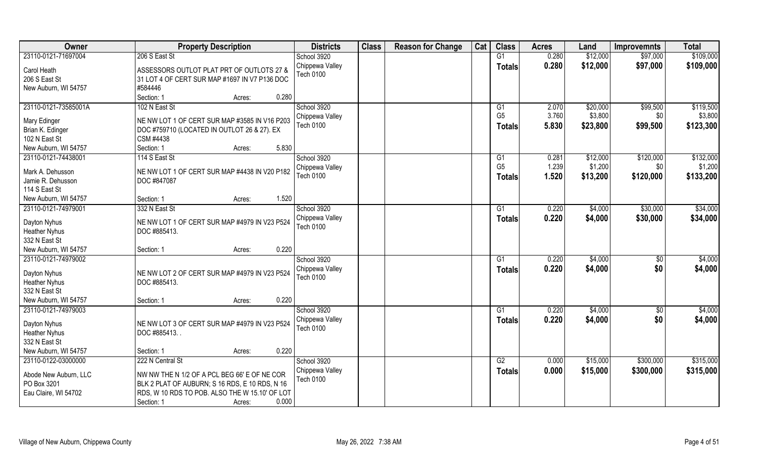| Owner | Property Description | Districts | Class | Reason for Change | Cat | Class | Acres | Land | Improvemnts | Total |
|---|---|---|---|---|---|---|---|---|---|---|
| 23110-0121-71697004 | 206 S East St | School 3920 | | | | G1 | 0.280 | $12,000 | $97,000 | $109,000 |
| Carol Heath<br>206 S East St<br>New Auburn, WI 54757 | ASSESSORS OUTLOT PLAT PRT OF OUTLOTS 27 & 31 LOT 4 OF CERT SUR MAP #1697 IN V7 P136 DOC #584446<br>Section: 1 Acres: 0.280 | Chippewa Valley<br>Tech 0100 | | | | Totals | 0.280 | $12,000 | $97,000 | $109,000 |
| 23110-0121-73585001A | 102 N East St | School 3920 | | | | G1 | 2.070 | $20,000 | $99,500 | $119,500 |
| Mary Edinger<br>Brian K. Edinger<br>102 N East St<br>New Auburn, WI 54757 | NE NW LOT 1 OF CERT SUR MAP #3585 IN V16 P203 DOC #759710 (LOCATED IN OUTLOT 26 & 27). EX CSM #4438<br>Section: 1 Acres: 5.830 | Chippewa Valley<br>Tech 0100 | | | | G5 | 3.760 | $3,800 | $0 | $3,800 |
| | | | | | | Totals | 5.830 | $23,800 | $99,500 | $123,300 |
| 23110-0121-74438001 | 114 S East St | School 3920 | | | | G1 | 0.281 | $12,000 | $120,000 | $132,000 |
| Mark A. Dehusson<br>Jamie R. Dehusson<br>114 S East St<br>New Auburn, WI 54757 | NE NW LOT 1 OF CERT SUR MAP #4438 IN V20 P182 DOC #847087<br>Section: 1 Acres: 1.520 | Chippewa Valley<br>Tech 0100 | | | | G5 | 1.239 | $1,200 | $0 | $1,200 |
| | | | | | | Totals | 1.520 | $13,200 | $120,000 | $133,200 |
| 23110-0121-74979001 | 332 N East St | School 3920 | | | | G1 | 0.220 | $4,000 | $30,000 | $34,000 |
| Dayton Nyhus<br>Heather Nyhus<br>332 N East St<br>New Auburn, WI 54757 | NE NW LOT 1 OF CERT SUR MAP #4979 IN V23 P524 DOC #885413.<br>Section: 1 Acres: 0.220 | Chippewa Valley<br>Tech 0100 | | | | Totals | 0.220 | $4,000 | $30,000 | $34,000 |
| 23110-0121-74979002 | | School 3920 | | | | G1 | 0.220 | $4,000 | $0 | $4,000 |
| Dayton Nyhus<br>Heather Nyhus<br>332 N East St<br>New Auburn, WI 54757 | NE NW LOT 2 OF CERT SUR MAP #4979 IN V23 P524 DOC #885413.<br>Section: 1 Acres: 0.220 | Chippewa Valley<br>Tech 0100 | | | | Totals | 0.220 | $4,000 | $0 | $4,000 |
| 23110-0121-74979003 | | School 3920 | | | | G1 | 0.220 | $4,000 | $0 | $4,000 |
| Dayton Nyhus<br>Heather Nyhus<br>332 N East St<br>New Auburn, WI 54757 | NE NW LOT 3 OF CERT SUR MAP #4979 IN V23 P524 DOC #885413. .<br>Section: 1 Acres: 0.220 | Chippewa Valley<br>Tech 0100 | | | | Totals | 0.220 | $4,000 | $0 | $4,000 |
| 23110-0122-03000000 | 222 N Central St | School 3920 | | | | G2 | 0.000 | $15,000 | $300,000 | $315,000 |
| Abode New Auburn, LLC<br>PO Box 3201<br>Eau Claire, WI 54702 | NW NW THE N 1/2 OF A PCL BEG 66' E OF NE COR BLK 2 PLAT OF AUBURN; S 16 RDS, E 10 RDS, N 16 RDS, W 10 RDS TO POB. ALSO THE W 15.10' OF LOT<br>Section: 1 Acres: 0.000 | Chippewa Valley<br>Tech 0100 | | | | Totals | 0.000 | $15,000 | $300,000 | $315,000 |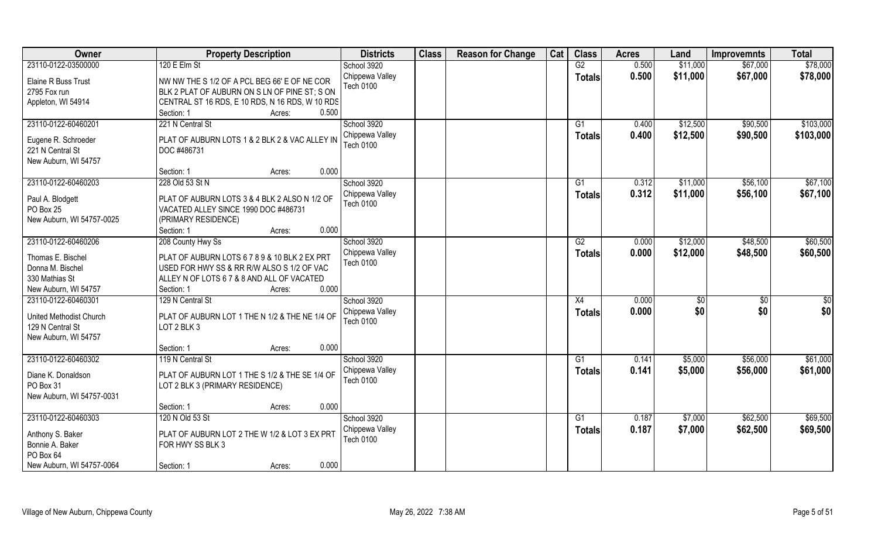| Owner | Property Description | Districts | Class | Reason for Change | Cat | Class | Acres | Land | Improvemnts | Total |
|---|---|---|---|---|---|---|---|---|---|---|
| 23110-0122-03500000<br>Elaine R Buss Trust<br>2795 Fox run<br>Appleton, WI 54914 | 120 E Elm St<br>NW NW THE S 1/2 OF A PCL BEG 66' E OF NE COR BLK 2 PLAT OF AUBURN ON S LN OF PINE ST; S ON CENTRAL ST 16 RDS, E 10 RDS, N 16 RDS, W 10 RDS<br>Section: 1 Acres: 0.500 | School 3920<br>Chippewa Valley<br>Tech 0100 | | | | G2<br>**Totals** | 0.500<br>**0.500** | $11,000<br>**$11,000** | $67,000<br>**$67,000** | $78,000<br>**$78,000** |
| 23110-0122-60460201<br>Eugene R. Schroeder<br>221 N Central St<br>New Auburn, WI 54757 | 221 N Central St<br>PLAT OF AUBURN LOTS 1 & 2 BLK 2 & VAC ALLEY IN DOC #486731<br>Section: 1 Acres: 0.000 | School 3920<br>Chippewa Valley<br>Tech 0100 | | | | G1<br>**Totals** | 0.400<br>**0.400** | $12,500<br>**$12,500** | $90,500<br>**$90,500** | $103,000<br>**$103,000** |
| 23110-0122-60460203<br>Paul A. Blodgett<br>PO Box 25<br>New Auburn, WI 54757-0025 | 228 Old 53 St N<br>PLAT OF AUBURN LOTS 3 & 4 BLK 2 ALSO N 1/2 OF VACATED ALLEY SINCE 1990 DOC #486731 (PRIMARY RESIDENCE)<br>Section: 1 Acres: 0.000 | School 3920<br>Chippewa Valley<br>Tech 0100 | | | | G1<br>**Totals** | 0.312<br>**0.312** | $11,000<br>**$11,000** | $56,100<br>**$56,100** | $67,100<br>**$67,100** |
| 23110-0122-60460206<br>Thomas E. Bischel<br>Donna M. Bischel<br>330 Mathias St<br>New Auburn, WI 54757 | 208 County Hwy Ss<br>PLAT OF AUBURN LOTS 6 7 8 9 & 10 BLK 2 EX PRT USED FOR HWY SS & RR R/W ALSO S 1/2 OF VAC ALLEY N OF LOTS 6 7 & 8 AND ALL OF VACATED<br>Section: 1 Acres: 0.000 | School 3920<br>Chippewa Valley<br>Tech 0100 | | | | G2<br>**Totals** | 0.000<br>**0.000** | $12,000<br>**$12,000** | $48,500<br>**$48,500** | $60,500<br>**$60,500** |
| 23110-0122-60460301<br>United Methodist Church<br>129 N Central St<br>New Auburn, WI 54757 | 129 N Central St<br>PLAT OF AUBURN LOT 1 THE N 1/2 & THE NE 1/4 OF LOT 2 BLK 3<br>Section: 1 Acres: 0.000 | School 3920<br>Chippewa Valley<br>Tech 0100 | | | | X4<br>**Totals** | 0.000<br>**0.000** | $0<br>**$0** | $0<br>**$0** | $0<br>**$0** |
| 23110-0122-60460302<br>Diane K. Donaldson<br>PO Box 31<br>New Auburn, WI 54757-0031 | 119 N Central St<br>PLAT OF AUBURN LOT 1 THE S 1/2 & THE SE 1/4 OF LOT 2 BLK 3 (PRIMARY RESIDENCE)<br>Section: 1 Acres: 0.000 | School 3920<br>Chippewa Valley<br>Tech 0100 | | | | G1<br>**Totals** | 0.141<br>**0.141** | $5,000<br>**$5,000** | $56,000<br>**$56,000** | $61,000<br>**$61,000** |
| 23110-0122-60460303<br>Anthony S. Baker<br>Bonnie A. Baker<br>PO Box 64<br>New Auburn, WI 54757-0064 | 120 N Old 53 St<br>PLAT OF AUBURN LOT 2 THE W 1/2 & LOT 3 EX PRT FOR HWY SS BLK 3<br>Section: 1 Acres: 0.000 | School 3920<br>Chippewa Valley<br>Tech 0100 | | | | G1<br>**Totals** | 0.187<br>**0.187** | $7,000<br>**$7,000** | $62,500<br>**$62,500** | $69,500<br>**$69,500** |

Village of New Auburn, Chippewa County — May 26, 2022 7:38 AM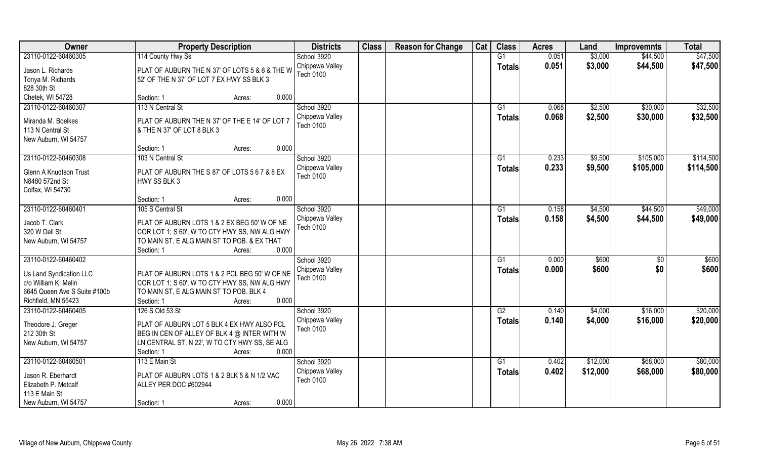| Owner | Property Description | Districts | Class | Reason for Change | Cat | Class | Acres | Land | Improvemnts | Total |
|---|---|---|---|---|---|---|---|---|---|---|
| 23110-0122-60460305<br>Jason L. Richards<br>Tonya M. Richards<br>828 30th St<br>Chetek, WI 54728 | 114 County Hwy Ss<br>PLAT OF AUBURN THE N 37' OF LOTS 5 & 6 & THE W 52' OF THE N 37' OF LOT 7 EX HWY SS BLK 3<br>Section: 1 Acres: 0.000 | School 3920<br>Chippewa Valley<br>Tech 0100 | | | | G1<br>**Totals** | 0.051<br>**0.051** | $3,000<br>**$3,000** | $44,500<br>**$44,500** | $47,500<br>**$47,500** |
| 23110-0122-60460307<br>Miranda M. Boelkes<br>113 N Central St<br>New Auburn, WI 54757 | 113 N Central St<br>PLAT OF AUBURN THE N 37' OF THE E 14' OF LOT 7 & THE N 37' OF LOT 8 BLK 3<br>Section: 1 Acres: 0.000 | School 3920<br>Chippewa Valley<br>Tech 0100 | | | | G1<br>**Totals** | 0.068<br>**0.068** | $2,500<br>**$2,500** | $30,000<br>**$30,000** | $32,500<br>**$32,500** |
| 23110-0122-60460308<br>Glenn A Knudtson Trust<br>N8480 572nd St<br>Colfax, WI 54730 | 103 N Central St<br>PLAT OF AUBURN THE S 87' OF LOTS 5 6 7 & 8 EX HWY SS BLK 3<br>Section: 1 Acres: 0.000 | School 3920<br>Chippewa Valley<br>Tech 0100 | | | | G1<br>**Totals** | 0.233<br>**0.233** | $9,500<br>**$9,500** | $105,000<br>**$105,000** | $114,500<br>**$114,500** |
| 23110-0122-60460401<br>Jacob T. Clark<br>320 W Dell St<br>New Auburn, WI 54757 | 105 S Central St<br>PLAT OF AUBURN LOTS 1 & 2 EX BEG 50' W OF NE COR LOT 1; S 60', W TO CTY HWY SS, NW ALG HWY TO MAIN ST, E ALG MAIN ST TO POB. & EX THAT<br>Section: 1 Acres: 0.000 | School 3920<br>Chippewa Valley<br>Tech 0100 | | | | G1<br>**Totals** | 0.158<br>**0.158** | $4,500<br>**$4,500** | $44,500<br>**$44,500** | $49,000<br>**$49,000** |
| 23110-0122-60460402<br>Us Land Syndication LLC<br>c/o William K. Melin<br>6645 Queen Ave S Suite #100b<br>Richfield, MN 55423 | PLAT OF AUBURN LOTS 1 & 2 PCL BEG 50' W OF NE COR LOT 1; S 60', W TO CTY HWY SS, NW ALG HWY TO MAIN ST, E ALG MAIN ST TO POB. BLK 4<br>Section: 1 Acres: 0.000 | School 3920<br>Chippewa Valley<br>Tech 0100 | | | | G1<br>**Totals** | 0.000<br>**0.000** | $600<br>**$600** | $0<br>**$0** | $600<br>**$600** |
| 23110-0122-60460405<br>Theodore J. Greger<br>212 30th St<br>New Auburn, WI 54757 | 126 S Old 53 St<br>PLAT OF AUBURN LOT 5 BLK 4 EX HWY ALSO PCL BEG IN CEN OF ALLEY OF BLK 4 @ INTER WITH W LN CENTRAL ST, N 22', W TO CTY HWY SS, SE ALG<br>Section: 1 Acres: 0.000 | School 3920<br>Chippewa Valley<br>Tech 0100 | | | | G2<br>**Totals** | 0.140<br>**0.140** | $4,000<br>**$4,000** | $16,000<br>**$16,000** | $20,000<br>**$20,000** |
| 23110-0122-60460501<br>Jason R. Eberhardt<br>Elizabeth P. Metcalf<br>113 E Main St<br>New Auburn, WI 54757 | 113 E Main St<br>PLAT OF AUBURN LOTS 1 & 2 BLK 5 & N 1/2 VAC ALLEY PER DOC #602944<br>Section: 1 Acres: 0.000 | School 3920<br>Chippewa Valley<br>Tech 0100 | | | | G1<br>**Totals** | 0.402<br>**0.402** | $12,000<br>**$12,000** | $68,000<br>**$68,000** | $80,000<br>**$80,000** |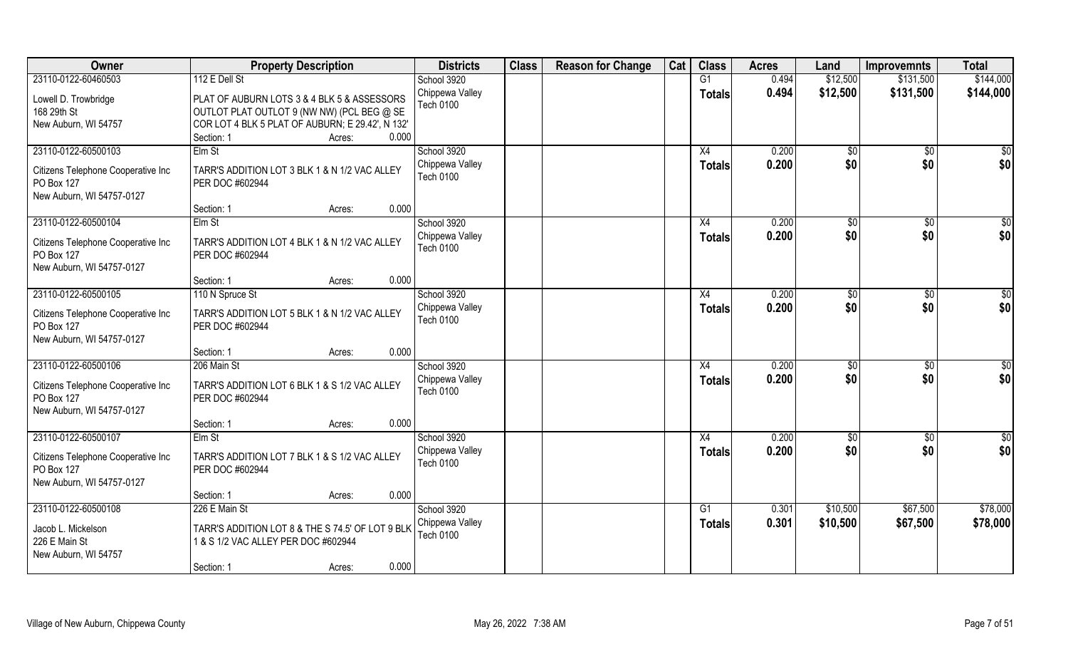| Owner | Property Description | Districts | Class | Reason for Change | Cat | Class | Acres | Land | Improvemnts | Total |
|---|---|---|---|---|---|---|---|---|---|---|
| 23110-0122-60460503 | 112 E Dell St | School 3920 | | | | G1 | 0.494 | $12,500 | $131,500 | $144,000 |
| Lowell D. Trowbridge<br>168 29th St<br>New Auburn, WI 54757 | PLAT OF AUBURN LOTS 3 & 4 BLK 5 & ASSESSORS OUTLOT PLAT OUTLOT 9 (NW NW) (PCL BEG @ SE COR LOT 4 BLK 5 PLAT OF AUBURN; E 29.42', N 132'<br>Section: 1 Acres: 0.000 | Chippewa Valley<br>Tech 0100 | | | | Totals | 0.494 | $12,500 | $131,500 | $144,000 |
| 23110-0122-60500103 | Elm St | School 3920 | | | | X4 | 0.200 | $0 | $0 | $0 |
| Citizens Telephone Cooperative Inc<br>PO Box 127<br>New Auburn, WI 54757-0127 | TARR'S ADDITION LOT 3 BLK 1 & N 1/2 VAC ALLEY PER DOC #602944<br>Section: 1 Acres: 0.000 | Chippewa Valley<br>Tech 0100 | | | | Totals | 0.200 | $0 | $0 | $0 |
| 23110-0122-60500104 | Elm St | School 3920 | | | | X4 | 0.200 | $0 | $0 | $0 |
| Citizens Telephone Cooperative Inc<br>PO Box 127<br>New Auburn, WI 54757-0127 | TARR'S ADDITION LOT 4 BLK 1 & N 1/2 VAC ALLEY PER DOC #602944<br>Section: 1 Acres: 0.000 | Chippewa Valley<br>Tech 0100 | | | | Totals | 0.200 | $0 | $0 | $0 |
| 23110-0122-60500105 | 110 N Spruce St | School 3920 | | | | X4 | 0.200 | $0 | $0 | $0 |
| Citizens Telephone Cooperative Inc<br>PO Box 127<br>New Auburn, WI 54757-0127 | TARR'S ADDITION LOT 5 BLK 1 & N 1/2 VAC ALLEY PER DOC #602944<br>Section: 1 Acres: 0.000 | Chippewa Valley<br>Tech 0100 | | | | Totals | 0.200 | $0 | $0 | $0 |
| 23110-0122-60500106 | 206 Main St | School 3920 | | | | X4 | 0.200 | $0 | $0 | $0 |
| Citizens Telephone Cooperative Inc<br>PO Box 127<br>New Auburn, WI 54757-0127 | TARR'S ADDITION LOT 6 BLK 1 & S 1/2 VAC ALLEY PER DOC #602944<br>Section: 1 Acres: 0.000 | Chippewa Valley<br>Tech 0100 | | | | Totals | 0.200 | $0 | $0 | $0 |
| 23110-0122-60500107 | Elm St | School 3920 | | | | X4 | 0.200 | $0 | $0 | $0 |
| Citizens Telephone Cooperative Inc<br>PO Box 127<br>New Auburn, WI 54757-0127 | TARR'S ADDITION LOT 7 BLK 1 & S 1/2 VAC ALLEY PER DOC #602944<br>Section: 1 Acres: 0.000 | Chippewa Valley<br>Tech 0100 | | | | Totals | 0.200 | $0 | $0 | $0 |
| 23110-0122-60500108 | 226 E Main St | School 3920 | | | | G1 | 0.301 | $10,500 | $67,500 | $78,000 |
| Jacob L. Mickelson<br>226 E Main St<br>New Auburn, WI 54757 | TARR'S ADDITION LOT 8 & THE S 74.5' OF LOT 9 BLK 1 & S 1/2 VAC ALLEY PER DOC #602944<br>Section: 1 Acres: 0.000 | Chippewa Valley<br>Tech 0100 | | | | Totals | 0.301 | $10,500 | $67,500 | $78,000 |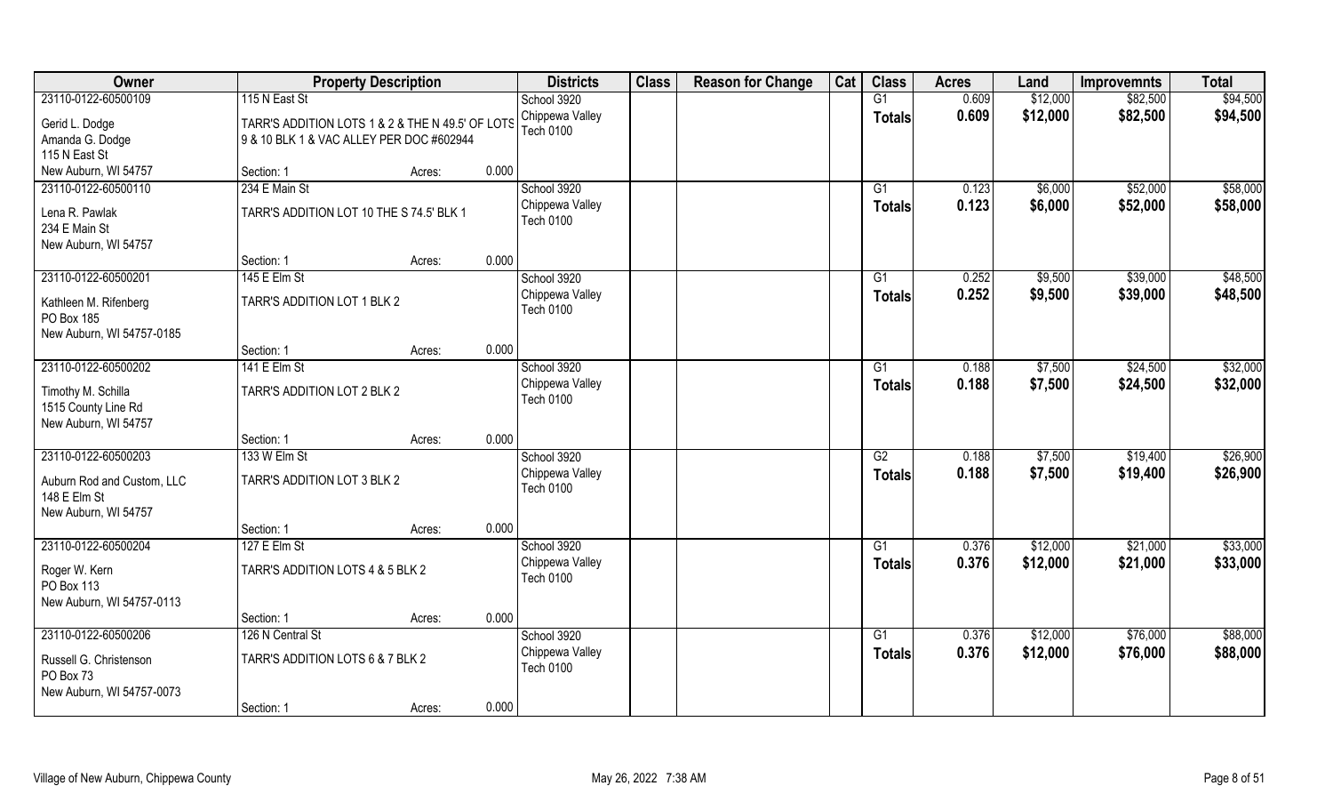| Owner | Property Description | | | Districts | Class | Reason for Change | Cat | Class | Acres | Land | Improvemnts | Total |
|---|---|---|---|---|---|---|---|---|---|---|---|---|
| 23110-0122-60500109 | 115 N East St | | | School 3920 | | | | G1 | 0.609 | $12,000 | $82,500 | $94,500 |
| Gerid L. Dodge<br>Amanda G. Dodge<br>115 N East St<br>New Auburn, WI 54757 | TARR'S ADDITION LOTS 1 & 2 & THE N 49.5' OF LOTS 9 & 10 BLK 1 & VAC ALLEY PER DOC #602944 | | | Chippewa Valley<br>Tech 0100 | | | | Totals | 0.609 | $12,000 | $82,500 | $94,500 |
| | Section: 1 | Acres: | 0.000 | | | | | | | | | |
| 23110-0122-60500110 | 234 E Main St | | | School 3920 | | | | G1 | 0.123 | $6,000 | $52,000 | $58,000 |
| Lena R. Pawlak<br>234 E Main St<br>New Auburn, WI 54757 | TARR'S ADDITION LOT 10 THE S 74.5' BLK 1 | | | Chippewa Valley<br>Tech 0100 | | | | Totals | 0.123 | $6,000 | $52,000 | $58,000 |
| | Section: 1 | Acres: | 0.000 | | | | | | | | | |
| 23110-0122-60500201 | 145 E Elm St | | | School 3920 | | | | G1 | 0.252 | $9,500 | $39,000 | $48,500 |
| Kathleen M. Rifenberg<br>PO Box 185<br>New Auburn, WI 54757-0185 | TARR'S ADDITION LOT 1 BLK 2 | | | Chippewa Valley<br>Tech 0100 | | | | Totals | 0.252 | $9,500 | $39,000 | $48,500 |
| | Section: 1 | Acres: | 0.000 | | | | | | | | | |
| 23110-0122-60500202 | 141 E Elm St | | | School 3920 | | | | G1 | 0.188 | $7,500 | $24,500 | $32,000 |
| Timothy M. Schilla<br>1515 County Line Rd<br>New Auburn, WI 54757 | TARR'S ADDITION LOT 2 BLK 2 | | | Chippewa Valley<br>Tech 0100 | | | | Totals | 0.188 | $7,500 | $24,500 | $32,000 |
| | Section: 1 | Acres: | 0.000 | | | | | | | | | |
| 23110-0122-60500203 | 133 W Elm St | | | School 3920 | | | | G2 | 0.188 | $7,500 | $19,400 | $26,900 |
| Auburn Rod and Custom, LLC<br>148 E Elm St<br>New Auburn, WI 54757 | TARR'S ADDITION LOT 3 BLK 2 | | | Chippewa Valley<br>Tech 0100 | | | | Totals | 0.188 | $7,500 | $19,400 | $26,900 |
| | Section: 1 | Acres: | 0.000 | | | | | | | | | |
| 23110-0122-60500204 | 127 E Elm St | | | School 3920 | | | | G1 | 0.376 | $12,000 | $21,000 | $33,000 |
| Roger W. Kern<br>PO Box 113<br>New Auburn, WI 54757-0113 | TARR'S ADDITION LOTS 4 & 5 BLK 2 | | | Chippewa Valley<br>Tech 0100 | | | | Totals | 0.376 | $12,000 | $21,000 | $33,000 |
| | Section: 1 | Acres: | 0.000 | | | | | | | | | |
| 23110-0122-60500206 | 126 N Central St | | | School 3920 | | | | G1 | 0.376 | $12,000 | $76,000 | $88,000 |
| Russell G. Christenson<br>PO Box 73<br>New Auburn, WI 54757-0073 | TARR'S ADDITION LOTS 6 & 7 BLK 2 | | | Chippewa Valley<br>Tech 0100 | | | | Totals | 0.376 | $12,000 | $76,000 | $88,000 |
| | Section: 1 | Acres: | 0.000 | | | | | | | | | |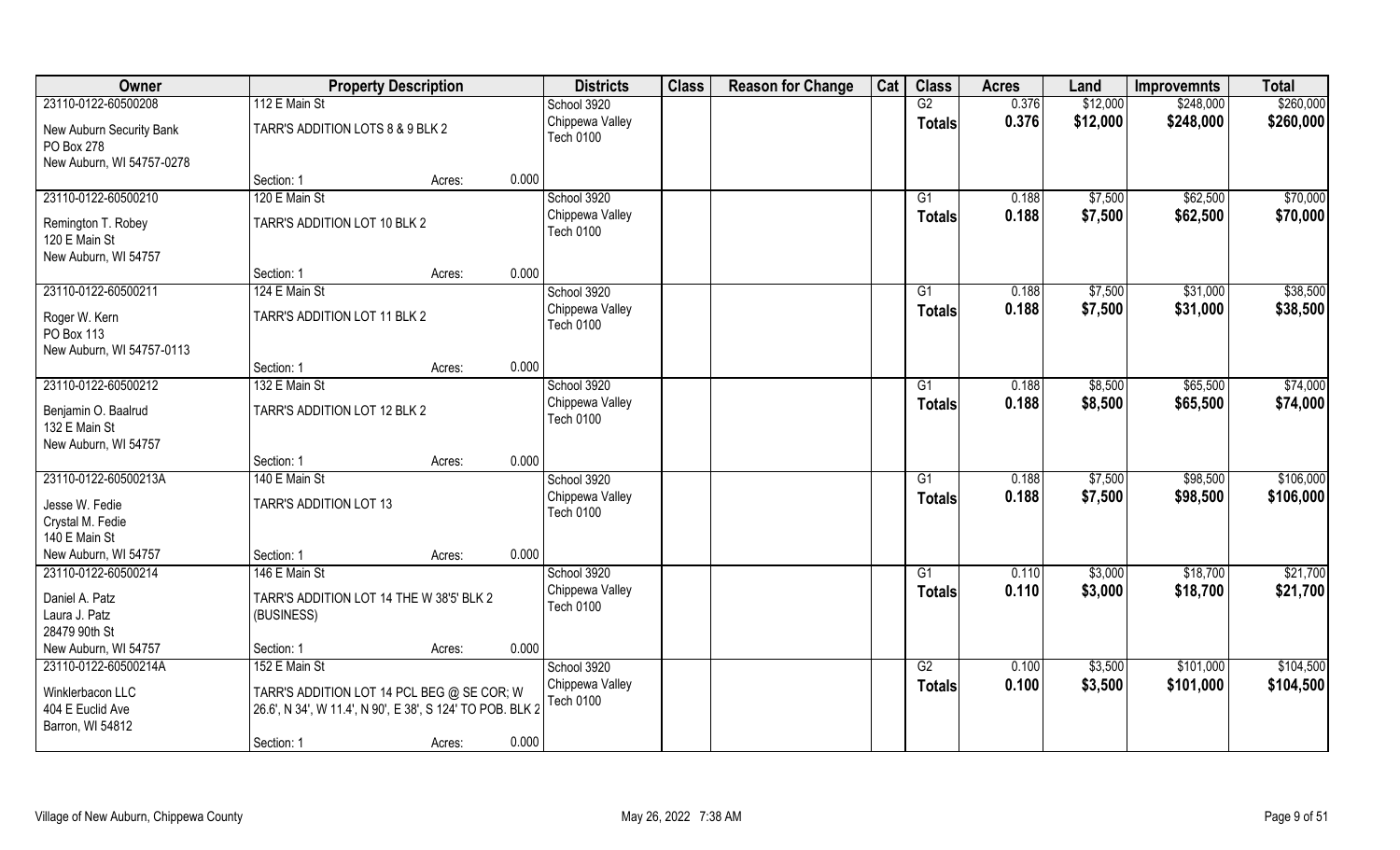| Owner | Property Description | | | Districts | Class | Reason for Change | Cat | Class | Acres | Land | Improvemnts | Total |
|---|---|---|---|---|---|---|---|---|---|---|---|---|
| 23110-0122-60500208 | 112 E Main St | | | School 3920 | | | | G2 | 0.376 | $12,000 | $248,000 | $260,000 |
| New Auburn Security Bank<br>PO Box 278<br>New Auburn, WI 54757-0278 | TARR'S ADDITION LOTS 8 & 9 BLK 2 | | | Chippewa Valley<br>Tech 0100 | | | | **Totals** | **0.376** | **$12,000** | **$248,000** | **$260,000** |
| | Section: 1 | Acres: | 0.000 | | | | | | | | | |
| 23110-0122-60500210 | 120 E Main St | | | School 3920 | | | | G1 | 0.188 | $7,500 | $62,500 | $70,000 |
| Remington T. Robey<br>120 E Main St<br>New Auburn, WI 54757 | TARR'S ADDITION LOT 10 BLK 2 | | | Chippewa Valley<br>Tech 0100 | | | | **Totals** | **0.188** | **$7,500** | **$62,500** | **$70,000** |
| | Section: 1 | Acres: | 0.000 | | | | | | | | | |
| 23110-0122-60500211 | 124 E Main St | | | School 3920 | | | | G1 | 0.188 | $7,500 | $31,000 | $38,500 |
| Roger W. Kern<br>PO Box 113<br>New Auburn, WI 54757-0113 | TARR'S ADDITION LOT 11 BLK 2 | | | Chippewa Valley<br>Tech 0100 | | | | **Totals** | **0.188** | **$7,500** | **$31,000** | **$38,500** |
| | Section: 1 | Acres: | 0.000 | | | | | | | | | |
| 23110-0122-60500212 | 132 E Main St | | | School 3920 | | | | G1 | 0.188 | $8,500 | $65,500 | $74,000 |
| Benjamin O. Baalrud<br>132 E Main St<br>New Auburn, WI 54757 | TARR'S ADDITION LOT 12 BLK 2 | | | Chippewa Valley<br>Tech 0100 | | | | **Totals** | **0.188** | **$8,500** | **$65,500** | **$74,000** |
| | Section: 1 | Acres: | 0.000 | | | | | | | | | |
| 23110-0122-60500213A | 140 E Main St | | | School 3920 | | | | G1 | 0.188 | $7,500 | $98,500 | $106,000 |
| Jesse W. Fedie<br>Crystal M. Fedie<br>140 E Main St<br>New Auburn, WI 54757 | TARR'S ADDITION LOT 13 | | | Chippewa Valley<br>Tech 0100 | | | | **Totals** | **0.188** | **$7,500** | **$98,500** | **$106,000** |
| | Section: 1 | Acres: | 0.000 | | | | | | | | | |
| 23110-0122-60500214 | 146 E Main St | | | School 3920 | | | | G1 | 0.110 | $3,000 | $18,700 | $21,700 |
| Daniel A. Patz<br>Laura J. Patz<br>28479 90th St<br>New Auburn, WI 54757 | TARR'S ADDITION LOT 14 THE W 38'5' BLK 2 (BUSINESS) | | | Chippewa Valley<br>Tech 0100 | | | | **Totals** | **0.110** | **$3,000** | **$18,700** | **$21,700** |
| | Section: 1 | Acres: | 0.000 | | | | | | | | | |
| 23110-0122-60500214A | 152 E Main St | | | School 3920 | | | | G2 | 0.100 | $3,500 | $101,000 | $104,500 |
| Winklerbacon LLC<br>404 E Euclid Ave<br>Barron, WI 54812 | TARR'S ADDITION LOT 14 PCL BEG @ SE COR; W 26.6', N 34', W 11.4', N 90', E 38', S 124' TO POB. BLK 2 | | | Chippewa Valley<br>Tech 0100 | | | | **Totals** | **0.100** | **$3,500** | **$101,000** | **$104,500** |
| | Section: 1 | Acres: | 0.000 | | | | | | | | | |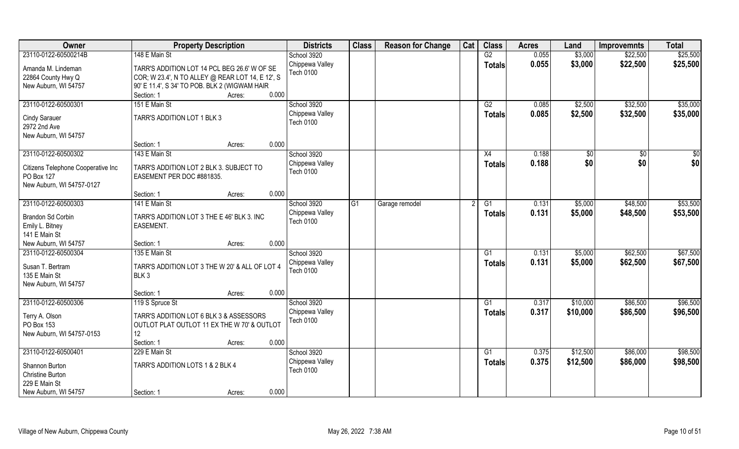| Owner | Property Description | Districts | Class | Reason for Change | Cat | Class | Acres | Land | Improvemnts | Total |
|---|---|---|---|---|---|---|---|---|---|---|
| 23110-0122-60500214B<br>Amanda M. Lindeman<br>22864 County Hwy Q<br>New Auburn, WI 54757 | 148 E Main St<br>TARR'S ADDITION LOT 14 PCL BEG 26.6' W OF SE COR; W 23.4', N TO ALLEY @ REAR LOT 14, E 12', S 90' E 11.4', S 34' TO POB. BLK 2 (WIGWAM HAIR<br>Section: 1 Acres: 0.000 | School 3920<br>Chippewa Valley<br>Tech 0100 | | | | G2<br>**Totals** | 0.055<br>**0.055** | $3,000<br>**$3,000** | $22,500<br>**$22,500** | $25,500<br>**$25,500** |
| 23110-0122-60500301<br>Cindy Sarauer<br>2972 2nd Ave<br>New Auburn, WI 54757 | 151 E Main St<br>TARR'S ADDITION LOT 1 BLK 3<br>Section: 1 Acres: 0.000 | School 3920<br>Chippewa Valley<br>Tech 0100 | | | | G2<br>**Totals** | 0.085<br>**0.085** | $2,500<br>**$2,500** | $32,500<br>**$32,500** | $35,000<br>**$35,000** |
| 23110-0122-60500302<br>Citizens Telephone Cooperative Inc<br>PO Box 127<br>New Auburn, WI 54757-0127 | 143 E Main St<br>TARR'S ADDITION LOT 2 BLK 3. SUBJECT TO EASEMENT PER DOC #881835.<br>Section: 1 Acres: 0.000 | School 3920<br>Chippewa Valley<br>Tech 0100 | | | | X4<br>**Totals** | 0.188<br>**0.188** | $0<br>**$0** | $0<br>**$0** | $0<br>**$0** |
| 23110-0122-60500303<br>Brandon Sd Corbin<br>Emily L. Bitney<br>141 E Main St<br>New Auburn, WI 54757 | 141 E Main St<br>TARR'S ADDITION LOT 3 THE E 46' BLK 3. INC EASEMENT.<br>Section: 1 Acres: 0.000 | School 3920<br>Chippewa Valley<br>Tech 0100 | G1 | Garage remodel | 2 | G1<br>**Totals** | 0.131<br>**0.131** | $5,000<br>**$5,000** | $48,500<br>**$48,500** | $53,500<br>**$53,500** |
| 23110-0122-60500304<br>Susan T. Bertram<br>135 E Main St<br>New Auburn, WI 54757 | 135 E Main St<br>TARR'S ADDITION LOT 3 THE W 20' & ALL OF LOT 4 BLK 3<br>Section: 1 Acres: 0.000 | School 3920<br>Chippewa Valley<br>Tech 0100 | | | | G1<br>**Totals** | 0.131<br>**0.131** | $5,000<br>**$5,000** | $62,500<br>**$62,500** | $67,500<br>**$67,500** |
| 23110-0122-60500306<br>Terry A. Olson<br>PO Box 153<br>New Auburn, WI 54757-0153 | 119 S Spruce St<br>TARR'S ADDITION LOT 6 BLK 3 & ASSESSORS OUTLOT PLAT OUTLOT 11 EX THE W 70' & OUTLOT 12<br>Section: 1 Acres: 0.000 | School 3920<br>Chippewa Valley<br>Tech 0100 | | | | G1<br>**Totals** | 0.317<br>**0.317** | $10,000<br>**$10,000** | $86,500<br>**$86,500** | $96,500<br>**$96,500** |
| 23110-0122-60500401<br>Shannon Burton<br>Christine Burton<br>229 E Main St<br>New Auburn, WI 54757 | 229 E Main St<br>TARR'S ADDITION LOTS 1 & 2 BLK 4<br>Section: 1 Acres: 0.000 | School 3920<br>Chippewa Valley<br>Tech 0100 | | | | G1<br>**Totals** | 0.375<br>**0.375** | $12,500<br>**$12,500** | $86,000<br>**$86,000** | $98,500<br>**$98,500** |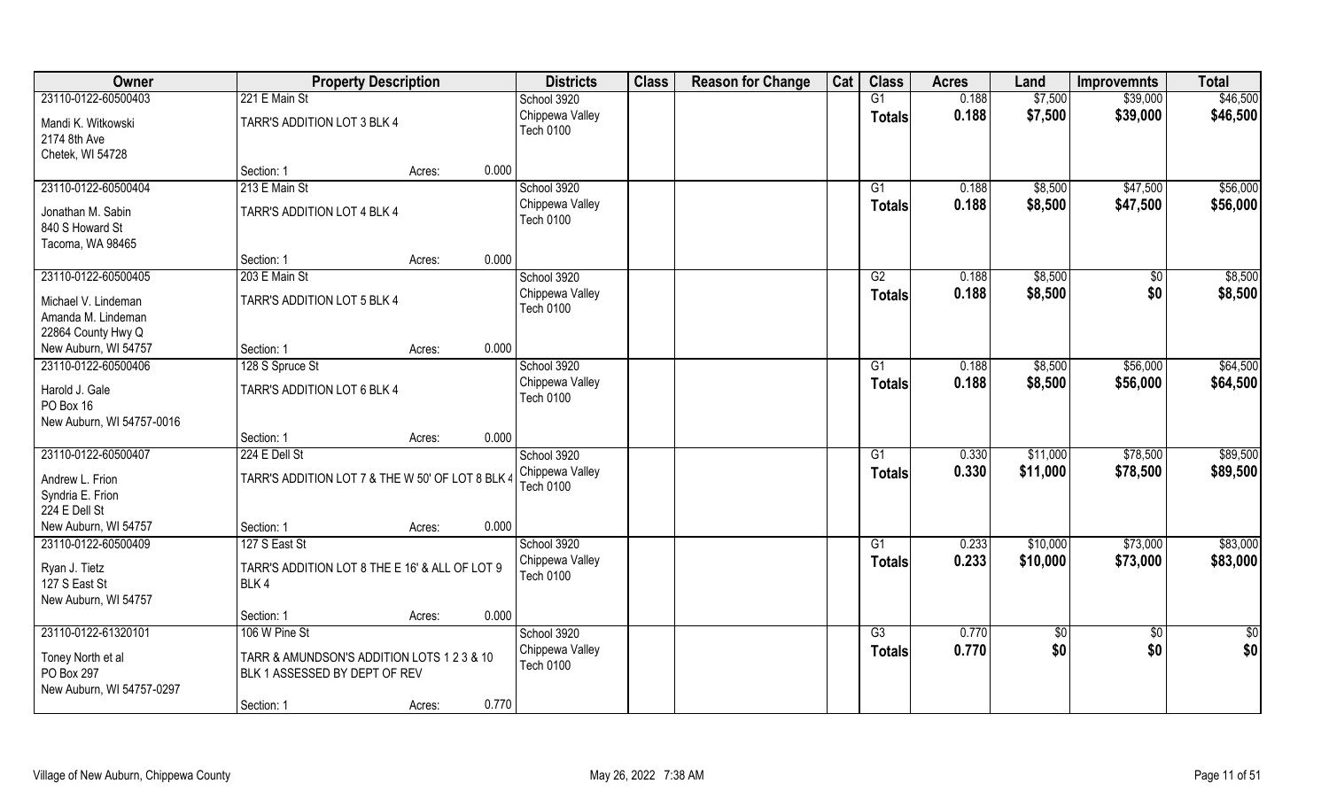| Owner | Property Description | | | Districts | Class | Reason for Change | Cat | Class | Acres | Land | Improvemnts | Total |
|---|---|---|---|---|---|---|---|---|---|---|---|---|
| 23110-0122-60500403 | 221 E Main St | | | School 3920 | | | | G1 | 0.188 | $7,500 | $39,000 | $46,500 |
| Mandi K. Witkowski<br>2174 8th Ave<br>Chetek, WI 54728 | TARR'S ADDITION LOT 3 BLK 4 | | | Chippewa Valley<br>Tech 0100 | | | | Totals | 0.188 | $7,500 | $39,000 | $46,500 |
| | Section: 1 | Acres: | 0.000 | | | | | | | | | |
| 23110-0122-60500404 | 213 E Main St | | | School 3920 | | | | G1 | 0.188 | $8,500 | $47,500 | $56,000 |
| Jonathan M. Sabin<br>840 S Howard St<br>Tacoma, WA 98465 | TARR'S ADDITION LOT 4 BLK 4 | | | Chippewa Valley<br>Tech 0100 | | | | Totals | 0.188 | $8,500 | $47,500 | $56,000 |
| | Section: 1 | Acres: | 0.000 | | | | | | | | | |
| 23110-0122-60500405 | 203 E Main St | | | School 3920 | | | | G2 | 0.188 | $8,500 | $0 | $8,500 |
| Michael V. Lindeman<br>Amanda M. Lindeman<br>22864 County Hwy Q<br>New Auburn, WI 54757 | TARR'S ADDITION LOT 5 BLK 4 | | | Chippewa Valley<br>Tech 0100 | | | | Totals | 0.188 | $8,500 | $0 | $8,500 |
| | Section: 1 | Acres: | 0.000 | | | | | | | | | |
| 23110-0122-60500406 | 128 S Spruce St | | | School 3920 | | | | G1 | 0.188 | $8,500 | $56,000 | $64,500 |
| Harold J. Gale<br>PO Box 16<br>New Auburn, WI 54757-0016 | TARR'S ADDITION LOT 6 BLK 4 | | | Chippewa Valley<br>Tech 0100 | | | | Totals | 0.188 | $8,500 | $56,000 | $64,500 |
| | Section: 1 | Acres: | 0.000 | | | | | | | | | |
| 23110-0122-60500407 | 224 E Dell St | | | School 3920 | | | | G1 | 0.330 | $11,000 | $78,500 | $89,500 |
| Andrew L. Frion<br>Syndria E. Frion<br>224 E Dell St<br>New Auburn, WI 54757 | TARR'S ADDITION LOT 7 & THE W 50' OF LOT 8 BLK 4 | | | Chippewa Valley<br>Tech 0100 | | | | Totals | 0.330 | $11,000 | $78,500 | $89,500 |
| | Section: 1 | Acres: | 0.000 | | | | | | | | | |
| 23110-0122-60500409 | 127 S East St | | | School 3920 | | | | G1 | 0.233 | $10,000 | $73,000 | $83,000 |
| Ryan J. Tietz<br>127 S East St<br>New Auburn, WI 54757 | TARR'S ADDITION LOT 8 THE E 16' & ALL OF LOT 9 BLK 4 | | | Chippewa Valley<br>Tech 0100 | | | | Totals | 0.233 | $10,000 | $73,000 | $83,000 |
| | Section: 1 | Acres: | 0.000 | | | | | | | | | |
| 23110-0122-61320101 | 106 W Pine St | | | School 3920 | | | | G3 | 0.770 | $0 | $0 | $0 |
| Toney North et al<br>PO Box 297<br>New Auburn, WI 54757-0297 | TARR & AMUNDSON'S ADDITION LOTS 1 2 3 & 10 BLK 1 ASSESSED BY DEPT OF REV | | | Chippewa Valley<br>Tech 0100 | | | | Totals | 0.770 | $0 | $0 | $0 |
| | Section: 1 | Acres: | 0.770 | | | | | | | | | |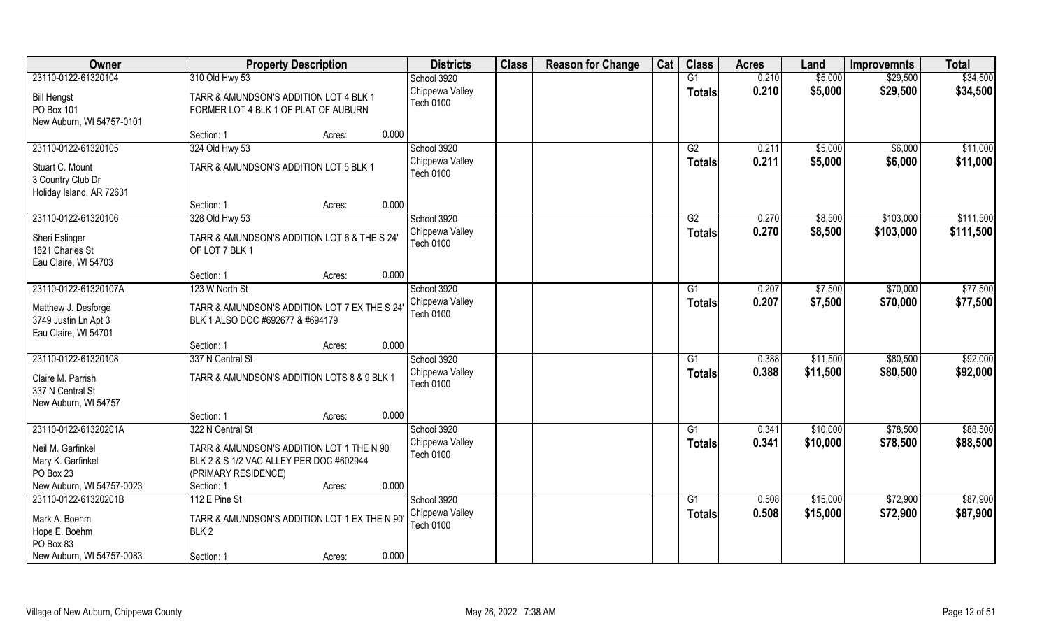| Owner | Property Description | | Districts | Class | Reason for Change | Cat | Class | Acres | Land | Improvemnts | Total |
|---|---|---|---|---|---|---|---|---|---|---|---|
| 23110-0122-61320104 | 310 Old Hwy 53 | | School 3920 | | | | G1 | 0.210 | $5,000 | $29,500 | $34,500 |
| Bill Hengst<br>PO Box 101<br>New Auburn, WI 54757-0101 | TARR & AMUNDSON'S ADDITION LOT 4 BLK 1<br>FORMER LOT 4 BLK 1 OF PLAT OF AUBURN | | Chippewa Valley<br>Tech 0100 | | | | Totals | 0.210 | $5,000 | $29,500 | $34,500 |
| | Section: 1 | Acres: 0.000 | | | | | | | | | |
| 23110-0122-61320105 | 324 Old Hwy 53 | | School 3920 | | | | G2 | 0.211 | $5,000 | $6,000 | $11,000 |
| Stuart C. Mount<br>3 Country Club Dr<br>Holiday Island, AR 72631 | TARR & AMUNDSON'S ADDITION LOT 5 BLK 1 | | Chippewa Valley<br>Tech 0100 | | | | Totals | 0.211 | $5,000 | $6,000 | $11,000 |
| | Section: 1 | Acres: 0.000 | | | | | | | | | |
| 23110-0122-61320106 | 328 Old Hwy 53 | | School 3920 | | | | G2 | 0.270 | $8,500 | $103,000 | $111,500 |
| Sheri Eslinger<br>1821 Charles St<br>Eau Claire, WI 54703 | TARR & AMUNDSON'S ADDITION LOT 6 & THE S 24' OF LOT 7 BLK 1 | | Chippewa Valley<br>Tech 0100 | | | | Totals | 0.270 | $8,500 | $103,000 | $111,500 |
| | Section: 1 | Acres: 0.000 | | | | | | | | | |
| 23110-0122-61320107A | 123 W North St | | School 3920 | | | | G1 | 0.207 | $7,500 | $70,000 | $77,500 |
| Matthew J. Desforge<br>3749 Justin Ln Apt 3<br>Eau Claire, WI 54701 | TARR & AMUNDSON'S ADDITION LOT 7 EX THE S 24' BLK 1 ALSO DOC #692677 & #694179 | | Chippewa Valley<br>Tech 0100 | | | | Totals | 0.207 | $7,500 | $70,000 | $77,500 |
| | Section: 1 | Acres: 0.000 | | | | | | | | | |
| 23110-0122-61320108 | 337 N Central St | | School 3920 | | | | G1 | 0.388 | $11,500 | $80,500 | $92,000 |
| Claire M. Parrish<br>337 N Central St<br>New Auburn, WI 54757 | TARR & AMUNDSON'S ADDITION LOTS 8 & 9 BLK 1 | | Chippewa Valley<br>Tech 0100 | | | | Totals | 0.388 | $11,500 | $80,500 | $92,000 |
| | Section: 1 | Acres: 0.000 | | | | | | | | | |
| 23110-0122-61320201A | 322 N Central St | | School 3920 | | | | G1 | 0.341 | $10,000 | $78,500 | $88,500 |
| Neil M. Garfinkel<br>Mary K. Garfinkel<br>PO Box 23<br>New Auburn, WI 54757-0023 | TARR & AMUNDSON'S ADDITION LOT 1 THE N 90' BLK 2 & S 1/2 VAC ALLEY PER DOC #602944 (PRIMARY RESIDENCE) | | Chippewa Valley<br>Tech 0100 | | | | Totals | 0.341 | $10,000 | $78,500 | $88,500 |
| | Section: 1 | Acres: 0.000 | | | | | | | | | |
| 23110-0122-61320201B | 112 E Pine St | | School 3920 | | | | G1 | 0.508 | $15,000 | $72,900 | $87,900 |
| Mark A. Boehm<br>Hope E. Boehm<br>PO Box 83<br>New Auburn, WI 54757-0083 | TARR & AMUNDSON'S ADDITION LOT 1 EX THE N 90' BLK 2 | | Chippewa Valley<br>Tech 0100 | | | | Totals | 0.508 | $15,000 | $72,900 | $87,900 |
| | Section: 1 | Acres: 0.000 | | | | | | | | | |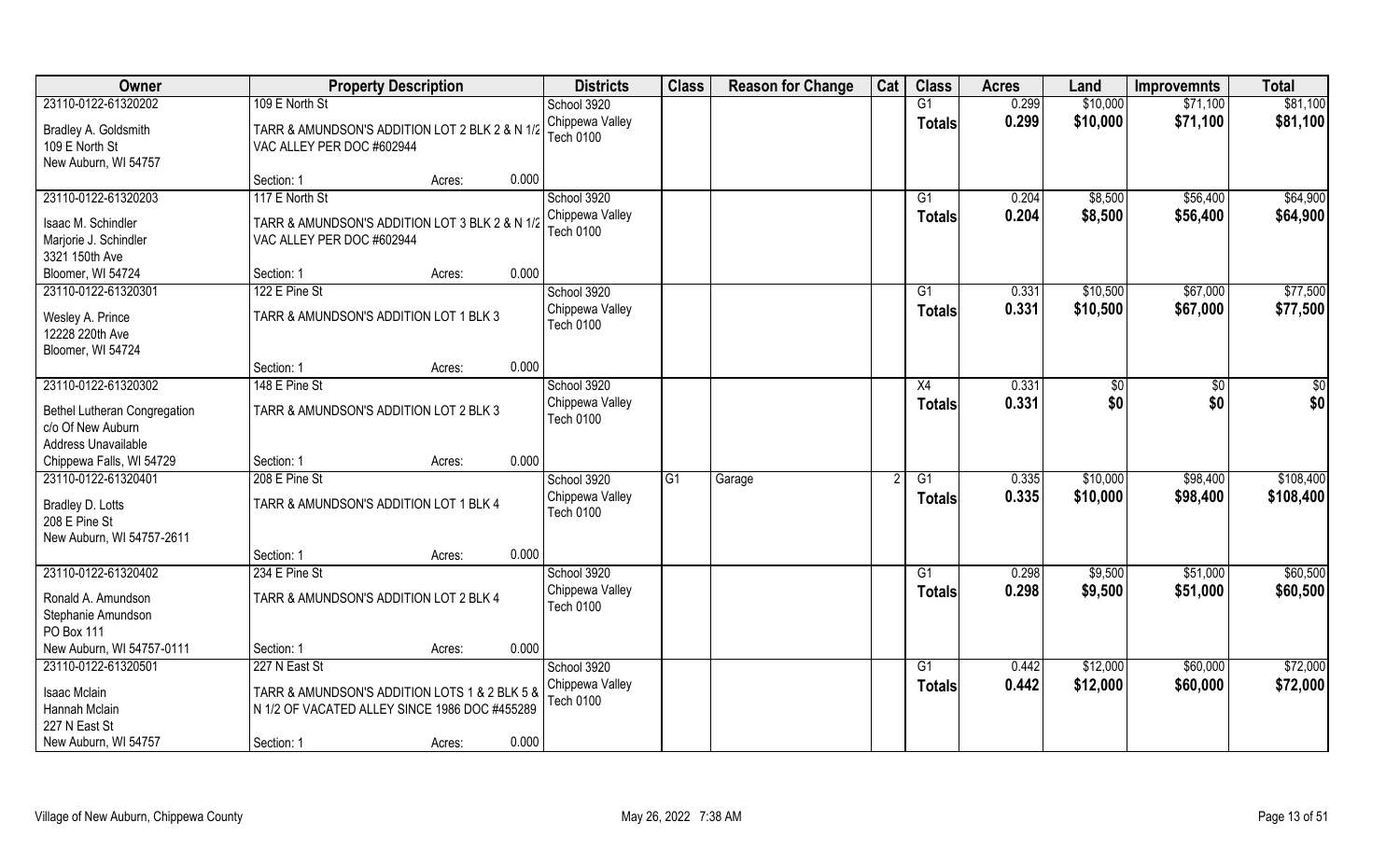| Owner | Property Description | Districts | Class | Reason for Change | Cat | Class | Acres | Land | Improvemnts | Total |
|---|---|---|---|---|---|---|---|---|---|---|
| 23110-0122-61320202 | 109 E North St | School 3920 | | | | G1 | 0.299 | $10,000 | $71,100 | $81,100 |
| Bradley A. Goldsmith<br>109 E North St<br>New Auburn, WI 54757 | TARR & AMUNDSON'S ADDITION LOT 2 BLK 2 & N 1/2 VAC ALLEY PER DOC #602944<br>Section: 1 Acres: 0.000 | Chippewa Valley<br>Tech 0100 | | | | Totals | 0.299 | $10,000 | $71,100 | $81,100 |
| 23110-0122-61320203 | 117 E North St | School 3920 | | | | G1 | 0.204 | $8,500 | $56,400 | $64,900 |
| Isaac M. Schindler<br>Marjorie J. Schindler<br>3321 150th Ave<br>Bloomer, WI 54724 | TARR & AMUNDSON'S ADDITION LOT 3 BLK 2 & N 1/2 VAC ALLEY PER DOC #602944<br>Section: 1 Acres: 0.000 | Chippewa Valley<br>Tech 0100 | | | | Totals | 0.204 | $8,500 | $56,400 | $64,900 |
| 23110-0122-61320301 | 122 E Pine St | School 3920 | | | | G1 | 0.331 | $10,500 | $67,000 | $77,500 |
| Wesley A. Prince<br>12228 220th Ave<br>Bloomer, WI 54724 | TARR & AMUNDSON'S ADDITION LOT 1 BLK 3<br>Section: 1 Acres: 0.000 | Chippewa Valley<br>Tech 0100 | | | | Totals | 0.331 | $10,500 | $67,000 | $77,500 |
| 23110-0122-61320302 | 148 E Pine St | School 3920 | | | | X4 | 0.331 | $0 | $0 | $0 |
| Bethel Lutheran Congregation<br>c/o Of New Auburn<br>Address Unavailable<br>Chippewa Falls, WI 54729 | TARR & AMUNDSON'S ADDITION LOT 2 BLK 3<br>Section: 1 Acres: 0.000 | Chippewa Valley<br>Tech 0100 | | | | Totals | 0.331 | $0 | $0 | $0 |
| 23110-0122-61320401 | 208 E Pine St | School 3920 | G1 | Garage | 2 | G1 | 0.335 | $10,000 | $98,400 | $108,400 |
| Bradley D. Lotts<br>208 E Pine St<br>New Auburn, WI 54757-2611 | TARR & AMUNDSON'S ADDITION LOT 1 BLK 4<br>Section: 1 Acres: 0.000 | Chippewa Valley<br>Tech 0100 | | | | Totals | 0.335 | $10,000 | $98,400 | $108,400 |
| 23110-0122-61320402 | 234 E Pine St | School 3920 | | | | G1 | 0.298 | $9,500 | $51,000 | $60,500 |
| Ronald A. Amundson<br>Stephanie Amundson<br>PO Box 111<br>New Auburn, WI 54757-0111 | TARR & AMUNDSON'S ADDITION LOT 2 BLK 4<br>Section: 1 Acres: 0.000 | Chippewa Valley<br>Tech 0100 | | | | Totals | 0.298 | $9,500 | $51,000 | $60,500 |
| 23110-0122-61320501 | 227 N East St | School 3920 | | | | G1 | 0.442 | $12,000 | $60,000 | $72,000 |
| Isaac Mclain<br>Hannah Mclain<br>227 N East St<br>New Auburn, WI 54757 | TARR & AMUNDSON'S ADDITION LOTS 1 & 2 BLK 5 & N 1/2 OF VACATED ALLEY SINCE 1986 DOC #455289<br>Section: 1 Acres: 0.000 | Chippewa Valley<br>Tech 0100 | | | | Totals | 0.442 | $12,000 | $60,000 | $72,000 |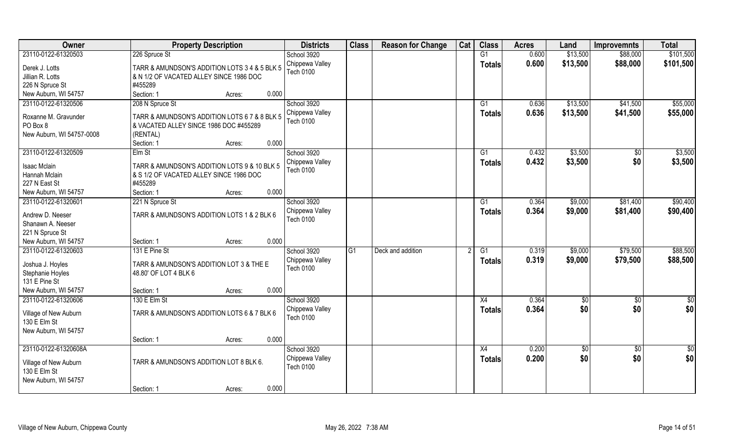| Owner | Property Description | Districts | Class | Reason for Change | Cat | Class | Acres | Land | Improvemnts | Total |
|---|---|---|---|---|---|---|---|---|---|---|
| 23110-0122-61320503<br>Derek J. Lotts<br>Jillian R. Lotts<br>226 N Spruce St<br>New Auburn, WI 54757 | 226 Spruce St<br>TARR & AMUNDSON'S ADDITION LOTS 3 4 & 5 BLK 5 & N 1/2 OF VACATED ALLEY SINCE 1986 DOC #455289<br>Section: 1 Acres: 0.000 | School 3920<br>Chippewa Valley<br>Tech 0100 | | | | G1<br>Totals | 0.600<br>0.600 | $13,500<br>$13,500 | $88,000<br>$88,000 | $101,500<br>$101,500 |
| 23110-0122-61320506<br>Roxanne M. Gravunder<br>PO Box 8<br>New Auburn, WI 54757-0008 | 208 N Spruce St<br>TARR & AMUNDSON'S ADDITION LOTS 6 7 & 8 BLK 5 & VACATED ALLEY SINCE 1986 DOC #455289 (RENTAL)<br>Section: 1 Acres: 0.000 | School 3920<br>Chippewa Valley<br>Tech 0100 | | | | G1<br>Totals | 0.636<br>0.636 | $13,500<br>$13,500 | $41,500<br>$41,500 | $55,000<br>$55,000 |
| 23110-0122-61320509<br>Isaac Mclain<br>Hannah Mclain<br>227 N East St<br>New Auburn, WI 54757 | Elm St<br>TARR & AMUNDSON'S ADDITION LOTS 9 & 10 BLK 5 & S 1/2 OF VACATED ALLEY SINCE 1986 DOC #455289<br>Section: 1 Acres: 0.000 | School 3920<br>Chippewa Valley<br>Tech 0100 | | | | G1<br>Totals | 0.432<br>0.432 | $3,500<br>$3,500 | $0<br>$0 | $3,500<br>$3,500 |
| 23110-0122-61320601<br>Andrew D. Neeser<br>Shanawn A. Neeser<br>221 N Spruce St<br>New Auburn, WI 54757 | 221 N Spruce St<br>TARR & AMUNDSON'S ADDITION LOTS 1 & 2 BLK 6<br>Section: 1 Acres: 0.000 | School 3920<br>Chippewa Valley<br>Tech 0100 | | | | G1<br>Totals | 0.364<br>0.364 | $9,000<br>$9,000 | $81,400<br>$81,400 | $90,400<br>$90,400 |
| 23110-0122-61320603<br>Joshua J. Hoyles<br>Stephanie Hoyles<br>131 E Pine St<br>New Auburn, WI 54757 | 131 E Pine St<br>TARR & AMUNDSON'S ADDITION LOT 3 & THE E 48.80' OF LOT 4 BLK 6<br>Section: 1 Acres: 0.000 | School 3920<br>Chippewa Valley<br>Tech 0100 | G1 | Deck and addition | 2 | G1<br>Totals | 0.319<br>0.319 | $9,000<br>$9,000 | $79,500<br>$79,500 | $88,500<br>$88,500 |
| 23110-0122-61320606<br>Village of New Auburn<br>130 E Elm St<br>New Auburn, WI 54757 | 130 E Elm St<br>TARR & AMUNDSON'S ADDITION LOTS 6 & 7 BLK 6<br>Section: 1 Acres: 0.000 | School 3920<br>Chippewa Valley<br>Tech 0100 | | | | X4<br>Totals | 0.364<br>0.364 | $0<br>$0 | $0<br>$0 | $0<br>$0 |
| 23110-0122-61320608A<br>Village of New Auburn<br>130 E Elm St<br>New Auburn, WI 54757 | TARR & AMUNDSON'S ADDITION LOT 8 BLK 6.<br>Section: 1 Acres: 0.000 | School 3920<br>Chippewa Valley<br>Tech 0100 | | | | X4<br>Totals | 0.200<br>0.200 | $0<br>$0 | $0<br>$0 | $0<br>$0 |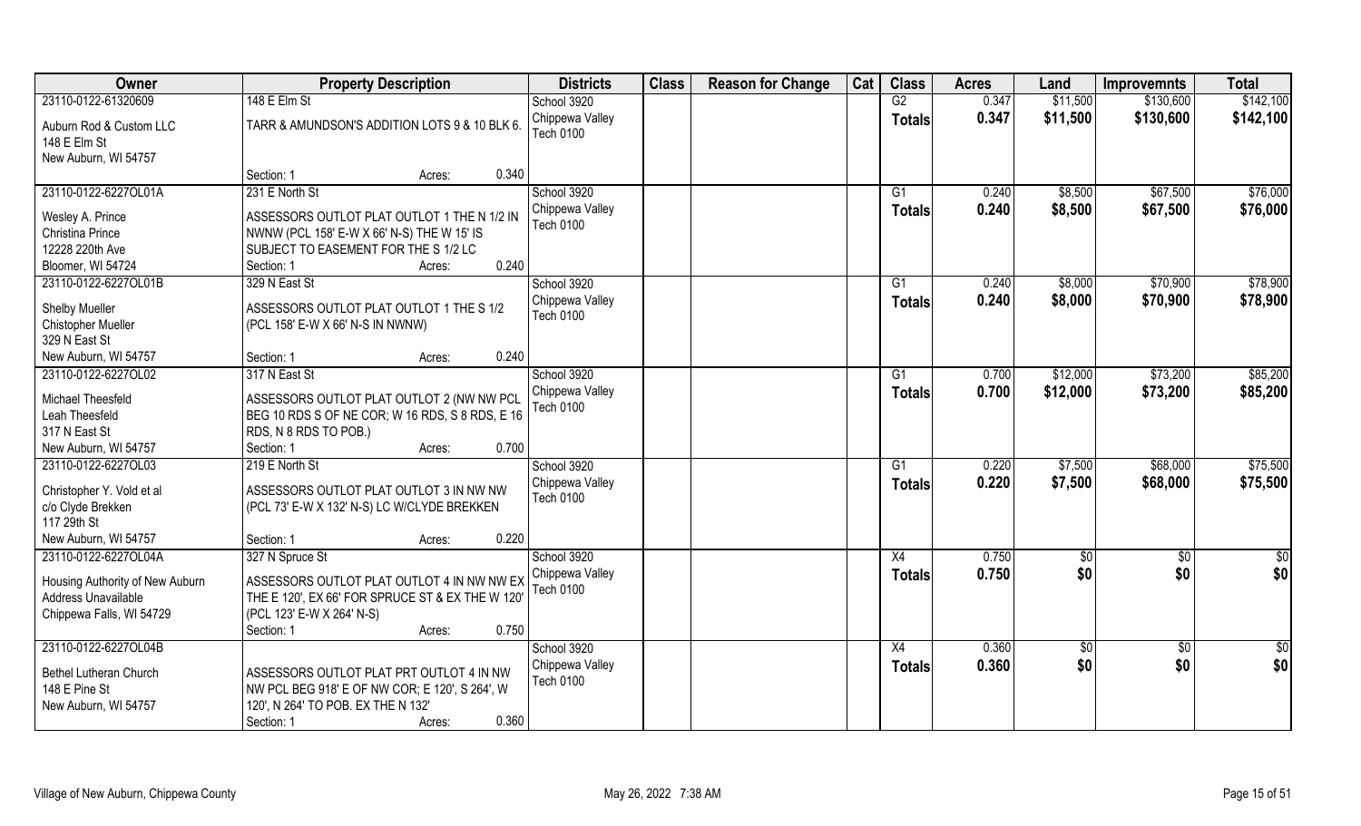| Owner | Property Description | Districts | Class | Reason for Change | Cat | Class | Acres | Land | Improvemnts | Total |
|---|---|---|---|---|---|---|---|---|---|---|
| 23110-0122-61320609<br>Auburn Rod & Custom LLC<br>148 E Elm St<br>New Auburn, WI 54757 | 148 E Elm St<br>TARR & AMUNDSON'S ADDITION LOTS 9 & 10 BLK 6.<br>Section: 1 Acres: 0.340 | School 3920<br>Chippewa Valley<br>Tech 0100 | | | | G2<br>**Totals** | 0.347<br>**0.347** | $11,500<br>**$11,500** | $130,600<br>**$130,600** | $142,100<br>**$142,100** |
| 23110-0122-6227OL01A<br>Wesley A. Prince<br>Christina Prince<br>12228 220th Ave<br>Bloomer, WI 54724 | 231 E North St<br>ASSESSORS OUTLOT PLAT OUTLOT 1 THE N 1/2 IN NWNW (PCL 158' E-W X 66' N-S) THE W 15' IS SUBJECT TO EASEMENT FOR THE S 1/2 LC<br>Section: 1 Acres: 0.240 | School 3920<br>Chippewa Valley<br>Tech 0100 | | | | G1<br>**Totals** | 0.240<br>**0.240** | $8,500<br>**$8,500** | $67,500<br>**$67,500** | $76,000<br>**$76,000** |
| 23110-0122-6227OL01B<br>Shelby Mueller<br>Chistopher Mueller<br>329 N East St<br>New Auburn, WI 54757 | 329 N East St<br>ASSESSORS OUTLOT PLAT OUTLOT 1 THE S 1/2 (PCL 158' E-W X 66' N-S IN NWNW)<br>Section: 1 Acres: 0.240 | School 3920<br>Chippewa Valley<br>Tech 0100 | | | | G1<br>**Totals** | 0.240<br>**0.240** | $8,000<br>**$8,000** | $70,900<br>**$70,900** | $78,900<br>**$78,900** |
| 23110-0122-6227OL02<br>Michael Theesfeld<br>Leah Theesfeld<br>317 N East St<br>New Auburn, WI 54757 | 317 N East St<br>ASSESSORS OUTLOT PLAT OUTLOT 2 (NW NW PCL BEG 10 RDS S OF NE COR; W 16 RDS, S 8 RDS, E 16 RDS, N 8 RDS TO POB.)<br>Section: 1 Acres: 0.700 | School 3920<br>Chippewa Valley<br>Tech 0100 | | | | G1<br>**Totals** | 0.700<br>**0.700** | $12,000<br>**$12,000** | $73,200<br>**$73,200** | $85,200<br>**$85,200** |
| 23110-0122-6227OL03<br>Christopher Y. Vold et al<br>c/o Clyde Brekken<br>117 29th St<br>New Auburn, WI 54757 | 219 E North St<br>ASSESSORS OUTLOT PLAT OUTLOT 3 IN NW NW (PCL 73' E-W X 132' N-S) LC W/CLYDE BREKKEN<br>Section: 1 Acres: 0.220 | School 3920<br>Chippewa Valley<br>Tech 0100 | | | | G1<br>**Totals** | 0.220<br>**0.220** | $7,500<br>**$7,500** | $68,000<br>**$68,000** | $75,500<br>**$75,500** |
| 23110-0122-6227OL04A<br>Housing Authority of New Auburn<br>Address Unavailable<br>Chippewa Falls, WI 54729 | 327 N Spruce St<br>ASSESSORS OUTLOT PLAT OUTLOT 4 IN NW NW EX THE E 120', EX 66' FOR SPRUCE ST & EX THE W 120' (PCL 123' E-W X 264' N-S)<br>Section: 1 Acres: 0.750 | School 3920<br>Chippewa Valley<br>Tech 0100 | | | | X4<br>**Totals** | 0.750<br>**0.750** | $0<br>**$0** | $0<br>**$0** | $0<br>**$0** |
| 23110-0122-6227OL04B<br>Bethel Lutheran Church<br>148 E Pine St<br>New Auburn, WI 54757 | ASSESSORS OUTLOT PLAT PRT OUTLOT 4 IN NW NW PCL BEG 918' E OF NW COR; E 120', S 264', W 120', N 264' TO POB. EX THE N 132'<br>Section: 1 Acres: 0.360 | School 3920<br>Chippewa Valley<br>Tech 0100 | | | | X4<br>**Totals** | 0.360<br>**0.360** | $0<br>**$0** | $0<br>**$0** | $0<br>**$0** |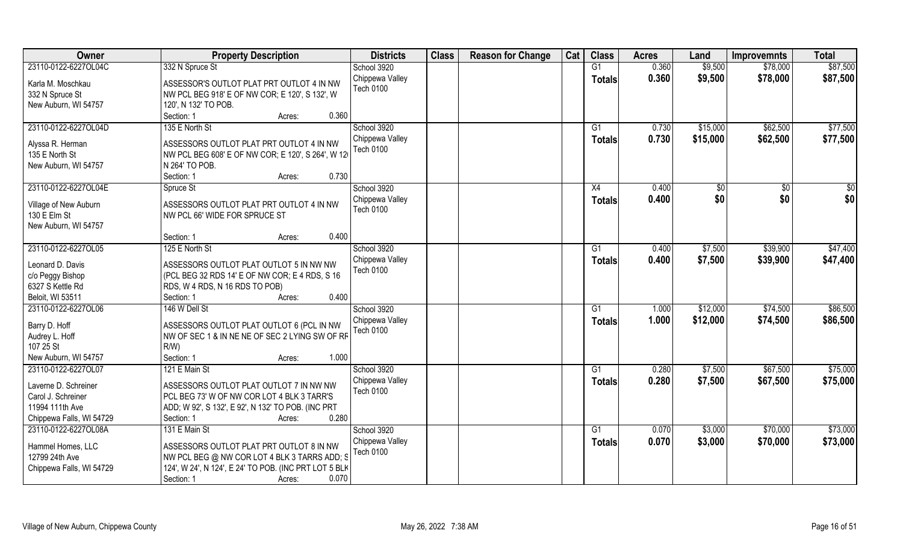| Owner | Property Description | Districts | Class | Reason for Change | Cat | Class | Acres | Land | Improvemnts | Total |
|---|---|---|---|---|---|---|---|---|---|---|
| 23110-0122-6227OL04C | 332 N Spruce St | School 3920 | | | | G1 | 0.360 | $9,500 | $78,000 | $87,500 |
| Karla M. Moschkau<br>332 N Spruce St<br>New Auburn, WI 54757 | ASSESSOR'S OUTLOT PLAT PRT OUTLOT 4 IN NW NW PCL BEG 918' E OF NW COR; E 120', S 132', W 120', N 132' TO POB.<br>Section: 1 Acres: 0.360 | Chippewa Valley<br>Tech 0100 | | | | Totals | 0.360 | $9,500 | $78,000 | $87,500 |
| 23110-0122-6227OL04D | 135 E North St | School 3920 | | | | G1 | 0.730 | $15,000 | $62,500 | $77,500 |
| Alyssa R. Herman<br>135 E North St<br>New Auburn, WI 54757 | ASSESSORS OUTLOT PLAT PRT OUTLOT 4 IN NW NW PCL BEG 608' E OF NW COR; E 120', S 264', W 12( N 264' TO POB.<br>Section: 1 Acres: 0.730 | Chippewa Valley<br>Tech 0100 | | | | Totals | 0.730 | $15,000 | $62,500 | $77,500 |
| 23110-0122-6227OL04E | Spruce St | School 3920 | | | | X4 | 0.400 | $0 | $0 | $0 |
| Village of New Auburn<br>130 E Elm St<br>New Auburn, WI 54757 | ASSESSORS OUTLOT PLAT PRT OUTLOT 4 IN NW NW PCL 66' WIDE FOR SPRUCE ST<br>Section: 1 Acres: 0.400 | Chippewa Valley<br>Tech 0100 | | | | Totals | 0.400 | $0 | $0 | $0 |
| 23110-0122-6227OL05 | 125 E North St | School 3920 | | | | G1 | 0.400 | $7,500 | $39,900 | $47,400 |
| Leonard D. Davis<br>c/o Peggy Bishop<br>6327 S Kettle Rd<br>Beloit, WI 53511 | ASSESSORS OUTLOT PLAT OUTLOT 5 IN NW NW (PCL BEG 32 RDS 14' E OF NW COR; E 4 RDS, S 16 RDS, W 4 RDS, N 16 RDS TO POB)<br>Section: 1 Acres: 0.400 | Chippewa Valley<br>Tech 0100 | | | | Totals | 0.400 | $7,500 | $39,900 | $47,400 |
| 23110-0122-6227OL06 | 146 W Dell St | School 3920 | | | | G1 | 1.000 | $12,000 | $74,500 | $86,500 |
| Barry D. Hoff<br>Audrey L. Hoff<br>107 25 St<br>New Auburn, WI 54757 | ASSESSORS OUTLOT PLAT OUTLOT 6 (PCL IN NW NW OF SEC 1 & IN NE NE OF SEC 2 LYING SW OF RF R/W)<br>Section: 1 Acres: 1.000 | Chippewa Valley<br>Tech 0100 | | | | Totals | 1.000 | $12,000 | $74,500 | $86,500 |
| 23110-0122-6227OL07 | 121 E Main St | School 3920 | | | | G1 | 0.280 | $7,500 | $67,500 | $75,000 |
| Laverne D. Schreiner<br>Carol J. Schreiner<br>11994 111th Ave<br>Chippewa Falls, WI 54729 | ASSESSORS OUTLOT PLAT OUTLOT 7 IN NW NW PCL BEG 73' W OF NW COR LOT 4 BLK 3 TARR'S ADD; W 92', S 132', E 92', N 132' TO POB. (INC PRT<br>Section: 1 Acres: 0.280 | Chippewa Valley<br>Tech 0100 | | | | Totals | 0.280 | $7,500 | $67,500 | $75,000 |
| 23110-0122-6227OL08A | 131 E Main St | School 3920 | | | | G1 | 0.070 | $3,000 | $70,000 | $73,000 |
| Hammel Homes, LLC<br>12799 24th Ave<br>Chippewa Falls, WI 54729 | ASSESSORS OUTLOT PLAT PRT OUTLOT 8 IN NW NW PCL BEG @ NW COR LOT 4 BLK 3 TARRS ADD; S 124', W 24', N 124', E 24' TO POB. (INC PRT LOT 5 BLK<br>Section: 1 Acres: 0.070 | Chippewa Valley<br>Tech 0100 | | | | Totals | 0.070 | $3,000 | $70,000 | $73,000 |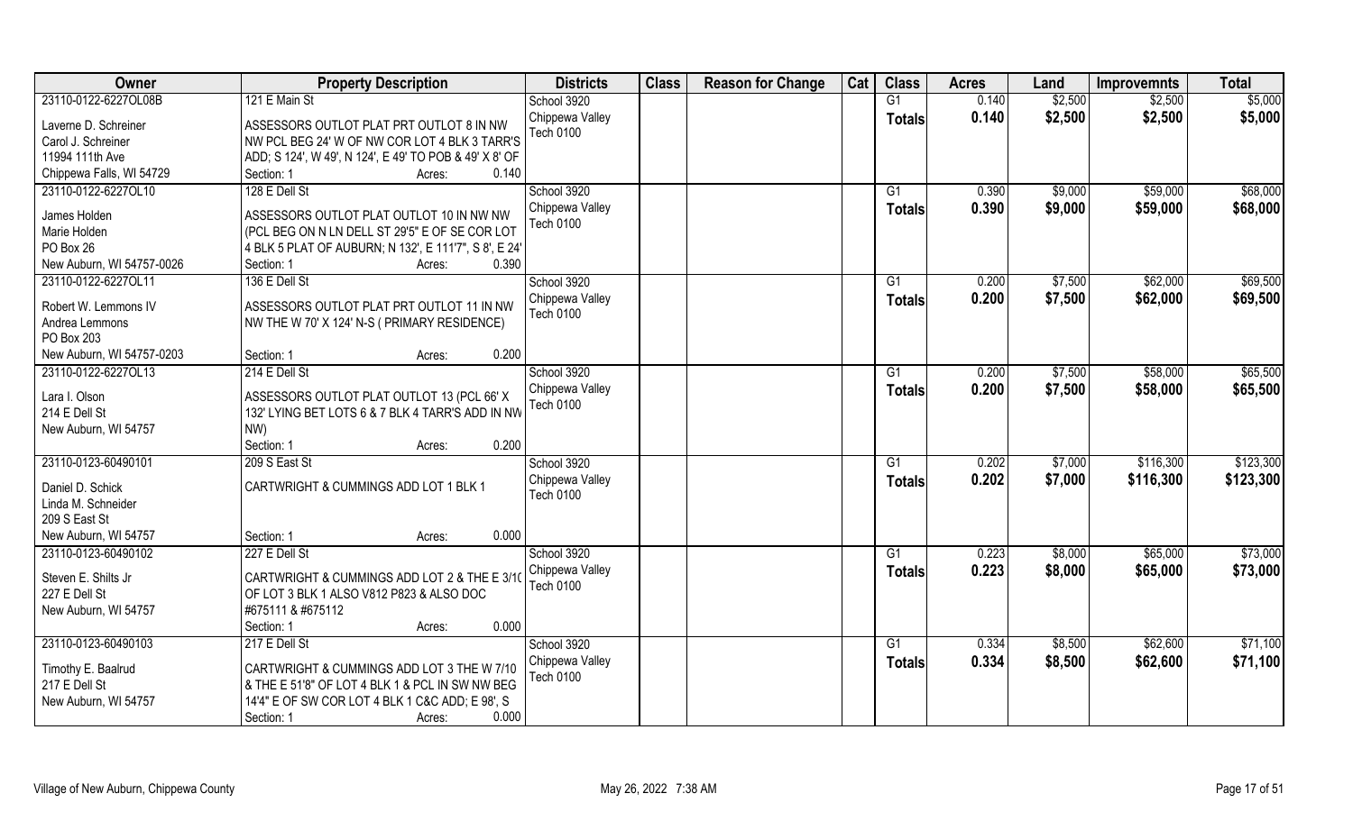| Owner | Property Description | Districts | Class | Reason for Change | Cat | Class | Acres | Land | Improvemnts | Total |
|---|---|---|---|---|---|---|---|---|---|---|
| 23110-0122-6227OL08B | 121 E Main St | School 3920 | | | | G1 | 0.140 | $2,500 | $2,500 | $5,000 |
| Laverne D. Schreiner<br>Carol J. Schreiner<br>11994 111th Ave<br>Chippewa Falls, WI 54729 | ASSESSORS OUTLOT PLAT PRT OUTLOT 8 IN NW NW PCL BEG 24' W OF NW COR LOT 4 BLK 3 TARR'S ADD; S 124', W 49', N 124', E 49' TO POB & 49' X 8' OF<br>Section: 1 Acres: 0.140 | Chippewa Valley<br>Tech 0100 | | | | Totals | 0.140 | $2,500 | $2,500 | $5,000 |
| 23110-0122-6227OL10 | 128 E Dell St | School 3920 | | | | G1 | 0.390 | $9,000 | $59,000 | $68,000 |
| James Holden<br>Marie Holden<br>PO Box 26<br>New Auburn, WI 54757-0026 | ASSESSORS OUTLOT PLAT OUTLOT 10 IN NW NW (PCL BEG ON N LN DELL ST 29'5" E OF SE COR LOT 4 BLK 5 PLAT OF AUBURN; N 132', E 111'7", S 8', E 24'<br>Section: 1 Acres: 0.390 | Chippewa Valley<br>Tech 0100 | | | | Totals | 0.390 | $9,000 | $59,000 | $68,000 |
| 23110-0122-6227OL11 | 136 E Dell St | School 3920 | | | | G1 | 0.200 | $7,500 | $62,000 | $69,500 |
| Robert W. Lemmons IV<br>Andrea Lemmons<br>PO Box 203<br>New Auburn, WI 54757-0203 | ASSESSORS OUTLOT PLAT PRT OUTLOT 11 IN NW NW THE W 70' X 124' N-S ( PRIMARY RESIDENCE)<br>Section: 1 Acres: 0.200 | Chippewa Valley<br>Tech 0100 | | | | Totals | 0.200 | $7,500 | $62,000 | $69,500 |
| 23110-0122-6227OL13 | 214 E Dell St | School 3920 | | | | G1 | 0.200 | $7,500 | $58,000 | $65,500 |
| Lara I. Olson<br>214 E Dell St<br>New Auburn, WI 54757 | ASSESSORS OUTLOT PLAT OUTLOT 13 (PCL 66' X 132' LYING BET LOTS 6 & 7 BLK 4 TARR'S ADD IN NW NW)<br>Section: 1 Acres: 0.200 | Chippewa Valley<br>Tech 0100 | | | | Totals | 0.200 | $7,500 | $58,000 | $65,500 |
| 23110-0123-60490101 | 209 S East St | School 3920 | | | | G1 | 0.202 | $7,000 | $116,300 | $123,300 |
| Daniel D. Schick<br>Linda M. Schneider<br>209 S East St<br>New Auburn, WI 54757 | CARTWRIGHT & CUMMINGS ADD LOT 1 BLK 1<br>Section: 1 Acres: 0.000 | Chippewa Valley<br>Tech 0100 | | | | Totals | 0.202 | $7,000 | $116,300 | $123,300 |
| 23110-0123-60490102 | 227 E Dell St | School 3920 | | | | G1 | 0.223 | $8,000 | $65,000 | $73,000 |
| Steven E. Shilts Jr<br>227 E Dell St<br>New Auburn, WI 54757 | CARTWRIGHT & CUMMINGS ADD LOT 2 & THE E 3/10 OF LOT 3 BLK 1 ALSO V812 P823 & ALSO DOC #675111 & #675112<br>Section: 1 Acres: 0.000 | Chippewa Valley<br>Tech 0100 | | | | Totals | 0.223 | $8,000 | $65,000 | $73,000 |
| 23110-0123-60490103 | 217 E Dell St | School 3920 | | | | G1 | 0.334 | $8,500 | $62,600 | $71,100 |
| Timothy E. Baalrud<br>217 E Dell St<br>New Auburn, WI 54757 | CARTWRIGHT & CUMMINGS ADD LOT 3 THE W 7/10 & THE E 51'8" OF LOT 4 BLK 1 & PCL IN SW NW BEG 14'4" E OF SW COR LOT 4 BLK 1 C&C ADD; E 98', S<br>Section: 1 Acres: 0.000 | Chippewa Valley<br>Tech 0100 | | | | Totals | 0.334 | $8,500 | $62,600 | $71,100 |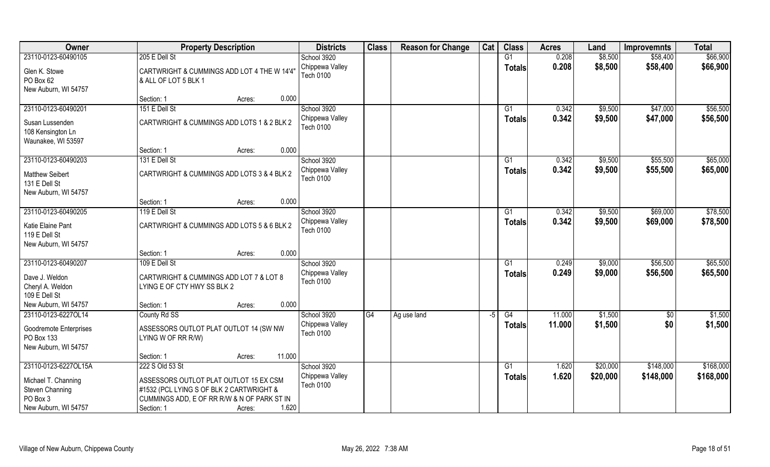| Owner | Property Description | Districts | Class | Reason for Change | Cat | Class | Acres | Land | Improvemnts | Total |
|---|---|---|---|---|---|---|---|---|---|---|
| 23110-0123-60490105 | 205 E Dell St | School 3920 | | | | G1 | 0.208 | $8,500 | $58,400 | $66,900 |
| Glen K. Stowe<br>PO Box 62<br>New Auburn, WI 54757 | CARTWRIGHT & CUMMINGS ADD LOT 4 THE W 14'4" & ALL OF LOT 5 BLK 1 | Chippewa Valley<br>Tech 0100 | | | | Totals | 0.208 | $8,500 | $58,400 | $66,900 |
| | Section: 1 Acres: 0.000 | | | | | | | | | |
| 23110-0123-60490201 | 151 E Dell St | School 3920 | | | | G1 | 0.342 | $9,500 | $47,000 | $56,500 |
| Susan Lussenden<br>108 Kensington Ln<br>Waunakee, WI 53597 | CARTWRIGHT & CUMMINGS ADD LOTS 1 & 2 BLK 2 | Chippewa Valley<br>Tech 0100 | | | | Totals | 0.342 | $9,500 | $47,000 | $56,500 |
| | Section: 1 Acres: 0.000 | | | | | | | | | |
| 23110-0123-60490203 | 131 E Dell St | School 3920 | | | | G1 | 0.342 | $9,500 | $55,500 | $65,000 |
| Matthew Seibert<br>131 E Dell St<br>New Auburn, WI 54757 | CARTWRIGHT & CUMMINGS ADD LOTS 3 & 4 BLK 2 | Chippewa Valley<br>Tech 0100 | | | | Totals | 0.342 | $9,500 | $55,500 | $65,000 |
| | Section: 1 Acres: 0.000 | | | | | | | | | |
| 23110-0123-60490205 | 119 E Dell St | School 3920 | | | | G1 | 0.342 | $9,500 | $69,000 | $78,500 |
| Katie Elaine Pant<br>119 E Dell St<br>New Auburn, WI 54757 | CARTWRIGHT & CUMMINGS ADD LOTS 5 & 6 BLK 2 | Chippewa Valley<br>Tech 0100 | | | | Totals | 0.342 | $9,500 | $69,000 | $78,500 |
| | Section: 1 Acres: 0.000 | | | | | | | | | |
| 23110-0123-60490207 | 109 E Dell St | School 3920 | | | | G1 | 0.249 | $9,000 | $56,500 | $65,500 |
| Dave J. Weldon<br>Cheryl A. Weldon<br>109 E Dell St<br>New Auburn, WI 54757 | CARTWRIGHT & CUMMINGS ADD LOT 7 & LOT 8 LYING E OF CTY HWY SS BLK 2<br>Section: 1 Acres: 0.000 | Chippewa Valley<br>Tech 0100 | | | | Totals | 0.249 | $9,000 | $56,500 | $65,500 |
| 23110-0123-6227OL14 | County Rd SS | School 3920 | G4 | Ag use land | -5 | G4 | 11.000 | $1,500 | $0 | $1,500 |
| Goodremote Enterprises<br>PO Box 133<br>New Auburn, WI 54757 | ASSESSORS OUTLOT PLAT OUTLOT 14 (SW NW LYING W OF RR R/W) | Chippewa Valley<br>Tech 0100 | | | | Totals | 11.000 | $1,500 | $0 | $1,500 |
| | Section: 1 Acres: 11.000 | | | | | | | | | |
| 23110-0123-6227OL15A | 222 S Old 53 St | School 3920 | | | | G1 | 1.620 | $20,000 | $148,000 | $168,000 |
| Michael T. Channing<br>Steven Channing<br>PO Box 3<br>New Auburn, WI 54757 | ASSESSORS OUTLOT PLAT OUTLOT 15 EX CSM #1532 (PCL LYING S OF BLK 2 CARTWRIGHT & CUMMINGS ADD, E OF RR R/W & N OF PARK ST IN<br>Section: 1 Acres: 1.620 | Chippewa Valley<br>Tech 0100 | | | | Totals | 1.620 | $20,000 | $148,000 | $168,000 |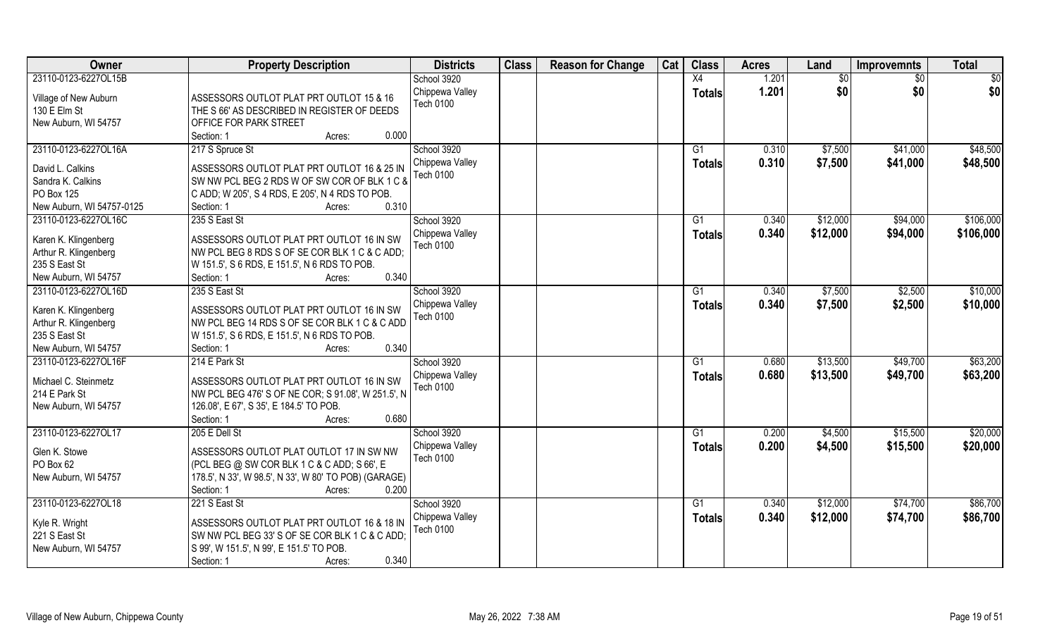| Owner | Property Description | Districts | Class | Reason for Change | Cat | Class | Acres | Land | Improvemnts | Total |
|---|---|---|---|---|---|---|---|---|---|---|
| 23110-0123-6227OL15B<br><br>Village of New Auburn<br>130 E Elm St<br>New Auburn, WI 54757 | ASSESSORS OUTLOT PLAT PRT OUTLOT 15 & 16 THE S 66' AS DESCRIBED IN REGISTER OF DEEDS OFFICE FOR PARK STREET<br>Section: 1 Acres: 0.000 | School 3920<br>Chippewa Valley<br>Tech 0100 | | | | X4<br>**Totals** | 1.201<br>**1.201** | $0<br>**$0** | $0<br>**$0** | $0<br>**$0** |
| 23110-0123-6227OL16A<br><br>David L. Calkins<br>Sandra K. Calkins<br>PO Box 125<br>New Auburn, WI 54757-0125 | 217 S Spruce St<br>ASSESSORS OUTLOT PLAT PRT OUTLOT 16 & 25 IN SW NW PCL BEG 2 RDS W OF SW COR OF BLK 1 C & C ADD; W 205', S 4 RDS, E 205', N 4 RDS TO POB.<br>Section: 1 Acres: 0.310 | School 3920<br>Chippewa Valley<br>Tech 0100 | | | | G1<br>**Totals** | 0.310<br>**0.310** | $7,500<br>**$7,500** | $41,000<br>**$41,000** | $48,500<br>**$48,500** |
| 23110-0123-6227OL16C<br><br>Karen K. Klingenberg<br>Arthur R. Klingenberg<br>235 S East St<br>New Auburn, WI 54757 | 235 S East St<br>ASSESSORS OUTLOT PLAT PRT OUTLOT 16 IN SW NW PCL BEG 8 RDS S OF SE COR BLK 1 C & C ADD; W 151.5', S 6 RDS, E 151.5', N 6 RDS TO POB.<br>Section: 1 Acres: 0.340 | School 3920<br>Chippewa Valley<br>Tech 0100 | | | | G1<br>**Totals** | 0.340<br>**0.340** | $12,000<br>**$12,000** | $94,000<br>**$94,000** | $106,000<br>**$106,000** |
| 23110-0123-6227OL16D<br><br>Karen K. Klingenberg<br>Arthur R. Klingenberg<br>235 S East St<br>New Auburn, WI 54757 | 235 S East St<br>ASSESSORS OUTLOT PLAT PRT OUTLOT 16 IN SW NW PCL BEG 14 RDS S OF SE COR BLK 1 C & C ADD W 151.5', S 6 RDS, E 151.5', N 6 RDS TO POB.<br>Section: 1 Acres: 0.340 | School 3920<br>Chippewa Valley<br>Tech 0100 | | | | G1<br>**Totals** | 0.340<br>**0.340** | $7,500<br>**$7,500** | $2,500<br>**$2,500** | $10,000<br>**$10,000** |
| 23110-0123-6227OL16F<br><br>Michael C. Steinmetz<br>214 E Park St<br>New Auburn, WI 54757 | 214 E Park St<br>ASSESSORS OUTLOT PLAT PRT OUTLOT 16 IN SW NW PCL BEG 476' S OF NE COR; S 91.08', W 251.5', N 126.08', E 67', S 35', E 184.5' TO POB.<br>Section: 1 Acres: 0.680 | School 3920<br>Chippewa Valley<br>Tech 0100 | | | | G1<br>**Totals** | 0.680<br>**0.680** | $13,500<br>**$13,500** | $49,700<br>**$49,700** | $63,200<br>**$63,200** |
| 23110-0123-6227OL17<br><br>Glen K. Stowe<br>PO Box 62<br>New Auburn, WI 54757 | 205 E Dell St<br>ASSESSORS OUTLOT PLAT OUTLOT 17 IN SW NW (PCL BEG @ SW COR BLK 1 C & C ADD; S 66', E 178.5', N 33', W 98.5', N 33', W 80' TO POB) (GARAGE)<br>Section: 1 Acres: 0.200 | School 3920<br>Chippewa Valley<br>Tech 0100 | | | | G1<br>**Totals** | 0.200<br>**0.200** | $4,500<br>**$4,500** | $15,500<br>**$15,500** | $20,000<br>**$20,000** |
| 23110-0123-6227OL18<br><br>Kyle R. Wright<br>221 S East St<br>New Auburn, WI 54757 | 221 S East St<br>ASSESSORS OUTLOT PLAT PRT OUTLOT 16 & 18 IN SW NW PCL BEG 33' S OF SE COR BLK 1 C & C ADD; S 99', W 151.5', N 99', E 151.5' TO POB.<br>Section: 1 Acres: 0.340 | School 3920<br>Chippewa Valley<br>Tech 0100 | | | | G1<br>**Totals** | 0.340<br>**0.340** | $12,000<br>**$12,000** | $74,700<br>**$74,700** | $86,700<br>**$86,700** |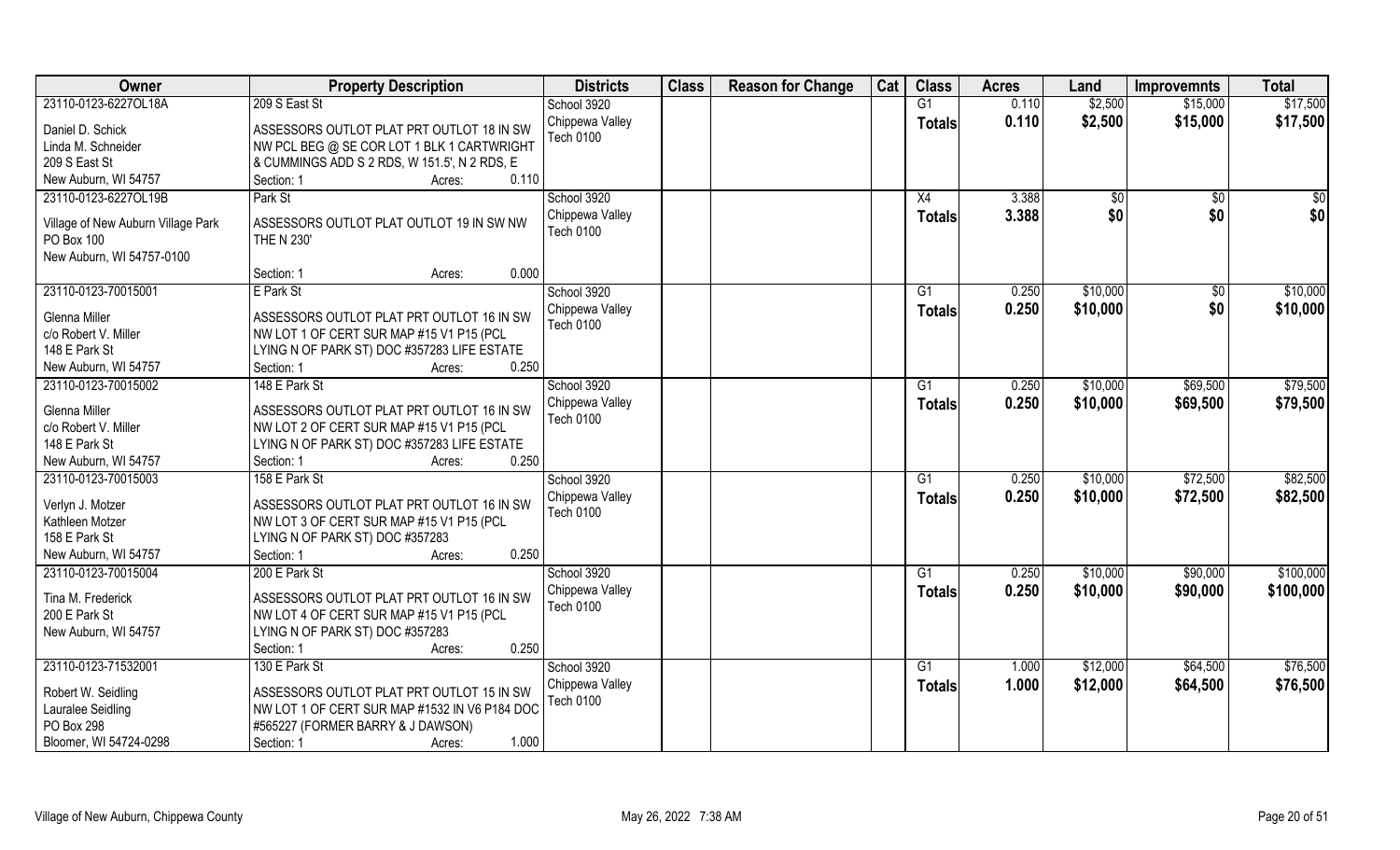| Owner | Property Description | Districts | Class | Reason for Change | Cat | Class | Acres | Land | Improvemnts | Total |
|---|---|---|---|---|---|---|---|---|---|---|
| 23110-0123-6227OL18A | 209 S East St | School 3920 | | | | G1 | 0.110 | $2,500 | $15,000 | $17,500 |
| Daniel D. Schick<br>Linda M. Schneider<br>209 S East St<br>New Auburn, WI 54757 | ASSESSORS OUTLOT PLAT PRT OUTLOT 18 IN SW NW PCL BEG @ SE COR LOT 1 BLK 1 CARTWRIGHT & CUMMINGS ADD S 2 RDS, W 151.5', N 2 RDS, E<br>Section: 1 Acres: 0.110 | Chippewa Valley<br>Tech 0100 | | | | Totals | 0.110 | $2,500 | $15,000 | $17,500 |
| 23110-0123-6227OL19B | Park St | School 3920 | | | | X4 | 3.388 | $0 | $0 | $0 |
| Village of New Auburn Village Park<br>PO Box 100<br>New Auburn, WI 54757-0100 | ASSESSORS OUTLOT PLAT OUTLOT 19 IN SW NW THE N 230'<br>Section: 1 Acres: 0.000 | Chippewa Valley<br>Tech 0100 | | | | Totals | 3.388 | $0 | $0 | $0 |
| 23110-0123-70015001 | E Park St | School 3920 | | | | G1 | 0.250 | $10,000 | $0 | $10,000 |
| Glenna Miller<br>c/o Robert V. Miller<br>148 E Park St<br>New Auburn, WI 54757 | ASSESSORS OUTLOT PLAT PRT OUTLOT 16 IN SW NW LOT 1 OF CERT SUR MAP #15 V1 P15 (PCL LYING N OF PARK ST) DOC #357283 LIFE ESTATE<br>Section: 1 Acres: 0.250 | Chippewa Valley<br>Tech 0100 | | | | Totals | 0.250 | $10,000 | $0 | $10,000 |
| 23110-0123-70015002 | 148 E Park St | School 3920 | | | | G1 | 0.250 | $10,000 | $69,500 | $79,500 |
| Glenna Miller<br>c/o Robert V. Miller<br>148 E Park St<br>New Auburn, WI 54757 | ASSESSORS OUTLOT PLAT PRT OUTLOT 16 IN SW NW LOT 2 OF CERT SUR MAP #15 V1 P15 (PCL LYING N OF PARK ST) DOC #357283 LIFE ESTATE<br>Section: 1 Acres: 0.250 | Chippewa Valley<br>Tech 0100 | | | | Totals | 0.250 | $10,000 | $69,500 | $79,500 |
| 23110-0123-70015003 | 158 E Park St | School 3920 | | | | G1 | 0.250 | $10,000 | $72,500 | $82,500 |
| Verlyn J. Motzer<br>Kathleen Motzer<br>158 E Park St<br>New Auburn, WI 54757 | ASSESSORS OUTLOT PLAT PRT OUTLOT 16 IN SW NW LOT 3 OF CERT SUR MAP #15 V1 P15 (PCL LYING N OF PARK ST) DOC #357283<br>Section: 1 Acres: 0.250 | Chippewa Valley<br>Tech 0100 | | | | Totals | 0.250 | $10,000 | $72,500 | $82,500 |
| 23110-0123-70015004 | 200 E Park St | School 3920 | | | | G1 | 0.250 | $10,000 | $90,000 | $100,000 |
| Tina M. Frederick<br>200 E Park St<br>New Auburn, WI 54757 | ASSESSORS OUTLOT PLAT PRT OUTLOT 16 IN SW NW LOT 4 OF CERT SUR MAP #15 V1 P15 (PCL LYING N OF PARK ST) DOC #357283<br>Section: 1 Acres: 0.250 | Chippewa Valley<br>Tech 0100 | | | | Totals | 0.250 | $10,000 | $90,000 | $100,000 |
| 23110-0123-71532001 | 130 E Park St | School 3920 | | | | G1 | 1.000 | $12,000 | $64,500 | $76,500 |
| Robert W. Seidling<br>Lauralee Seidling<br>PO Box 298<br>Bloomer, WI 54724-0298 | ASSESSORS OUTLOT PLAT PRT OUTLOT 15 IN SW NW LOT 1 OF CERT SUR MAP #1532 IN V6 P184 DOC #565227 (FORMER BARRY & J DAWSON)<br>Section: 1 Acres: 1.000 | Chippewa Valley<br>Tech 0100 | | | | Totals | 1.000 | $12,000 | $64,500 | $76,500 |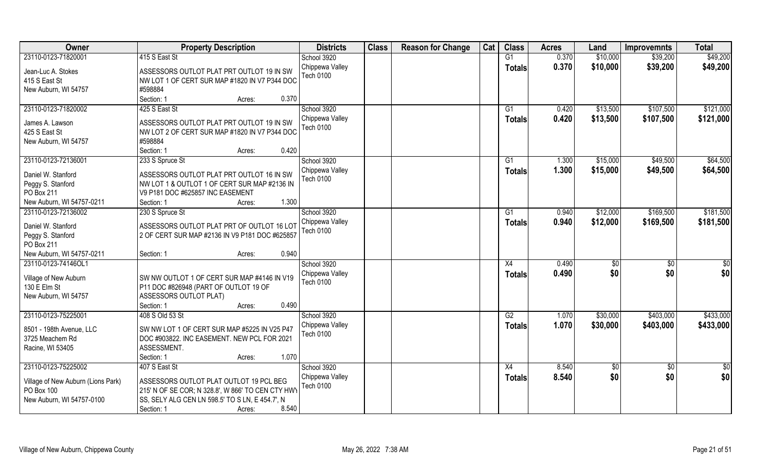| Owner | Property Description | Districts | Class | Reason for Change | Cat | Class | Acres | Land | Improvemnts | Total |
|---|---|---|---|---|---|---|---|---|---|---|
| 23110-0123-71820001 | 415 S East St | School 3920 | | | | G1 | 0.370 | $10,000 | $39,200 | $49,200 |
| Jean-Luc A. Stokes<br>415 S East St<br>New Auburn, WI 54757 | ASSESSORS OUTLOT PLAT PRT OUTLOT 19 IN SW NW LOT 1 OF CERT SUR MAP #1820 IN V7 P344 DOC #598884<br>Section: 1 Acres: 0.370 | Chippewa Valley<br>Tech 0100 | | | | **Totals** | **0.370** | **$10,000** | **$39,200** | **$49,200** |
| 23110-0123-71820002 | 425 S East St | School 3920 | | | | G1 | 0.420 | $13,500 | $107,500 | $121,000 |
| James A. Lawson<br>425 S East St<br>New Auburn, WI 54757 | ASSESSORS OUTLOT PLAT PRT OUTLOT 19 IN SW NW LOT 2 OF CERT SUR MAP #1820 IN V7 P344 DOC #598884<br>Section: 1 Acres: 0.420 | Chippewa Valley<br>Tech 0100 | | | | **Totals** | **0.420** | **$13,500** | **$107,500** | **$121,000** |
| 23110-0123-72136001 | 233 S Spruce St | School 3920 | | | | G1 | 1.300 | $15,000 | $49,500 | $64,500 |
| Daniel W. Stanford<br>Peggy S. Stanford<br>PO Box 211<br>New Auburn, WI 54757-0211 | ASSESSORS OUTLOT PLAT PRT OUTLOT 16 IN SW NW LOT 1 & OUTLOT 1 OF CERT SUR MAP #2136 IN V9 P181 DOC #625857 INC EASEMENT<br>Section: 1 Acres: 1.300 | Chippewa Valley<br>Tech 0100 | | | | **Totals** | **1.300** | **$15,000** | **$49,500** | **$64,500** |
| 23110-0123-72136002 | 230 S Spruce St | School 3920 | | | | G1 | 0.940 | $12,000 | $169,500 | $181,500 |
| Daniel W. Stanford<br>Peggy S. Stanford<br>PO Box 211<br>New Auburn, WI 54757-0211 | ASSESSORS OUTLOT PLAT PRT OF OUTLOT 16 LOT 2 OF CERT SUR MAP #2136 IN V9 P181 DOC #625857<br>Section: 1 Acres: 0.940 | Chippewa Valley<br>Tech 0100 | | | | **Totals** | **0.940** | **$12,000** | **$169,500** | **$181,500** |
| 23110-0123-74146OL1 | | School 3920 | | | | X4 | 0.490 | $0 | $0 | $0 |
| Village of New Auburn<br>130 E Elm St<br>New Auburn, WI 54757 | SW NW OUTLOT 1 OF CERT SUR MAP #4146 IN V19 P11 DOC #826948 (PART OF OUTLOT 19 OF ASSESSORS OUTLOT PLAT)<br>Section: 1 Acres: 0.490 | Chippewa Valley<br>Tech 0100 | | | | **Totals** | **0.490** | **$0** | **$0** | **$0** |
| 23110-0123-75225001 | 408 S Old 53 St | School 3920 | | | | G2 | 1.070 | $30,000 | $403,000 | $433,000 |
| 8501 - 198th Avenue, LLC<br>3725 Meachem Rd<br>Racine, WI 53405 | SW NW LOT 1 OF CERT SUR MAP #5225 IN V25 P47 DOC #903822. INC EASEMENT. NEW PCL FOR 2021 ASSESSMENT.<br>Section: 1 Acres: 1.070 | Chippewa Valley<br>Tech 0100 | | | | **Totals** | **1.070** | **$30,000** | **$403,000** | **$433,000** |
| 23110-0123-75225002 | 407 S East St | School 3920 | | | | X4 | 8.540 | $0 | $0 | $0 |
| Village of New Auburn (Lions Park)<br>PO Box 100<br>New Auburn, WI 54757-0100 | ASSESSORS OUTLOT PLAT OUTLOT 19 PCL BEG 215' N OF SE COR; N 328.8', W 866' TO CEN CTY HWY SS, SELY ALG CEN LN 598.5' TO S LN, E 454.7', N<br>Section: 1 Acres: 8.540 | Chippewa Valley<br>Tech 0100 | | | | **Totals** | **8.540** | **$0** | **$0** | **$0** |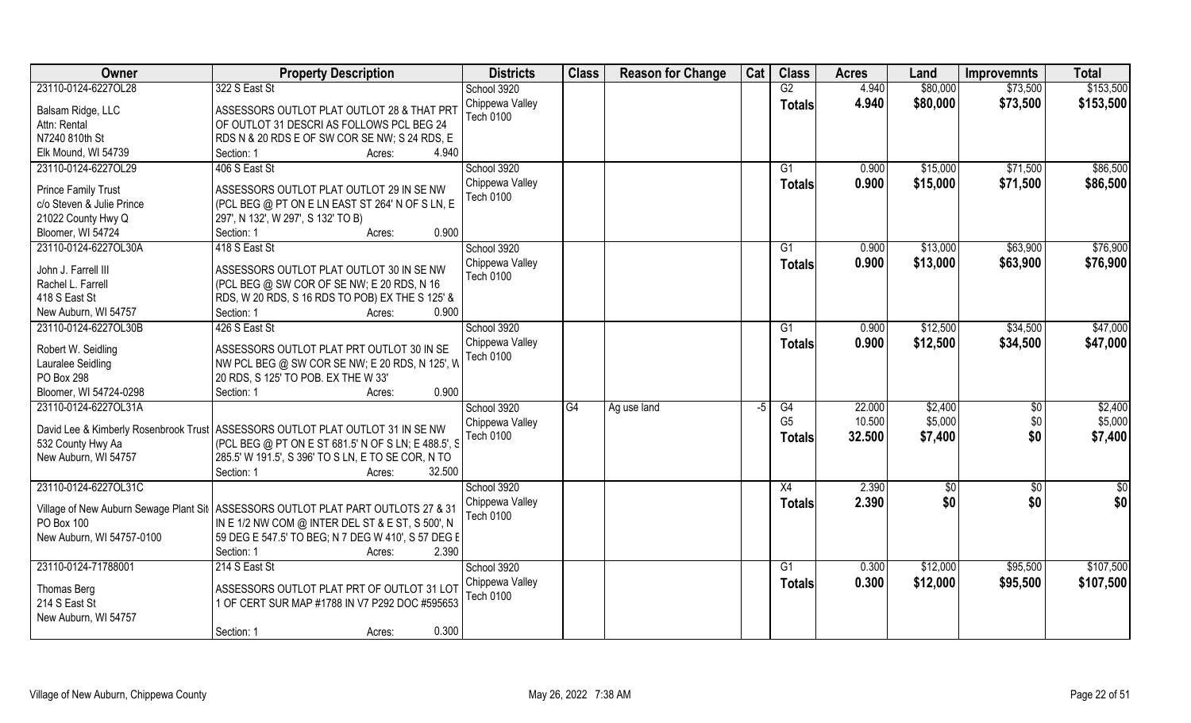| Owner | Property Description | Districts | Class | Reason for Change | Cat | Class | Acres | Land | Improvemnts | Total |
|---|---|---|---|---|---|---|---|---|---|---|
| 23110-0124-6227OL28<br>Balsam Ridge, LLC<br>Attn: Rental<br>N7240 810th St<br>Elk Mound, WI 54739 | 322 S East St<br>ASSESSORS OUTLOT PLAT OUTLOT 28 & THAT PRT OF OUTLOT 31 DESCRI AS FOLLOWS PCL BEG 24 RDS N & 20 RDS E OF SW COR SE NW; S 24 RDS, E<br>Section: 1 Acres: 4.940 | School 3920<br>Chippewa Valley<br>Tech 0100 | | | | G2<br>**Totals** | 4.940<br>**4.940** | $80,000<br>**$80,000** | $73,500<br>**$73,500** | $153,500<br>**$153,500** |
| 23110-0124-6227OL29<br>Prince Family Trust<br>c/o Steven & Julie Prince<br>21022 County Hwy Q<br>Bloomer, WI 54724 | 406 S East St<br>ASSESSORS OUTLOT PLAT OUTLOT 29 IN SE NW (PCL BEG @ PT ON E LN EAST ST 264' N OF S LN, E 297', N 132', W 297', S 132' TO B)<br>Section: 1 Acres: 0.900 | School 3920<br>Chippewa Valley<br>Tech 0100 | | | | G1<br>**Totals** | 0.900<br>**0.900** | $15,000<br>**$15,000** | $71,500<br>**$71,500** | $86,500<br>**$86,500** |
| 23110-0124-6227OL30A<br>John J. Farrell III<br>Rachel L. Farrell<br>418 S East St<br>New Auburn, WI 54757 | 418 S East St<br>ASSESSORS OUTLOT PLAT OUTLOT 30 IN SE NW (PCL BEG @ SW COR OF SE NW; E 20 RDS, N 16 RDS, W 20 RDS, S 16 RDS TO POB) EX THE S 125' &<br>Section: 1 Acres: 0.900 | School 3920<br>Chippewa Valley<br>Tech 0100 | | | | G1<br>**Totals** | 0.900<br>**0.900** | $13,000<br>**$13,000** | $63,900<br>**$63,900** | $76,900<br>**$76,900** |
| 23110-0124-6227OL30B<br>Robert W. Seidling<br>Lauralee Seidling<br>PO Box 298<br>Bloomer, WI 54724-0298 | 426 S East St<br>ASSESSORS OUTLOT PLAT PRT OUTLOT 30 IN SE NW PCL BEG @ SW COR SE NW; E 20 RDS, N 125', W 20 RDS, S 125' TO POB. EX THE W 33'<br>Section: 1 Acres: 0.900 | School 3920<br>Chippewa Valley<br>Tech 0100 | | | | G1<br>**Totals** | 0.900<br>**0.900** | $12,500<br>**$12,500** | $34,500<br>**$34,500** | $47,000<br>**$47,000** |
| 23110-0124-6227OL31A<br>David Lee & Kimberly Rosenbrook Trust<br>532 County Hwy Aa<br>New Auburn, WI 54757 | ASSESSORS OUTLOT PLAT OUTLOT 31 IN SE NW (PCL BEG @ PT ON E ST 681.5' N OF S LN; E 488.5', S 285.5' W 191.5', S 396' TO S LN, E TO SE COR, N TO<br>Section: 1 Acres: 32.500 | School 3920<br>Chippewa Valley<br>Tech 0100 | G4 | Ag use land | -5 | G4<br>G5<br>**Totals** | 22.000<br>10.500<br>**32.500** | $2,400<br>$5,000<br>**$7,400** | $0<br>$0<br>**$0** | $2,400<br>$5,000<br>**$7,400** |
| 23110-0124-6227OL31C<br>Village of New Auburn Sewage Plant Sit<br>PO Box 100<br>New Auburn, WI 54757-0100 | ASSESSORS OUTLOT PLAT PART OUTLOTS 27 & 31 IN E 1/2 NW COM @ INTER DEL ST & E ST, S 500', N 59 DEG E 547.5' TO BEG; N 7 DEG W 410', S 57 DEG E<br>Section: 1 Acres: 2.390 | School 3920<br>Chippewa Valley<br>Tech 0100 | | | | X4<br>**Totals** | 2.390<br>**2.390** | $0<br>**$0** | $0<br>**$0** | $0<br>**$0** |
| 23110-0124-71788001<br>Thomas Berg<br>214 S East St<br>New Auburn, WI 54757 | 214 S East St<br>ASSESSORS OUTLOT PLAT PRT OF OUTLOT 31 LOT 1 OF CERT SUR MAP #1788 IN V7 P292 DOC #595653<br>Section: 1 Acres: 0.300 | School 3920<br>Chippewa Valley<br>Tech 0100 | | | | G1<br>**Totals** | 0.300<br>**0.300** | $12,000<br>**$12,000** | $95,500<br>**$95,500** | $107,500<br>**$107,500** |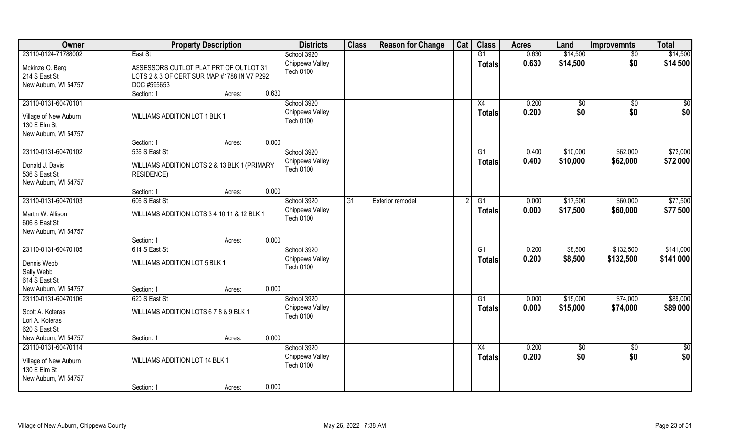| Owner | Property Description | | | Districts | Class | Reason for Change | Cat | Class | Acres | Land | Improvemnts | Total |
|---|---|---|---|---|---|---|---|---|---|---|---|---|
| 23110-0124-71788002 | East St | | | School 3920 | | | | G1 | 0.630 | $14,500 | $0 | $14,500 |
| Mckinze O. Berg<br>214 S East St<br>New Auburn, WI 54757 | ASSESSORS OUTLOT PLAT PRT OF OUTLOT 31 LOTS 2 & 3 OF CERT SUR MAP #1788 IN V7 P292 DOC #595653 | | | Chippewa Valley<br>Tech 0100 | | | | **Totals** | **0.630** | **$14,500** | **$0** | **$14,500** |
| | Section: 1 | Acres: | 0.630 | | | | | | | | | |
| 23110-0131-60470101 | | | | School 3920 | | | | X4 | 0.200 | $0 | $0 | $0 |
| Village of New Auburn<br>130 E Elm St<br>New Auburn, WI 54757 | WILLIAMS ADDITION LOT 1 BLK 1 | | | Chippewa Valley<br>Tech 0100 | | | | **Totals** | **0.200** | **$0** | **$0** | **$0** |
| | Section: 1 | Acres: | 0.000 | | | | | | | | | |
| 23110-0131-60470102 | 536 S East St | | | School 3920 | | | | G1 | 0.400 | $10,000 | $62,000 | $72,000 |
| Donald J. Davis<br>536 S East St<br>New Auburn, WI 54757 | WILLIAMS ADDITION LOTS 2 & 13 BLK 1 (PRIMARY RESIDENCE) | | | Chippewa Valley<br>Tech 0100 | | | | **Totals** | **0.400** | **$10,000** | **$62,000** | **$72,000** |
| | Section: 1 | Acres: | 0.000 | | | | | | | | | |
| 23110-0131-60470103 | 606 S East St | | | School 3920 | G1 | Exterior remodel | 2 | G1 | 0.000 | $17,500 | $60,000 | $77,500 |
| Martin W. Allison<br>606 S East St<br>New Auburn, WI 54757 | WILLIAMS ADDITION LOTS 3 4 10 11 & 12 BLK 1 | | | Chippewa Valley<br>Tech 0100 | | | | **Totals** | **0.000** | **$17,500** | **$60,000** | **$77,500** |
| | Section: 1 | Acres: | 0.000 | | | | | | | | | |
| 23110-0131-60470105 | 614 S East St | | | School 3920 | | | | G1 | 0.200 | $8,500 | $132,500 | $141,000 |
| Dennis Webb<br>Sally Webb<br>614 S East St<br>New Auburn, WI 54757 | WILLIAMS ADDITION LOT 5 BLK 1 | | | Chippewa Valley<br>Tech 0100 | | | | **Totals** | **0.200** | **$8,500** | **$132,500** | **$141,000** |
| | Section: 1 | Acres: | 0.000 | | | | | | | | | |
| 23110-0131-60470106 | 620 S East St | | | School 3920 | | | | G1 | 0.000 | $15,000 | $74,000 | $89,000 |
| Scott A. Koteras<br>Lori A. Koteras<br>620 S East St<br>New Auburn, WI 54757 | WILLIAMS ADDITION LOTS 6 7 8 & 9 BLK 1 | | | Chippewa Valley<br>Tech 0100 | | | | **Totals** | **0.000** | **$15,000** | **$74,000** | **$89,000** |
| | Section: 1 | Acres: | 0.000 | | | | | | | | | |
| 23110-0131-60470114 | | | | School 3920 | | | | X4 | 0.200 | $0 | $0 | $0 |
| Village of New Auburn<br>130 E Elm St<br>New Auburn, WI 54757 | WILLIAMS ADDITION LOT 14 BLK 1 | | | Chippewa Valley<br>Tech 0100 | | | | **Totals** | **0.200** | **$0** | **$0** | **$0** |
| | Section: 1 | Acres: | 0.000 | | | | | | | | | |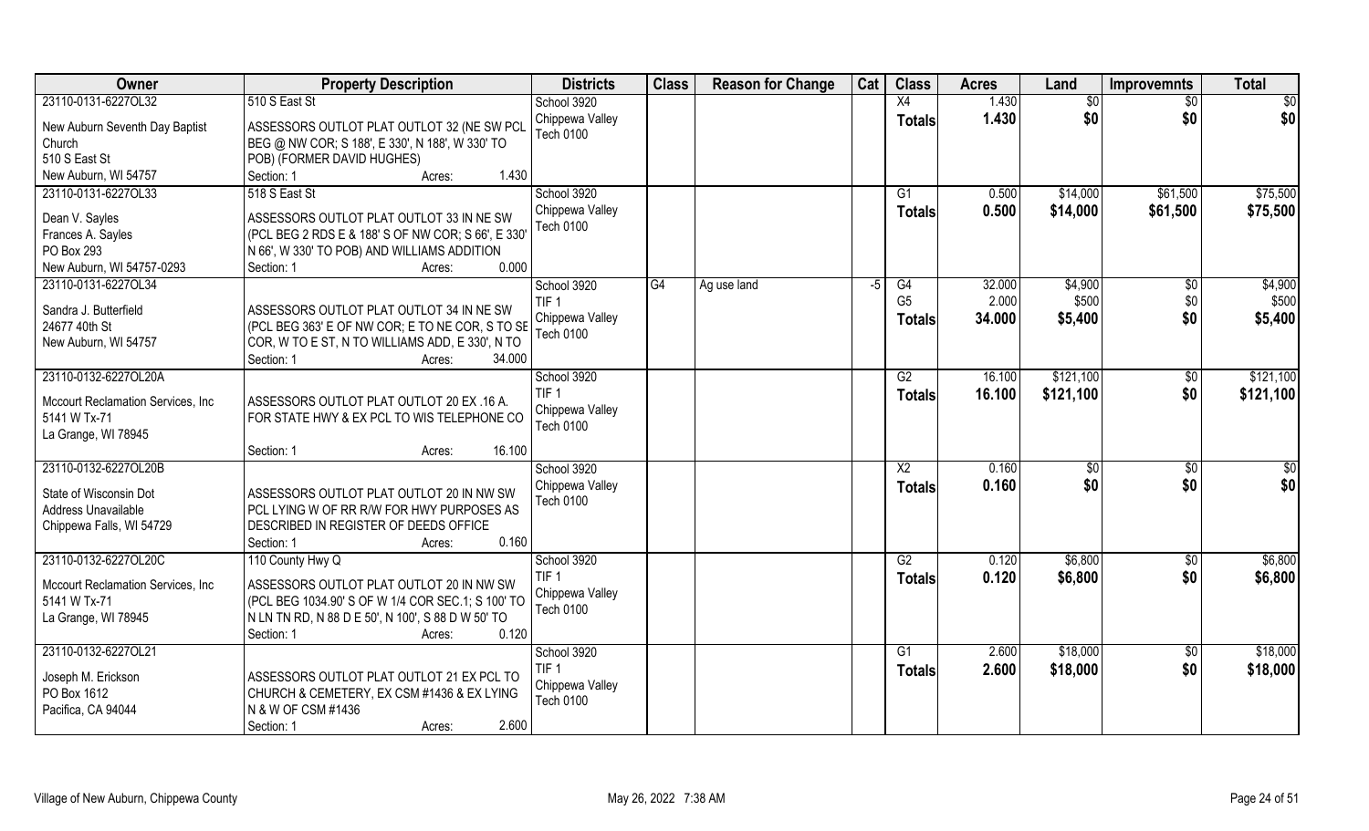| Owner | Property Description | Districts | Class | Reason for Change | Cat | Class | Acres | Land | Improvemnts | Total |
|---|---|---|---|---|---|---|---|---|---|---|
| 23110-0131-6227OL32<br>New Auburn Seventh Day Baptist Church<br>510 S East St<br>New Auburn, WI 54757 | 510 S East St<br>ASSESSORS OUTLOT PLAT OUTLOT 32 (NE SW PCL BEG @ NW COR; S 188', E 330', N 188', W 330' TO POB) (FORMER DAVID HUGHES)<br>Section: 1 Acres: 1.430 | School 3920<br>Chippewa Valley<br>Tech 0100 | | | | X4<br>**Totals** | 1.430<br>**1.430** | $0<br>**$0** | $0<br>**$0** | $0<br>**$0** |
| 23110-0131-6227OL33<br>Dean V. Sayles<br>Frances A. Sayles<br>PO Box 293<br>New Auburn, WI 54757-0293 | 518 S East St<br>ASSESSORS OUTLOT PLAT OUTLOT 33 IN NE SW (PCL BEG 2 RDS E & 188' S OF NW COR; S 66', E 330' N 66', W 330' TO POB) AND WILLIAMS ADDITION<br>Section: 1 Acres: 0.000 | School 3920<br>Chippewa Valley<br>Tech 0100 | | | | G1<br>**Totals** | 0.500<br>**0.500** | $14,000<br>**$14,000** | $61,500<br>**$61,500** | $75,500<br>**$75,500** |
| 23110-0131-6227OL34<br>Sandra J. Butterfield<br>24677 40th St<br>New Auburn, WI 54757 | ASSESSORS OUTLOT PLAT OUTLOT 34 IN NE SW (PCL BEG 363' E OF NW COR; E TO NE COR, S TO SE COR, W TO E ST, N TO WILLIAMS ADD, E 330', N TO<br>Section: 1 Acres: 34.000 | School 3920<br>TIF 1<br>Chippewa Valley<br>Tech 0100 | G4 | Ag use land | -5 | G4<br>G5<br>**Totals** | 32.000<br>2.000<br>**34.000** | $4,900<br>$500<br>**$5,400** | $0<br>$0<br>**$0** | $4,900<br>$500<br>**$5,400** |
| 23110-0132-6227OL20A<br>Mccourt Reclamation Services, Inc<br>5141 W Tx-71<br>La Grange, WI 78945 | ASSESSORS OUTLOT PLAT OUTLOT 20 EX .16 A. FOR STATE HWY & EX PCL TO WIS TELEPHONE CO<br>Section: 1 Acres: 16.100 | School 3920<br>TIF 1<br>Chippewa Valley<br>Tech 0100 | | | | G2<br>**Totals** | 16.100<br>**16.100** | $121,100<br>**$121,100** | $0<br>**$0** | $121,100<br>**$121,100** |
| 23110-0132-6227OL20B<br>State of Wisconsin Dot<br>Address Unavailable<br>Chippewa Falls, WI 54729 | ASSESSORS OUTLOT PLAT OUTLOT 20 IN NW SW PCL LYING W OF RR R/W FOR HWY PURPOSES AS DESCRIBED IN REGISTER OF DEEDS OFFICE<br>Section: 1 Acres: 0.160 | School 3920<br>Chippewa Valley<br>Tech 0100 | | | | X2<br>**Totals** | 0.160<br>**0.160** | $0<br>**$0** | $0<br>**$0** | $0<br>**$0** |
| 23110-0132-6227OL20C<br>Mccourt Reclamation Services, Inc<br>5141 W Tx-71<br>La Grange, WI 78945 | 110 County Hwy Q<br>ASSESSORS OUTLOT PLAT OUTLOT 20 IN NW SW (PCL BEG 1034.90' S OF W 1/4 COR SEC.1; S 100' TO N LN TN RD, N 88 D E 50', N 100', S 88 D W 50' TO<br>Section: 1 Acres: 0.120 | School 3920<br>TIF 1<br>Chippewa Valley<br>Tech 0100 | | | | G2<br>**Totals** | 0.120<br>**0.120** | $6,800<br>**$6,800** | $0<br>**$0** | $6,800<br>**$6,800** |
| 23110-0132-6227OL21<br>Joseph M. Erickson<br>PO Box 1612<br>Pacifica, CA 94044 | ASSESSORS OUTLOT PLAT OUTLOT 21 EX PCL TO CHURCH & CEMETERY, EX CSM #1436 & EX LYING N & W OF CSM #1436<br>Section: 1 Acres: 2.600 | School 3920<br>TIF 1<br>Chippewa Valley<br>Tech 0100 | | | | G1<br>**Totals** | 2.600<br>**2.600** | $18,000<br>**$18,000** | $0<br>**$0** | $18,000<br>**$18,000** |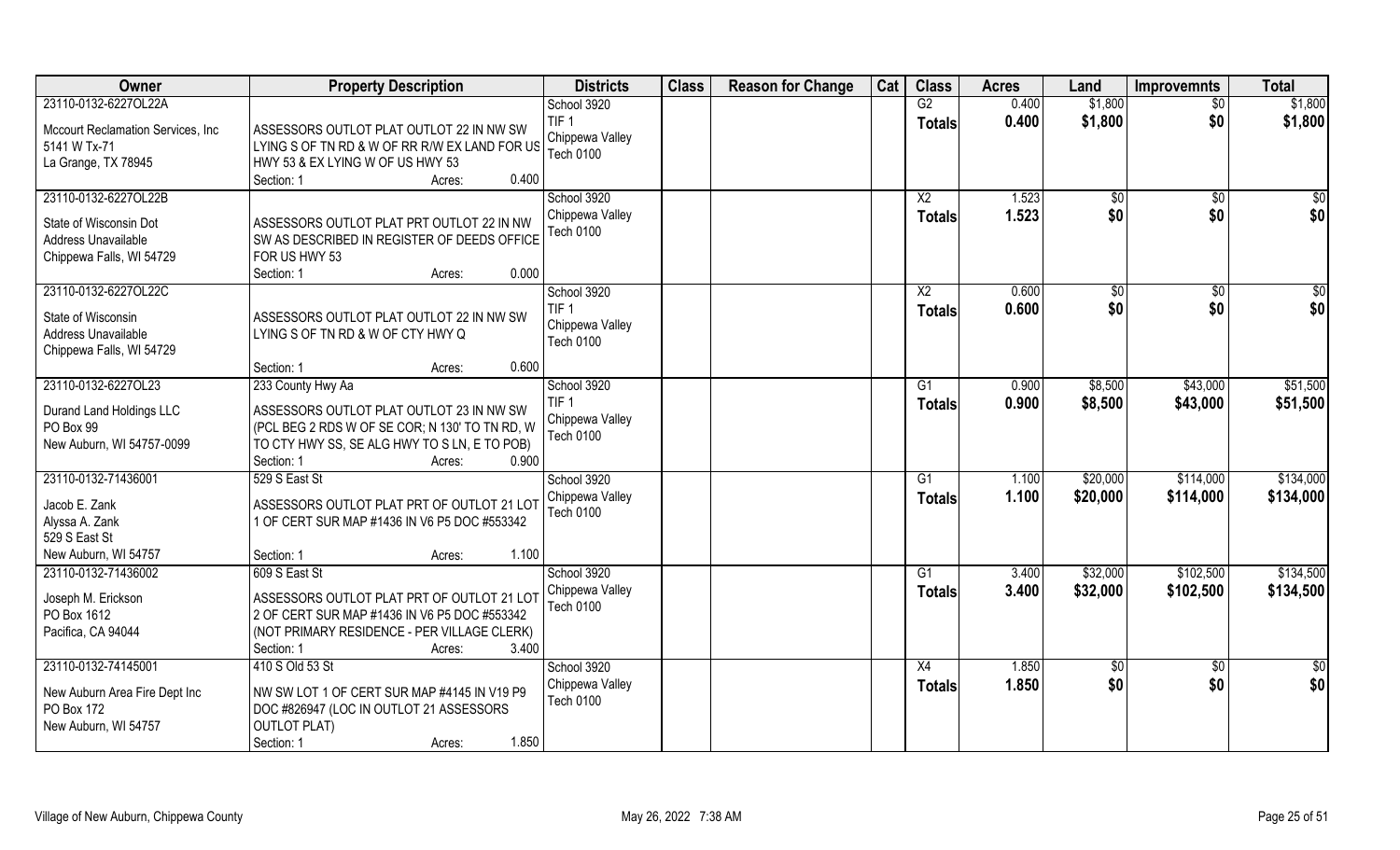| Owner | Property Description | Districts | Class | Reason for Change | Cat | Class | Acres | Land | Improvemnts | Total |
|---|---|---|---|---|---|---|---|---|---|---|
| 23110-0132-6227OL22A<br>Mccourt Reclamation Services, Inc<br>5141 W Tx-71<br>La Grange, TX 78945 | ASSESSORS OUTLOT PLAT OUTLOT 22 IN NW SW LYING S OF TN RD & W OF RR R/W EX LAND FOR US HWY 53 & EX LYING W OF US HWY 53<br>Section: 1 Acres: 0.400 | School 3920<br>TIF 1<br>Chippewa Valley<br>Tech 0100 | | | | G2<br>**Totals** | 0.400<br>**0.400** | $1,800<br>**$1,800** | $0<br>**$0** | $1,800<br>**$1,800** |
| 23110-0132-6227OL22B<br>State of Wisconsin Dot<br>Address Unavailable<br>Chippewa Falls, WI 54729 | ASSESSORS OUTLOT PLAT PRT OUTLOT 22 IN NW SW AS DESCRIBED IN REGISTER OF DEEDS OFFICE FOR US HWY 53<br>Section: 1 Acres: 0.000 | School 3920<br>Chippewa Valley<br>Tech 0100 | | | | X2<br>**Totals** | 1.523<br>**1.523** | $0<br>**$0** | $0<br>**$0** | $0<br>**$0** |
| 23110-0132-6227OL22C<br>State of Wisconsin<br>Address Unavailable<br>Chippewa Falls, WI 54729 | ASSESSORS OUTLOT PLAT OUTLOT 22 IN NW SW LYING S OF TN RD & W OF CTY HWY Q<br>Section: 1 Acres: 0.600 | School 3920<br>TIF 1<br>Chippewa Valley<br>Tech 0100 | | | | X2<br>**Totals** | 0.600<br>**0.600** | $0<br>**$0** | $0<br>**$0** | $0<br>**$0** |
| 23110-0132-6227OL23<br>Durand Land Holdings LLC<br>PO Box 99<br>New Auburn, WI 54757-0099 | 233 County Hwy Aa<br>ASSESSORS OUTLOT PLAT OUTLOT 23 IN NW SW (PCL BEG 2 RDS W OF SE COR; N 130' TO TN RD, W TO CTY HWY SS, SE ALG HWY TO S LN, E TO POB)<br>Section: 1 Acres: 0.900 | School 3920<br>TIF 1<br>Chippewa Valley<br>Tech 0100 | | | | G1<br>**Totals** | 0.900<br>**0.900** | $8,500<br>**$8,500** | $43,000<br>**$43,000** | $51,500<br>**$51,500** |
| 23110-0132-71436001<br>Jacob E. Zank<br>Alyssa A. Zank<br>529 S East St<br>New Auburn, WI 54757 | 529 S East St<br>ASSESSORS OUTLOT PLAT PRT OF OUTLOT 21 LOT 1 OF CERT SUR MAP #1436 IN V6 P5 DOC #553342<br>Section: 1 Acres: 1.100 | School 3920<br>Chippewa Valley<br>Tech 0100 | | | | G1<br>**Totals** | 1.100<br>**1.100** | $20,000<br>**$20,000** | $114,000<br>**$114,000** | $134,000<br>**$134,000** |
| 23110-0132-71436002<br>Joseph M. Erickson<br>PO Box 1612<br>Pacifica, CA 94044 | 609 S East St<br>ASSESSORS OUTLOT PLAT PRT OF OUTLOT 21 LOT 2 OF CERT SUR MAP #1436 IN V6 P5 DOC #553342 (NOT PRIMARY RESIDENCE - PER VILLAGE CLERK)<br>Section: 1 Acres: 3.400 | School 3920<br>Chippewa Valley<br>Tech 0100 | | | | G1<br>**Totals** | 3.400<br>**3.400** | $32,000<br>**$32,000** | $102,500<br>**$102,500** | $134,500<br>**$134,500** |
| 23110-0132-74145001<br>New Auburn Area Fire Dept Inc<br>PO Box 172<br>New Auburn, WI 54757 | 410 S Old 53 St<br>NW SW LOT 1 OF CERT SUR MAP #4145 IN V19 P9 DOC #826947 (LOC IN OUTLOT 21 ASSESSORS OUTLOT PLAT)<br>Section: 1 Acres: 1.850 | School 3920<br>Chippewa Valley<br>Tech 0100 | | | | X4<br>**Totals** | 1.850<br>**1.850** | $0<br>**$0** | $0<br>**$0** | $0<br>**$0** |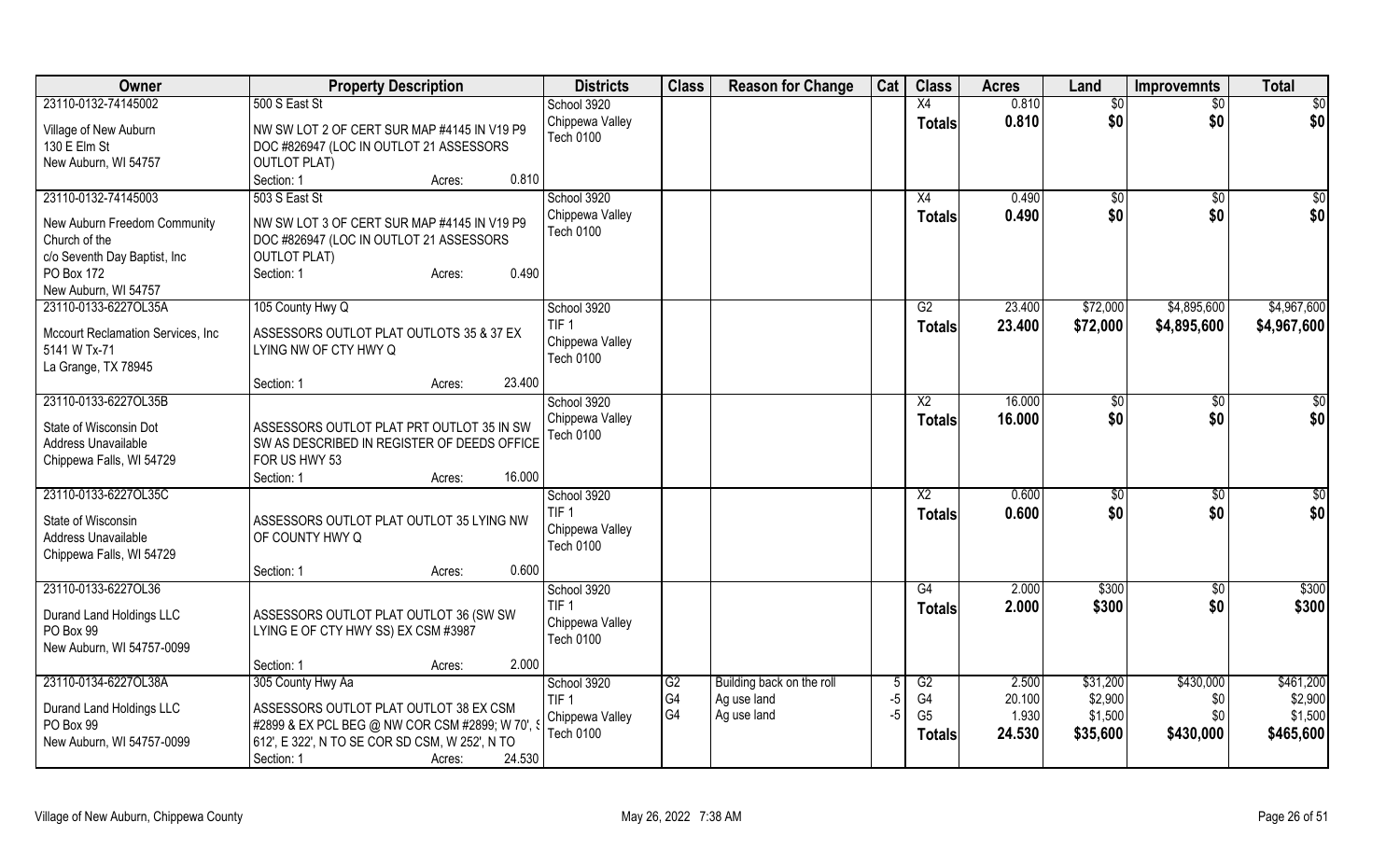| Owner | Property Description | Districts | Class | Reason for Change | Cat | Class | Acres | Land | Improvemnts | Total |
|---|---|---|---|---|---|---|---|---|---|---|
| 23110-0132-74145002<br>Village of New Auburn<br>130 E Elm St<br>New Auburn, WI 54757 | 500 S East St<br>NW SW LOT 2 OF CERT SUR MAP #4145 IN V19 P9 DOC #826947 (LOC IN OUTLOT 21 ASSESSORS OUTLOT PLAT)<br>Section: 1 Acres: 0.810 | School 3920<br>Chippewa Valley<br>Tech 0100 | | | | X4<br>**Totals** | 0.810<br>**0.810** | $0<br>**$0** | $0<br>**$0** | $0<br>**$0** |
| 23110-0132-74145003<br>New Auburn Freedom Community Church of the<br>c/o Seventh Day Baptist, Inc<br>PO Box 172<br>New Auburn, WI 54757 | 503 S East St<br>NW SW LOT 3 OF CERT SUR MAP #4145 IN V19 P9 DOC #826947 (LOC IN OUTLOT 21 ASSESSORS OUTLOT PLAT)<br>Section: 1 Acres: 0.490 | School 3920<br>Chippewa Valley<br>Tech 0100 | | | | X4<br>**Totals** | 0.490<br>**0.490** | $0<br>**$0** | $0<br>**$0** | $0<br>**$0** |
| 23110-0133-6227OL35A<br>Mccourt Reclamation Services, Inc<br>5141 W Tx-71<br>La Grange, TX 78945 | 105 County Hwy Q<br>ASSESSORS OUTLOT PLAT OUTLOTS 35 & 37 EX LYING NW OF CTY HWY Q<br>Section: 1 Acres: 23.400 | School 3920<br>TIF 1<br>Chippewa Valley<br>Tech 0100 | | | | G2<br>**Totals** | 23.400<br>**23.400** | $72,000<br>**$72,000** | $4,895,600<br>**$4,895,600** | $4,967,600<br>**$4,967,600** |
| 23110-0133-6227OL35B<br>State of Wisconsin Dot<br>Address Unavailable<br>Chippewa Falls, WI 54729 | ASSESSORS OUTLOT PLAT PRT OUTLOT 35 IN SW SW AS DESCRIBED IN REGISTER OF DEEDS OFFICE FOR US HWY 53<br>Section: 1 Acres: 16.000 | School 3920<br>Chippewa Valley<br>Tech 0100 | | | | X2<br>**Totals** | 16.000<br>**16.000** | $0<br>**$0** | $0<br>**$0** | $0<br>**$0** |
| 23110-0133-6227OL35C<br>State of Wisconsin<br>Address Unavailable<br>Chippewa Falls, WI 54729 | ASSESSORS OUTLOT PLAT OUTLOT 35 LYING NW OF COUNTY HWY Q<br>Section: 1 Acres: 0.600 | School 3920<br>TIF 1<br>Chippewa Valley<br>Tech 0100 | | | | X2<br>**Totals** | 0.600<br>**0.600** | $0<br>**$0** | $0<br>**$0** | $0<br>**$0** |
| 23110-0133-6227OL36<br>Durand Land Holdings LLC<br>PO Box 99<br>New Auburn, WI 54757-0099 | ASSESSORS OUTLOT PLAT OUTLOT 36 (SW SW LYING E OF CTY HWY SS) EX CSM #3987<br>Section: 1 Acres: 2.000 | School 3920<br>TIF 1<br>Chippewa Valley<br>Tech 0100 | | | | G4<br>**Totals** | 2.000<br>**2.000** | $300<br>**$300** | $0<br>**$0** | $300<br>**$300** |
| 23110-0134-6227OL38A<br>Durand Land Holdings LLC<br>PO Box 99<br>New Auburn, WI 54757-0099 | 305 County Hwy Aa<br>ASSESSORS OUTLOT PLAT OUTLOT 38 EX CSM #2899 & EX PCL BEG @ NW COR CSM #2899; W 70', S 612', E 322', N TO SE COR SD CSM, W 252', N TO<br>Section: 1 Acres: 24.530 | School 3920<br>TIF 1<br>Chippewa Valley<br>Tech 0100 | G2<br>G4<br>G4 | Building back on the roll<br>Ag use land<br>Ag use land | 5<br>-5<br>-5 | G2<br>G4<br>G5<br>**Totals** | 2.500<br>20.100<br>1.930<br>**24.530** | $31,200<br>$2,900<br>$1,500<br>**$35,600** | $430,000<br>$0<br>$0<br>**$430,000** | $461,200<br>$2,900<br>$1,500<br>**$465,600** |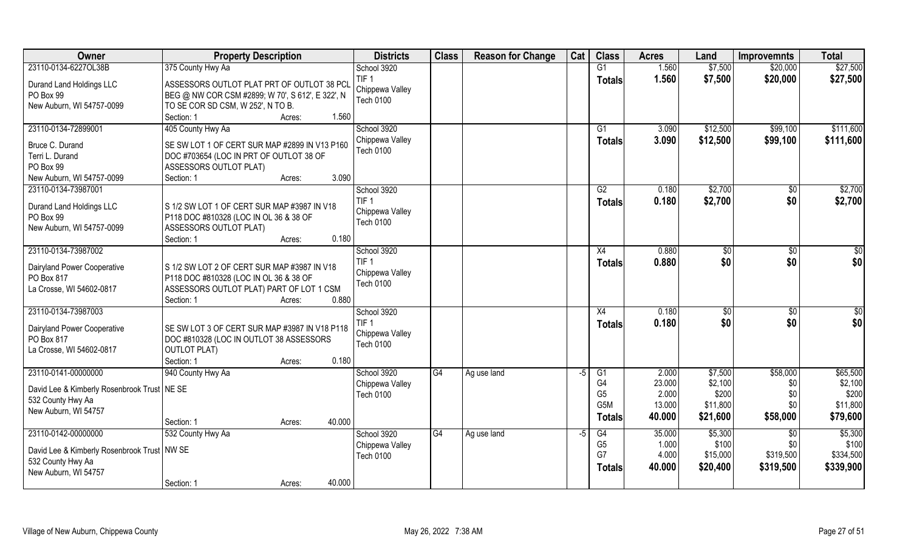| Owner | Property Description | Districts | Class | Reason for Change | Cat | Class | Acres | Land | Improvemnts | Total |
|---|---|---|---|---|---|---|---|---|---|---|
| 23110-0134-6227OL38B | 375 County Hwy Aa | School 3920 | | | | G1 | 1.560 | $7,500 | $20,000 | $27,500 |
| Durand Land Holdings LLC<br>PO Box 99<br>New Auburn, WI 54757-0099 | ASSESSORS OUTLOT PLAT PRT OF OUTLOT 38 PCL BEG @ NW COR CSM #2899; W 70', S 612', E 322', N TO SE COR SD CSM, W 252', N TO B.<br>Section: 1 Acres: 1.560 | TIF 1<br>Chippewa Valley<br>Tech 0100 | | | | Totals | 1.560 | $7,500 | $20,000 | $27,500 |
| 23110-0134-72899001 | 405 County Hwy Aa | School 3920 | | | | G1 | 3.090 | $12,500 | $99,100 | $111,600 |
| Bruce C. Durand<br>Terri L. Durand<br>PO Box 99<br>New Auburn, WI 54757-0099 | SE SW LOT 1 OF CERT SUR MAP #2899 IN V13 P160 DOC #703654 (LOC IN PRT OF OUTLOT 38 OF ASSESSORS OUTLOT PLAT)<br>Section: 1 Acres: 3.090 | Chippewa Valley<br>Tech 0100 | | | | Totals | 3.090 | $12,500 | $99,100 | $111,600 |
| 23110-0134-73987001 | | School 3920 | | | | G2 | 0.180 | $2,700 | $0 | $2,700 |
| Durand Land Holdings LLC<br>PO Box 99<br>New Auburn, WI 54757-0099 | S 1/2 SW LOT 1 OF CERT SUR MAP #3987 IN V18 P118 DOC #810328 (LOC IN OL 36 & 38 OF ASSESSORS OUTLOT PLAT)<br>Section: 1 Acres: 0.180 | TIF 1<br>Chippewa Valley<br>Tech 0100 | | | | Totals | 0.180 | $2,700 | $0 | $2,700 |
| 23110-0134-73987002 | | School 3920 | | | | X4 | 0.880 | $0 | $0 | $0 |
| Dairyland Power Cooperative<br>PO Box 817<br>La Crosse, WI 54602-0817 | S 1/2 SW LOT 2 OF CERT SUR MAP #3987 IN V18 P118 DOC #810328 (LOC IN OL 36 & 38 OF ASSESSORS OUTLOT PLAT) PART OF LOT 1 CSM<br>Section: 1 Acres: 0.880 | TIF 1<br>Chippewa Valley<br>Tech 0100 | | | | Totals | 0.880 | $0 | $0 | $0 |
| 23110-0134-73987003 | | School 3920 | | | | X4 | 0.180 | $0 | $0 | $0 |
| Dairyland Power Cooperative<br>PO Box 817<br>La Crosse, WI 54602-0817 | SE SW LOT 3 OF CERT SUR MAP #3987 IN V18 P118 DOC #810328 (LOC IN OUTLOT 38 ASSESSORS OUTLOT PLAT)<br>Section: 1 Acres: 0.180 | TIF 1<br>Chippewa Valley<br>Tech 0100 | | | | Totals | 0.180 | $0 | $0 | $0 |
| 23110-0141-00000000 | 940 County Hwy Aa | School 3920 | G4 | Ag use land | -5 | G1 | 2.000 | $7,500 | $58,000 | $65,500 |
| David Lee & Kimberly Rosenbrook Trust<br>532 County Hwy Aa<br>New Auburn, WI 54757 | NE SE<br>Section: 1 Acres: 40.000 | Chippewa Valley<br>Tech 0100 | | | | G4 | 23.000 | $2,100 | $0 | $2,100 |
| | | | | | | G5 | 2.000 | $200 | $0 | $200 |
| | | | | | | G5M | 13.000 | $11,800 | $0 | $11,800 |
| | | | | | | Totals | 40.000 | $21,600 | $58,000 | $79,600 |
| 23110-0142-00000000 | 532 County Hwy Aa | School 3920 | G4 | Ag use land | -5 | G4 | 35.000 | $5,300 | $0 | $5,300 |
| David Lee & Kimberly Rosenbrook Trust<br>532 County Hwy Aa<br>New Auburn, WI 54757 | NW SE<br>Section: 1 Acres: 40.000 | Chippewa Valley<br>Tech 0100 | | | | G5 | 1.000 | $100 | $0 | $100 |
| | | | | | | G7 | 4.000 | $15,000 | $319,500 | $334,500 |
| | | | | | | Totals | 40.000 | $20,400 | $319,500 | $339,900 |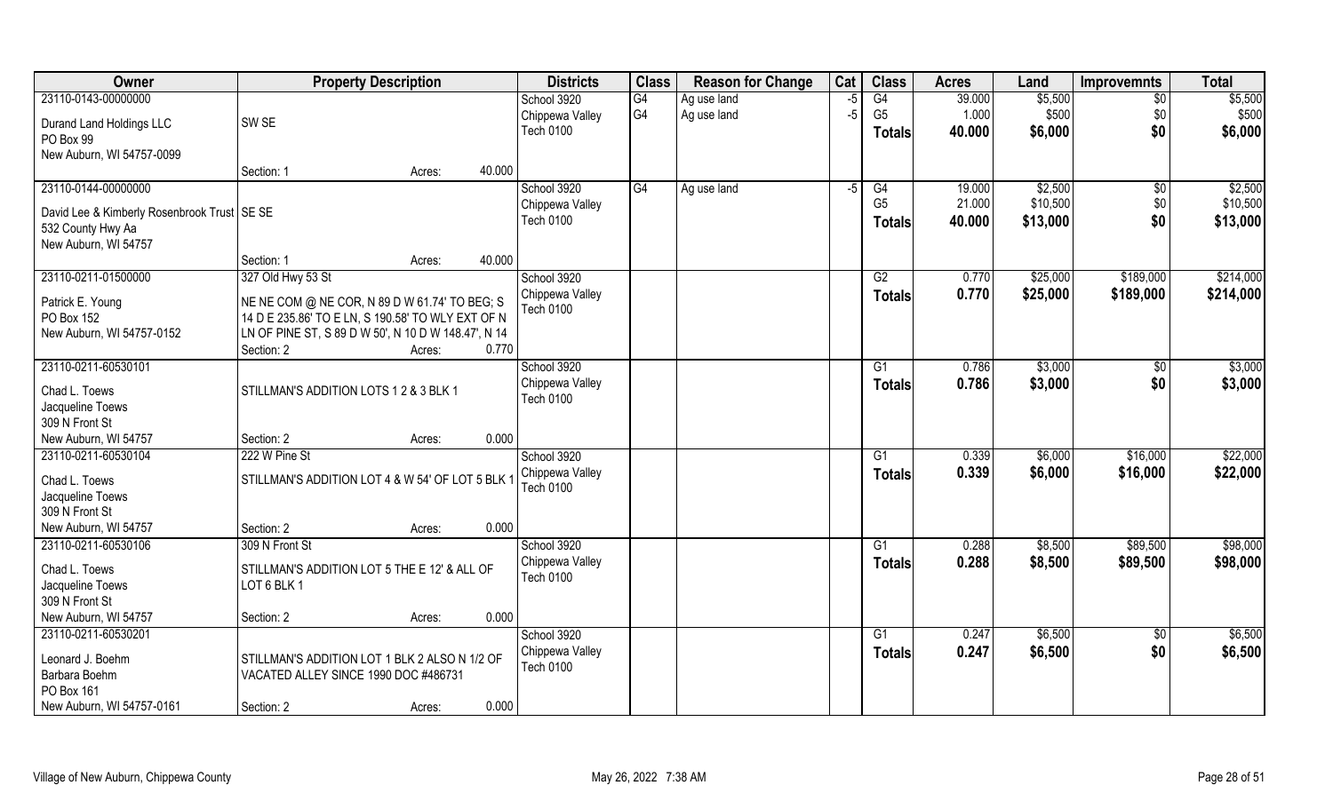| Owner | Property Description | Districts | Class | Reason for Change | Cat | Class | Acres | Land | Improvemnts | Total |
|---|---|---|---|---|---|---|---|---|---|---|
| 23110-0143-00000000 | | School 3920 | G4 | Ag use land | -5 | G4 | 39.000 | $5,500 | $0 | $5,500 |
| Durand Land Holdings LLC | SW SE | Chippewa Valley | G4 | Ag use land | -5 | G5 | 1.000 | $500 | $0 | $500 |
| PO Box 99 | | Tech 0100 | | | | **Totals** | **40.000** | **$6,000** | **$0** | **$6,000** |
| New Auburn, WI 54757-0099 | | | | | | | | | | |
| | Section: 1 Acres: 40.000 | | | | | | | | | |
| 23110-0144-00000000 | | School 3920 | G4 | Ag use land | -5 | G4 | 19.000 | $2,500 | $0 | $2,500 |
| David Lee & Kimberly Rosenbrook Trust | SE SE | Chippewa Valley | | | | G5 | 21.000 | $10,500 | $0 | $10,500 |
| 532 County Hwy Aa | | Tech 0100 | | | | **Totals** | **40.000** | **$13,000** | **$0** | **$13,000** |
| New Auburn, WI 54757 | | | | | | | | | | |
| | Section: 1 Acres: 40.000 | | | | | | | | | |
| 23110-0211-01500000 | 327 Old Hwy 53 St | School 3920 | | | | G2 | 0.770 | $25,000 | $189,000 | $214,000 |
| Patrick E. Young | NE NE COM @ NE COR, N 89 D W 61.74' TO BEG; S | Chippewa Valley | | | | **Totals** | **0.770** | **$25,000** | **$189,000** | **$214,000** |
| PO Box 152 | 14 D E 235.86' TO E LN, S 190.58' TO WLY EXT OF N | Tech 0100 | | | | | | | | |
| New Auburn, WI 54757-0152 | LN OF PINE ST, S 89 D W 50', N 10 D W 148.47', N 14 | | | | | | | | | |
| | Section: 2 Acres: 0.770 | | | | | | | | | |
| 23110-0211-60530101 | | School 3920 | | | | G1 | 0.786 | $3,000 | $0 | $3,000 |
| Chad L. Toews | STILLMAN'S ADDITION LOTS 1 2 & 3 BLK 1 | Chippewa Valley | | | | **Totals** | **0.786** | **$3,000** | **$0** | **$3,000** |
| Jacqueline Toews | | Tech 0100 | | | | | | | | |
| 309 N Front St | | | | | | | | | | |
| New Auburn, WI 54757 | Section: 2 Acres: 0.000 | | | | | | | | | |
| 23110-0211-60530104 | 222 W Pine St | School 3920 | | | | G1 | 0.339 | $6,000 | $16,000 | $22,000 |
| Chad L. Toews | STILLMAN'S ADDITION LOT 4 & W 54' OF LOT 5 BLK 1 | Chippewa Valley | | | | **Totals** | **0.339** | **$6,000** | **$16,000** | **$22,000** |
| Jacqueline Toews | | Tech 0100 | | | | | | | | |
| 309 N Front St | | | | | | | | | | |
| New Auburn, WI 54757 | Section: 2 Acres: 0.000 | | | | | | | | | |
| 23110-0211-60530106 | 309 N Front St | School 3920 | | | | G1 | 0.288 | $8,500 | $89,500 | $98,000 |
| Chad L. Toews | STILLMAN'S ADDITION LOT 5 THE E 12' & ALL OF | Chippewa Valley | | | | **Totals** | **0.288** | **$8,500** | **$89,500** | **$98,000** |
| Jacqueline Toews | LOT 6 BLK 1 | Tech 0100 | | | | | | | | |
| 309 N Front St | | | | | | | | | | |
| New Auburn, WI 54757 | Section: 2 Acres: 0.000 | | | | | | | | | |
| 23110-0211-60530201 | | School 3920 | | | | G1 | 0.247 | $6,500 | $0 | $6,500 |
| Leonard J. Boehm | STILLMAN'S ADDITION LOT 1 BLK 2 ALSO N 1/2 OF | Chippewa Valley | | | | **Totals** | **0.247** | **$6,500** | **$0** | **$6,500** |
| Barbara Boehm | VACATED ALLEY SINCE 1990 DOC #486731 | Tech 0100 | | | | | | | | |
| PO Box 161 | | | | | | | | | | |
| New Auburn, WI 54757-0161 | Section: 2 Acres: 0.000 | | | | | | | | | |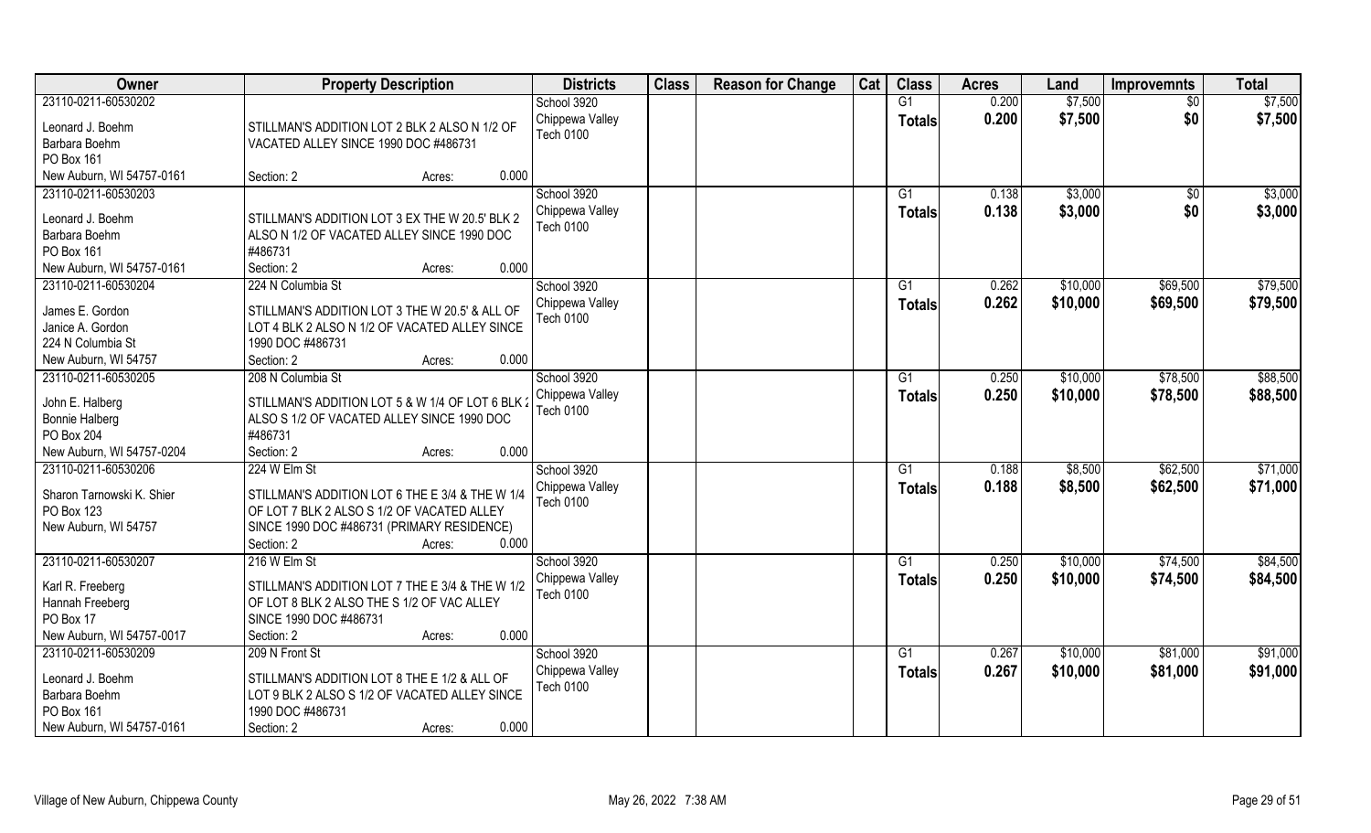| Owner | Property Description | Districts | Class | Reason for Change | Cat | Class | Acres | Land | Improvemnts | Total |
|---|---|---|---|---|---|---|---|---|---|---|
| 23110-0211-60530202<br>Leonard J. Boehm<br>Barbara Boehm<br>PO Box 161<br>New Auburn, WI 54757-0161 | STILLMAN'S ADDITION LOT 2 BLK 2 ALSO N 1/2 OF VACATED ALLEY SINCE 1990 DOC #486731<br>Section: 2 Acres: 0.000 | School 3920<br>Chippewa Valley<br>Tech 0100 | | | | G1<br>**Totals** | 0.200<br>**0.200** | \$7,500<br>**\$7,500** | \$0<br>**\$0** | \$7,500<br>**\$7,500** |
| 23110-0211-60530203<br>Leonard J. Boehm<br>Barbara Boehm<br>PO Box 161<br>New Auburn, WI 54757-0161 | STILLMAN'S ADDITION LOT 3 EX THE W 20.5' BLK 2 ALSO N 1/2 OF VACATED ALLEY SINCE 1990 DOC #486731<br>Section: 2 Acres: 0.000 | School 3920<br>Chippewa Valley<br>Tech 0100 | | | | G1<br>**Totals** | 0.138<br>**0.138** | \$3,000<br>**\$3,000** | \$0<br>**\$0** | \$3,000<br>**\$3,000** |
| 23110-0211-60530204<br>James E. Gordon<br>Janice A. Gordon<br>224 N Columbia St<br>New Auburn, WI 54757 | 224 N Columbia St<br>STILLMAN'S ADDITION LOT 3 THE W 20.5' & ALL OF LOT 4 BLK 2 ALSO N 1/2 OF VACATED ALLEY SINCE 1990 DOC #486731<br>Section: 2 Acres: 0.000 | School 3920<br>Chippewa Valley<br>Tech 0100 | | | | G1<br>**Totals** | 0.262<br>**0.262** | \$10,000<br>**\$10,000** | \$69,500<br>**\$69,500** | \$79,500<br>**\$79,500** |
| 23110-0211-60530205<br>John E. Halberg<br>Bonnie Halberg<br>PO Box 204<br>New Auburn, WI 54757-0204 | 208 N Columbia St<br>STILLMAN'S ADDITION LOT 5 & W 1/4 OF LOT 6 BLK 2 ALSO S 1/2 OF VACATED ALLEY SINCE 1990 DOC #486731<br>Section: 2 Acres: 0.000 | School 3920<br>Chippewa Valley<br>Tech 0100 | | | | G1<br>**Totals** | 0.250<br>**0.250** | \$10,000<br>**\$10,000** | \$78,500<br>**\$78,500** | \$88,500<br>**\$88,500** |
| 23110-0211-60530206<br>Sharon Tarnowski K. Shier<br>PO Box 123<br>New Auburn, WI 54757 | 224 W Elm St<br>STILLMAN'S ADDITION LOT 6 THE E 3/4 & THE W 1/4 OF LOT 7 BLK 2 ALSO S 1/2 OF VACATED ALLEY SINCE 1990 DOC #486731 (PRIMARY RESIDENCE)<br>Section: 2 Acres: 0.000 | School 3920<br>Chippewa Valley<br>Tech 0100 | | | | G1<br>**Totals** | 0.188<br>**0.188** | \$8,500<br>**\$8,500** | \$62,500<br>**\$62,500** | \$71,000<br>**\$71,000** |
| 23110-0211-60530207<br>Karl R. Freeberg<br>Hannah Freeberg<br>PO Box 17<br>New Auburn, WI 54757-0017 | 216 W Elm St<br>STILLMAN'S ADDITION LOT 7 THE E 3/4 & THE W 1/2 OF LOT 8 BLK 2 ALSO THE S 1/2 OF VAC ALLEY SINCE 1990 DOC #486731<br>Section: 2 Acres: 0.000 | School 3920<br>Chippewa Valley<br>Tech 0100 | | | | G1<br>**Totals** | 0.250<br>**0.250** | \$10,000<br>**\$10,000** | \$74,500<br>**\$74,500** | \$84,500<br>**\$84,500** |
| 23110-0211-60530209<br>Leonard J. Boehm<br>Barbara Boehm<br>PO Box 161<br>New Auburn, WI 54757-0161 | 209 N Front St<br>STILLMAN'S ADDITION LOT 8 THE E 1/2 & ALL OF LOT 9 BLK 2 ALSO S 1/2 OF VACATED ALLEY SINCE 1990 DOC #486731<br>Section: 2 Acres: 0.000 | School 3920<br>Chippewa Valley<br>Tech 0100 | | | | G1<br>**Totals** | 0.267<br>**0.267** | \$10,000<br>**\$10,000** | \$81,000<br>**\$81,000** | \$91,000<br>**\$91,000** |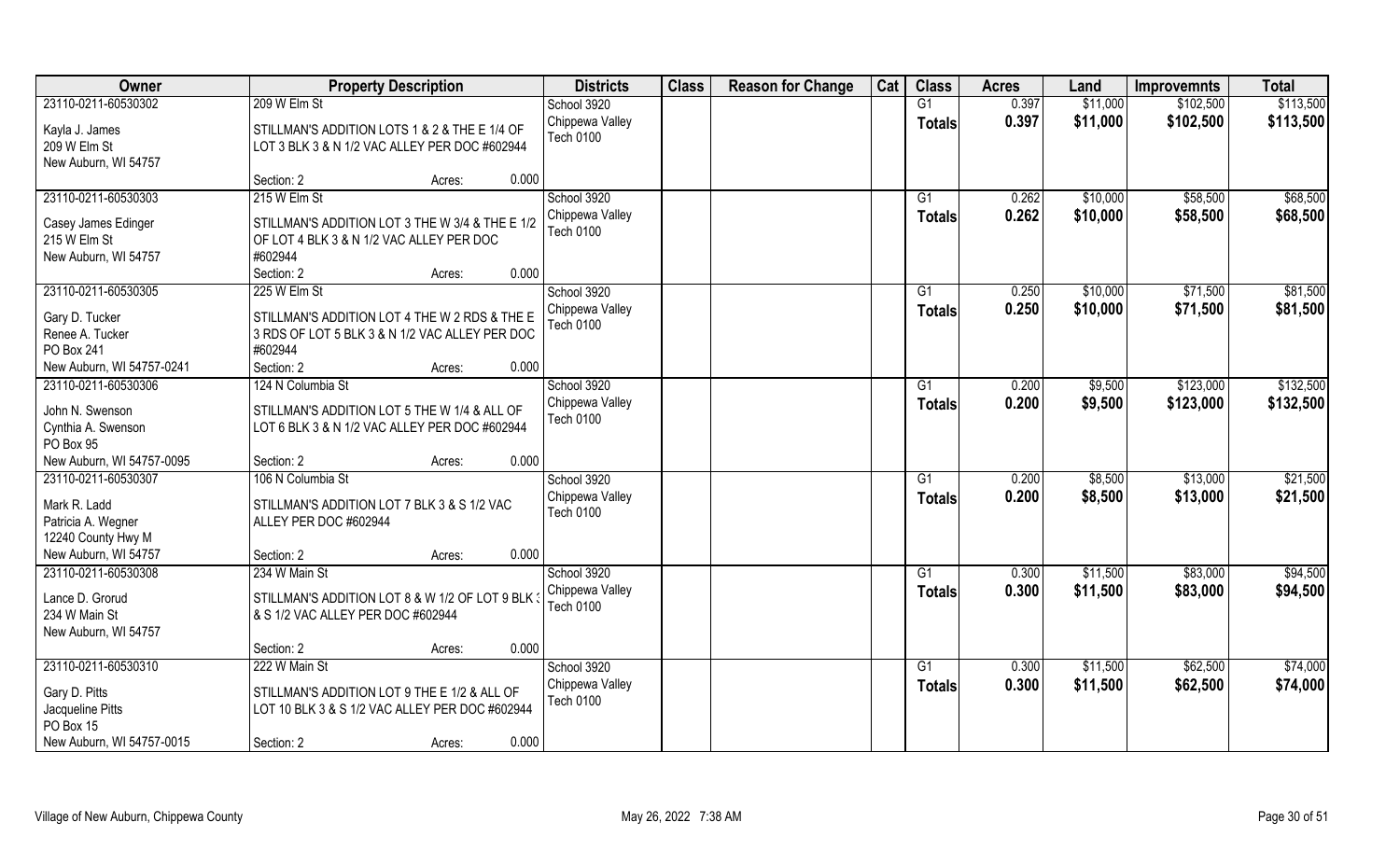| Owner | Property Description | Districts | Class | Reason for Change | Cat | Class | Acres | Land | Improvemnts | Total |
|---|---|---|---|---|---|---|---|---|---|---|
| 23110-0211-60530302<br>Kayla J. James<br>209 W Elm St<br>New Auburn, WI 54757 | 209 W Elm St<br>STILLMAN'S ADDITION LOTS 1 & 2 & THE E 1/4 OF LOT 3 BLK 3 & N 1/2 VAC ALLEY PER DOC #602944<br>Section: 2 Acres: 0.000 | School 3920<br>Chippewa Valley<br>Tech 0100 | | | | G1<br>**Totals** | 0.397<br>**0.397** | $11,000<br>**$11,000** | $102,500<br>**$102,500** | $113,500<br>**$113,500** |
| 23110-0211-60530303<br>Casey James Edinger<br>215 W Elm St<br>New Auburn, WI 54757 | 215 W Elm St<br>STILLMAN'S ADDITION LOT 3 THE W 3/4 & THE E 1/2 OF LOT 4 BLK 3 & N 1/2 VAC ALLEY PER DOC #602944<br>Section: 2 Acres: 0.000 | School 3920<br>Chippewa Valley<br>Tech 0100 | | | | G1<br>**Totals** | 0.262<br>**0.262** | $10,000<br>**$10,000** | $58,500<br>**$58,500** | $68,500<br>**$68,500** |
| 23110-0211-60530305<br>Gary D. Tucker<br>Renee A. Tucker<br>PO Box 241<br>New Auburn, WI 54757-0241 | 225 W Elm St<br>STILLMAN'S ADDITION LOT 4 THE W 2 RDS & THE E 3 RDS OF LOT 5 BLK 3 & N 1/2 VAC ALLEY PER DOC #602944<br>Section: 2 Acres: 0.000 | School 3920<br>Chippewa Valley<br>Tech 0100 | | | | G1<br>**Totals** | 0.250<br>**0.250** | $10,000<br>**$10,000** | $71,500<br>**$71,500** | $81,500<br>**$81,500** |
| 23110-0211-60530306<br>John N. Swenson<br>Cynthia A. Swenson<br>PO Box 95<br>New Auburn, WI 54757-0095 | 124 N Columbia St<br>STILLMAN'S ADDITION LOT 5 THE W 1/4 & ALL OF LOT 6 BLK 3 & N 1/2 VAC ALLEY PER DOC #602944<br>Section: 2 Acres: 0.000 | School 3920<br>Chippewa Valley<br>Tech 0100 | | | | G1<br>**Totals** | 0.200<br>**0.200** | $9,500<br>**$9,500** | $123,000<br>**$123,000** | $132,500<br>**$132,500** |
| 23110-0211-60530307<br>Mark R. Ladd<br>Patricia A. Wegner<br>12240 County Hwy M<br>New Auburn, WI 54757 | 106 N Columbia St<br>STILLMAN'S ADDITION LOT 7 BLK 3 & S 1/2 VAC ALLEY PER DOC #602944<br>Section: 2 Acres: 0.000 | School 3920<br>Chippewa Valley<br>Tech 0100 | | | | G1<br>**Totals** | 0.200<br>**0.200** | $8,500<br>**$8,500** | $13,000<br>**$13,000** | $21,500<br>**$21,500** |
| 23110-0211-60530308<br>Lance D. Grorud<br>234 W Main St<br>New Auburn, WI 54757 | 234 W Main St<br>STILLMAN'S ADDITION LOT 8 & W 1/2 OF LOT 9 BLK 3 & S 1/2 VAC ALLEY PER DOC #602944<br>Section: 2 Acres: 0.000 | School 3920<br>Chippewa Valley<br>Tech 0100 | | | | G1<br>**Totals** | 0.300<br>**0.300** | $11,500<br>**$11,500** | $83,000<br>**$83,000** | $94,500<br>**$94,500** |
| 23110-0211-60530310<br>Gary D. Pitts<br>Jacqueline Pitts<br>PO Box 15<br>New Auburn, WI 54757-0015 | 222 W Main St<br>STILLMAN'S ADDITION LOT 9 THE E 1/2 & ALL OF LOT 10 BLK 3 & S 1/2 VAC ALLEY PER DOC #602944<br>Section: 2 Acres: 0.000 | School 3920<br>Chippewa Valley<br>Tech 0100 | | | | G1<br>**Totals** | 0.300<br>**0.300** | $11,500<br>**$11,500** | $62,500<br>**$62,500** | $74,000<br>**$74,000** |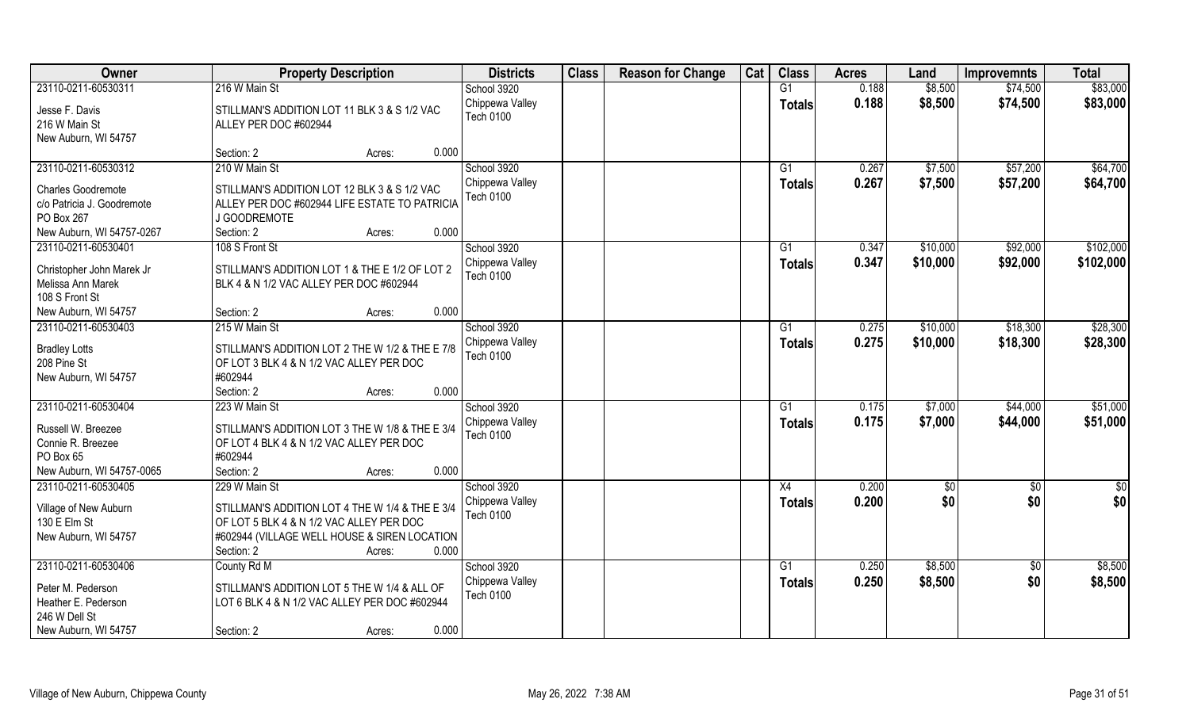| Owner | Property Description | Districts | Class | Reason for Change | Cat | Class | Acres | Land | Improvemnts | Total |
|---|---|---|---|---|---|---|---|---|---|---|
| 23110-0211-60530311<br>Jesse F. Davis<br>216 W Main St<br>New Auburn, WI 54757 | 216 W Main St<br>STILLMAN'S ADDITION LOT 11 BLK 3 & S 1/2 VAC ALLEY PER DOC #602944<br>Section: 2 Acres: 0.000 | School 3920<br>Chippewa Valley<br>Tech 0100 | | | | G1<br>**Totals** | 0.188<br>**0.188** | $8,500<br>**$8,500** | $74,500<br>**$74,500** | $83,000<br>**$83,000** |
| 23110-0211-60530312<br>Charles Goodremote<br>c/o Patricia J. Goodremote<br>PO Box 267<br>New Auburn, WI 54757-0267 | 210 W Main St<br>STILLMAN'S ADDITION LOT 12 BLK 3 & S 1/2 VAC ALLEY PER DOC #602944 LIFE ESTATE TO PATRICIA J GOODREMOTE<br>Section: 2 Acres: 0.000 | School 3920<br>Chippewa Valley<br>Tech 0100 | | | | G1<br>**Totals** | 0.267<br>**0.267** | $7,500<br>**$7,500** | $57,200<br>**$57,200** | $64,700<br>**$64,700** |
| 23110-0211-60530401<br>Christopher John Marek Jr<br>Melissa Ann Marek<br>108 S Front St<br>New Auburn, WI 54757 | 108 S Front St<br>STILLMAN'S ADDITION LOT 1 & THE E 1/2 OF LOT 2 BLK 4 & N 1/2 VAC ALLEY PER DOC #602944<br>Section: 2 Acres: 0.000 | School 3920<br>Chippewa Valley<br>Tech 0100 | | | | G1<br>**Totals** | 0.347<br>**0.347** | $10,000<br>**$10,000** | $92,000<br>**$92,000** | $102,000<br>**$102,000** |
| 23110-0211-60530403<br>Bradley Lotts<br>208 Pine St<br>New Auburn, WI 54757 | 215 W Main St<br>STILLMAN'S ADDITION LOT 2 THE W 1/2 & THE E 7/8 OF LOT 3 BLK 4 & N 1/2 VAC ALLEY PER DOC #602944<br>Section: 2 Acres: 0.000 | School 3920<br>Chippewa Valley<br>Tech 0100 | | | | G1<br>**Totals** | 0.275<br>**0.275** | $10,000<br>**$10,000** | $18,300<br>**$18,300** | $28,300<br>**$28,300** |
| 23110-0211-60530404<br>Russell W. Breezee<br>Connie R. Breezee<br>PO Box 65<br>New Auburn, WI 54757-0065 | 223 W Main St<br>STILLMAN'S ADDITION LOT 3 THE W 1/8 & THE E 3/4 OF LOT 4 BLK 4 & N 1/2 VAC ALLEY PER DOC #602944<br>Section: 2 Acres: 0.000 | School 3920<br>Chippewa Valley<br>Tech 0100 | | | | G1<br>**Totals** | 0.175<br>**0.175** | $7,000<br>**$7,000** | $44,000<br>**$44,000** | $51,000<br>**$51,000** |
| 23110-0211-60530405<br>Village of New Auburn<br>130 E Elm St<br>New Auburn, WI 54757 | 229 W Main St<br>STILLMAN'S ADDITION LOT 4 THE W 1/4 & THE E 3/4 OF LOT 5 BLK 4 & N 1/2 VAC ALLEY PER DOC #602944 (VILLAGE WELL HOUSE & SIREN LOCATION<br>Section: 2 Acres: 0.000 | School 3920<br>Chippewa Valley<br>Tech 0100 | | | | X4<br>**Totals** | 0.200<br>**0.200** | $0<br>**$0** | $0<br>**$0** | $0<br>**$0** |
| 23110-0211-60530406<br>Peter M. Pederson<br>Heather E. Pederson<br>246 W Dell St<br>New Auburn, WI 54757 | County Rd M<br>STILLMAN'S ADDITION LOT 5 THE W 1/4 & ALL OF LOT 6 BLK 4 & N 1/2 VAC ALLEY PER DOC #602944<br>Section: 2 Acres: 0.000 | School 3920<br>Chippewa Valley<br>Tech 0100 | | | | G1<br>**Totals** | 0.250<br>**0.250** | $8,500<br>**$8,500** | $0<br>**$0** | $8,500<br>**$8,500** |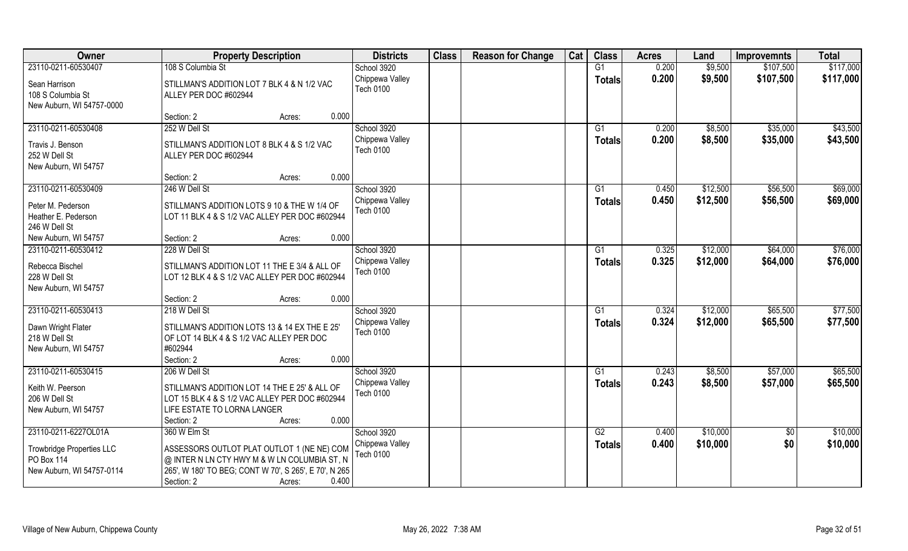| Owner | Property Description | Districts | Class | Reason for Change | Cat | Class | Acres | Land | Improvemnts | Total |
|---|---|---|---|---|---|---|---|---|---|---|
| 23110-0211-60530407 | 108 S Columbia St | School 3920 | | | | G1 | 0.200 | $9,500 | $107,500 | $117,000 |
| Sean Harrison<br>108 S Columbia St<br>New Auburn, WI 54757-0000 | STILLMAN'S ADDITION LOT 7 BLK 4 & N 1/2 VAC ALLEY PER DOC #602944<br>Section: 2 Acres: 0.000 | Chippewa Valley<br>Tech 0100 | | | | Totals | 0.200 | $9,500 | $107,500 | $117,000 |
| 23110-0211-60530408 | 252 W Dell St | School 3920 | | | | G1 | 0.200 | $8,500 | $35,000 | $43,500 |
| Travis J. Benson<br>252 W Dell St<br>New Auburn, WI 54757 | STILLMAN'S ADDITION LOT 8 BLK 4 & S 1/2 VAC ALLEY PER DOC #602944<br>Section: 2 Acres: 0.000 | Chippewa Valley<br>Tech 0100 | | | | Totals | 0.200 | $8,500 | $35,000 | $43,500 |
| 23110-0211-60530409 | 246 W Dell St | School 3920 | | | | G1 | 0.450 | $12,500 | $56,500 | $69,000 |
| Peter M. Pederson<br>Heather E. Pederson<br>246 W Dell St<br>New Auburn, WI 54757 | STILLMAN'S ADDITION LOTS 9 10 & THE W 1/4 OF LOT 11 BLK 4 & S 1/2 VAC ALLEY PER DOC #602944<br>Section: 2 Acres: 0.000 | Chippewa Valley<br>Tech 0100 | | | | Totals | 0.450 | $12,500 | $56,500 | $69,000 |
| 23110-0211-60530412 | 228 W Dell St | School 3920 | | | | G1 | 0.325 | $12,000 | $64,000 | $76,000 |
| Rebecca Bischel<br>228 W Dell St<br>New Auburn, WI 54757 | STILLMAN'S ADDITION LOT 11 THE E 3/4 & ALL OF LOT 12 BLK 4 & S 1/2 VAC ALLEY PER DOC #602944<br>Section: 2 Acres: 0.000 | Chippewa Valley<br>Tech 0100 | | | | Totals | 0.325 | $12,000 | $64,000 | $76,000 |
| 23110-0211-60530413 | 218 W Dell St | School 3920 | | | | G1 | 0.324 | $12,000 | $65,500 | $77,500 |
| Dawn Wright Flater<br>218 W Dell St<br>New Auburn, WI 54757 | STILLMAN'S ADDITION LOTS 13 & 14 EX THE E 25' OF LOT 14 BLK 4 & S 1/2 VAC ALLEY PER DOC #602944<br>Section: 2 Acres: 0.000 | Chippewa Valley<br>Tech 0100 | | | | Totals | 0.324 | $12,000 | $65,500 | $77,500 |
| 23110-0211-60530415 | 206 W Dell St | School 3920 | | | | G1 | 0.243 | $8,500 | $57,000 | $65,500 |
| Keith W. Peerson<br>206 W Dell St<br>New Auburn, WI 54757 | STILLMAN'S ADDITION LOT 14 THE E 25' & ALL OF LOT 15 BLK 4 & S 1/2 VAC ALLEY PER DOC #602944 LIFE ESTATE TO LORNA LANGER<br>Section: 2 Acres: 0.000 | Chippewa Valley<br>Tech 0100 | | | | Totals | 0.243 | $8,500 | $57,000 | $65,500 |
| 23110-0211-6227OL01A | 360 W Elm St | School 3920 | | | | G2 | 0.400 | $10,000 | $0 | $10,000 |
| Trowbridge Properties LLC<br>PO Box 114<br>New Auburn, WI 54757-0114 | ASSESSORS OUTLOT PLAT OUTLOT 1 (NE NE) COM @ INTER N LN CTY HWY M & W LN COLUMBIA ST, N 265', W 180' TO BEG; CONT W 70', S 265', E 70', N 265<br>Section: 2 Acres: 0.400 | Chippewa Valley<br>Tech 0100 | | | | Totals | 0.400 | $10,000 | $0 | $10,000 |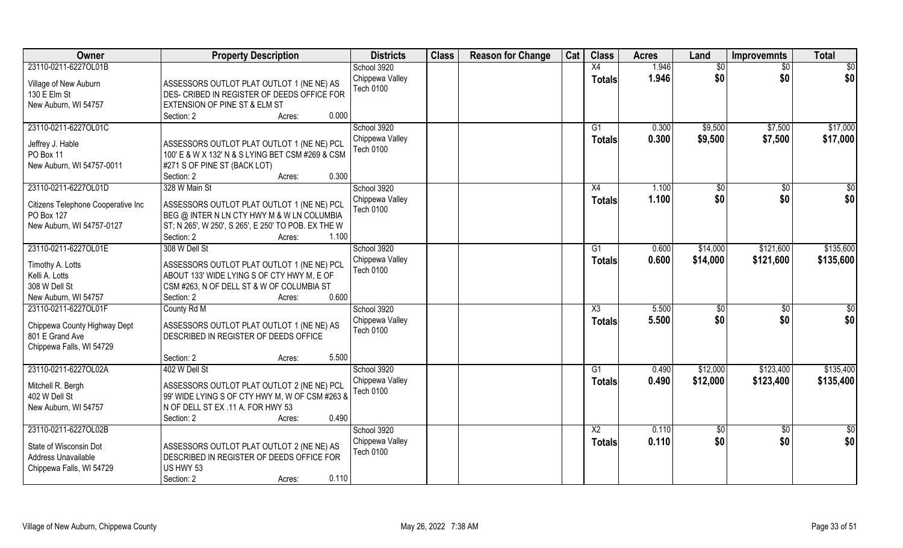| Owner | Property Description | Districts | Class | Reason for Change | Cat | Class | Acres | Land | Improvemnts | Total |
|---|---|---|---|---|---|---|---|---|---|---|
| 23110-0211-6227OL01B<br><br>Village of New Auburn<br>130 E Elm St<br>New Auburn, WI 54757 | ASSESSORS OUTLOT PLAT OUTLOT 1 (NE NE) AS DES- CRIBED IN REGISTER OF DEEDS OFFICE FOR EXTENSION OF PINE ST & ELM ST<br>Section: 2 Acres: 0.000 | School 3920<br>Chippewa Valley<br>Tech 0100 | | | | X4<br>**Totals** | 1.946<br>**1.946** | $0<br>**$0** | $0<br>**$0** | $0<br>**$0** |
| 23110-0211-6227OL01C<br><br>Jeffrey J. Hable<br>PO Box 11<br>New Auburn, WI 54757-0011 | ASSESSORS OUTLOT PLAT OUTLOT 1 (NE NE) PCL 100' E & W X 132' N & S LYING BET CSM #269 & CSM #271 S OF PINE ST (BACK LOT)<br>Section: 2 Acres: 0.300 | School 3920<br>Chippewa Valley<br>Tech 0100 | | | | G1<br>**Totals** | 0.300<br>**0.300** | $9,500<br>**$9,500** | $7,500<br>**$7,500** | $17,000<br>**$17,000** |
| 23110-0211-6227OL01D<br><br>Citizens Telephone Cooperative Inc<br>PO Box 127<br>New Auburn, WI 54757-0127 | 328 W Main St<br>ASSESSORS OUTLOT PLAT OUTLOT 1 (NE NE) PCL BEG @ INTER N LN CTY HWY M & W LN COLUMBIA ST; N 265', W 250', S 265', E 250' TO POB. EX THE W<br>Section: 2 Acres: 1.100 | School 3920<br>Chippewa Valley<br>Tech 0100 | | | | X4<br>**Totals** | 1.100<br>**1.100** | $0<br>**$0** | $0<br>**$0** | $0<br>**$0** |
| 23110-0211-6227OL01E<br><br>Timothy A. Lotts<br>Kelli A. Lotts<br>308 W Dell St<br>New Auburn, WI 54757 | 308 W Dell St<br>ASSESSORS OUTLOT PLAT OUTLOT 1 (NE NE) PCL ABOUT 133' WIDE LYING S OF CTY HWY M, E OF CSM #263, N OF DELL ST & W OF COLUMBIA ST<br>Section: 2 Acres: 0.600 | School 3920<br>Chippewa Valley<br>Tech 0100 | | | | G1<br>**Totals** | 0.600<br>**0.600** | $14,000<br>**$14,000** | $121,600<br>**$121,600** | $135,600<br>**$135,600** |
| 23110-0211-6227OL01F<br><br>Chippewa County Highway Dept<br>801 E Grand Ave<br>Chippewa Falls, WI 54729 | County Rd M<br>ASSESSORS OUTLOT PLAT OUTLOT 1 (NE NE) AS DESCRIBED IN REGISTER OF DEEDS OFFICE<br>Section: 2 Acres: 5.500 | School 3920<br>Chippewa Valley<br>Tech 0100 | | | | X3<br>**Totals** | 5.500<br>**5.500** | $0<br>**$0** | $0<br>**$0** | $0<br>**$0** |
| 23110-0211-6227OL02A<br><br>Mitchell R. Bergh<br>402 W Dell St<br>New Auburn, WI 54757 | 402 W Dell St<br>ASSESSORS OUTLOT PLAT OUTLOT 2 (NE NE) PCL 99' WIDE LYING S OF CTY HWY M, W OF CSM #263 & N OF DELL ST EX .11 A. FOR HWY 53<br>Section: 2 Acres: 0.490 | School 3920<br>Chippewa Valley<br>Tech 0100 | | | | G1<br>**Totals** | 0.490<br>**0.490** | $12,000<br>**$12,000** | $123,400<br>**$123,400** | $135,400<br>**$135,400** |
| 23110-0211-6227OL02B<br><br>State of Wisconsin Dot<br>Address Unavailable<br>Chippewa Falls, WI 54729 | ASSESSORS OUTLOT PLAT OUTLOT 2 (NE NE) AS DESCRIBED IN REGISTER OF DEEDS OFFICE FOR US HWY 53<br>Section: 2 Acres: 0.110 | School 3920<br>Chippewa Valley<br>Tech 0100 | | | | X2<br>**Totals** | 0.110<br>**0.110** | $0<br>**$0** | $0<br>**$0** | $0<br>**$0** |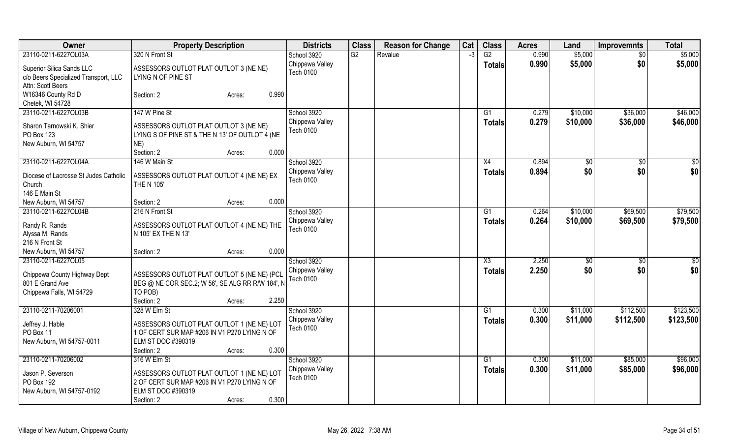| Owner | Property Description | | | Districts | Class | Reason for Change | Cat | Class | Acres | Land | Improvemnts | Total |
|---|---|---|---|---|---|---|---|---|---|---|---|---|
| 23110-0211-6227OL03A | 320 N Front St | | | School 3920 | G2 | Revalue | -3 | G2 | 0.990 | $5,000 | $0 | $5,000 |
| Superior Silica Sands LLC<br>c/o Beers Specialized Transport, LLC<br>Attn: Scott Beers<br>W16346 County Rd D<br>Chetek, WI 54728 | ASSESSORS OUTLOT PLAT OUTLOT 3 (NE NE) LYING N OF PINE ST | | | Chippewa Valley<br>Tech 0100 | | | | **Totals** | **0.990** | **$5,000** | **$0** | **$5,000** |
| | Section: 2 | Acres: | 0.990 | | | | | | | | | |
| 23110-0211-6227OL03B | 147 W Pine St | | | School 3920 | | | | G1 | 0.279 | $10,000 | $36,000 | $46,000 |
| Sharon Tarnowski K. Shier<br>PO Box 123<br>New Auburn, WI 54757 | ASSESSORS OUTLOT PLAT OUTLOT 3 (NE NE) LYING S OF PINE ST & THE N 13' OF OUTLOT 4 (NE NE) | | | Chippewa Valley<br>Tech 0100 | | | | **Totals** | **0.279** | **$10,000** | **$36,000** | **$46,000** |
| | Section: 2 | Acres: | 0.000 | | | | | | | | | |
| 23110-0211-6227OL04A | 146 W Main St | | | School 3920 | | | | X4 | 0.894 | $0 | $0 | $0 |
| Diocese of Lacrosse St Judes Catholic Church<br>146 E Main St<br>New Auburn, WI 54757 | ASSESSORS OUTLOT PLAT OUTLOT 4 (NE NE) EX THE N 105' | | | Chippewa Valley<br>Tech 0100 | | | | **Totals** | **0.894** | **$0** | **$0** | **$0** |
| | Section: 2 | Acres: | 0.000 | | | | | | | | | |
| 23110-0211-6227OL04B | 216 N Front St | | | School 3920 | | | | G1 | 0.264 | $10,000 | $69,500 | $79,500 |
| Randy R. Rands<br>Alyssa M. Rands<br>216 N Front St<br>New Auburn, WI 54757 | ASSESSORS OUTLOT PLAT OUTLOT 4 (NE NE) THE N 105' EX THE N 13' | | | Chippewa Valley<br>Tech 0100 | | | | **Totals** | **0.264** | **$10,000** | **$69,500** | **$79,500** |
| | Section: 2 | Acres: | 0.000 | | | | | | | | | |
| 23110-0211-6227OL05 | | | | School 3920 | | | | X3 | 2.250 | $0 | $0 | $0 |
| Chippewa County Highway Dept<br>801 E Grand Ave<br>Chippewa Falls, WI 54729 | ASSESSORS OUTLOT PLAT OUTLOT 5 (NE NE) (PCL BEG @ NE COR SEC.2; W 56', SE ALG RR R/W 184', N TO POB) | | | Chippewa Valley<br>Tech 0100 | | | | **Totals** | **2.250** | **$0** | **$0** | **$0** |
| | Section: 2 | Acres: | 2.250 | | | | | | | | | |
| 23110-0211-70206001 | 328 W Elm St | | | School 3920 | | | | G1 | 0.300 | $11,000 | $112,500 | $123,500 |
| Jeffrey J. Hable<br>PO Box 11<br>New Auburn, WI 54757-0011 | ASSESSORS OUTLOT PLAT OUTLOT 1 (NE NE) LOT 1 OF CERT SUR MAP #206 IN V1 P270 LYING N OF ELM ST DOC #390319 | | | Chippewa Valley<br>Tech 0100 | | | | **Totals** | **0.300** | **$11,000** | **$112,500** | **$123,500** |
| | Section: 2 | Acres: | 0.300 | | | | | | | | | |
| 23110-0211-70206002 | 316 W Elm St | | | School 3920 | | | | G1 | 0.300 | $11,000 | $85,000 | $96,000 |
| Jason P. Severson<br>PO Box 192<br>New Auburn, WI 54757-0192 | ASSESSORS OUTLOT PLAT OUTLOT 1 (NE NE) LOT 2 OF CERT SUR MAP #206 IN V1 P270 LYING N OF ELM ST DOC #390319 | | | Chippewa Valley<br>Tech 0100 | | | | **Totals** | **0.300** | **$11,000** | **$85,000** | **$96,000** |
| | Section: 2 | Acres: | 0.300 | | | | | | | | | |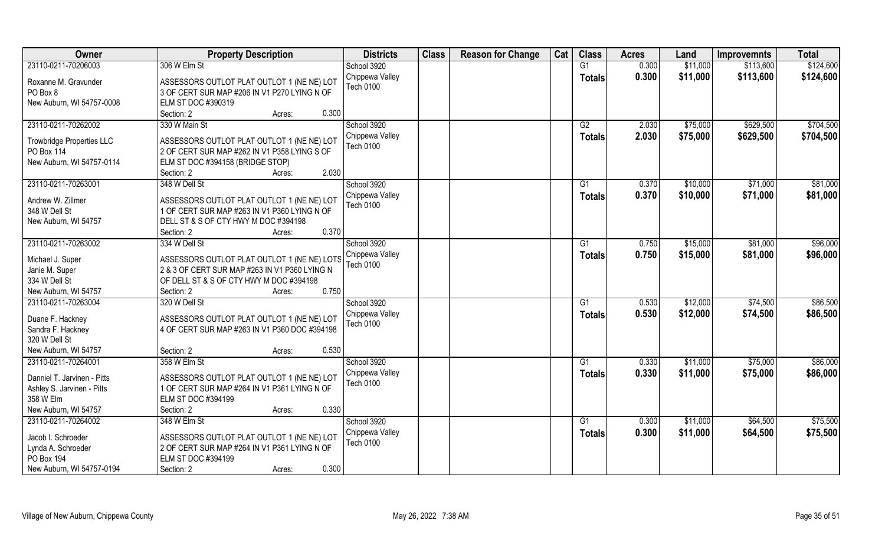| Owner | Property Description | Districts | Class | Reason for Change | Cat | Class | Acres | Land | Improvemnts | Total |
|---|---|---|---|---|---|---|---|---|---|---|
| 23110-0211-70206003<br>Roxanne M. Gravunder<br>PO Box 8<br>New Auburn, WI 54757-0008 | 306 W Elm St<br>ASSESSORS OUTLOT PLAT OUTLOT 1 (NE NE) LOT 3 OF CERT SUR MAP #206 IN V1 P270 LYING N OF ELM ST DOC #390319<br>Section: 2 Acres: 0.300 | School 3920<br>Chippewa Valley<br>Tech 0100 | | | | G1<br>**Totals** | 0.300<br>**0.300** | $11,000<br>**$11,000** | $113,600<br>**$113,600** | $124,600<br>**$124,600** |
| 23110-0211-70262002<br>Trowbridge Properties LLC<br>PO Box 114<br>New Auburn, WI 54757-0114 | 330 W Main St<br>ASSESSORS OUTLOT PLAT OUTLOT 1 (NE NE) LOT 2 OF CERT SUR MAP #262 IN V1 P358 LYING S OF ELM ST DOC #394158 (BRIDGE STOP)<br>Section: 2 Acres: 2.030 | School 3920<br>Chippewa Valley<br>Tech 0100 | | | | G2<br>**Totals** | 2.030<br>**2.030** | $75,000<br>**$75,000** | $629,500<br>**$629,500** | $704,500<br>**$704,500** |
| 23110-0211-70263001<br>Andrew W. Zillmer<br>348 W Dell St<br>New Auburn, WI 54757 | 348 W Dell St<br>ASSESSORS OUTLOT PLAT OUTLOT 1 (NE NE) LOT 1 OF CERT SUR MAP #263 IN V1 P360 LYING N OF DELL ST & S OF CTY HWY M DOC #394198<br>Section: 2 Acres: 0.370 | School 3920<br>Chippewa Valley<br>Tech 0100 | | | | G1<br>**Totals** | 0.370<br>**0.370** | $10,000<br>**$10,000** | $71,000<br>**$71,000** | $81,000<br>**$81,000** |
| 23110-0211-70263002<br>Michael J. Super<br>Janie M. Super<br>334 W Dell St<br>New Auburn, WI 54757 | 334 W Dell St<br>ASSESSORS OUTLOT PLAT OUTLOT 1 (NE NE) LOTS 2 & 3 OF CERT SUR MAP #263 IN V1 P360 LYING N OF DELL ST & S OF CTY HWY M DOC #394198<br>Section: 2 Acres: 0.750 | School 3920<br>Chippewa Valley<br>Tech 0100 | | | | G1<br>**Totals** | 0.750<br>**0.750** | $15,000<br>**$15,000** | $81,000<br>**$81,000** | $96,000<br>**$96,000** |
| 23110-0211-70263004<br>Duane F. Hackney<br>Sandra F. Hackney<br>320 W Dell St<br>New Auburn, WI 54757 | 320 W Dell St<br>ASSESSORS OUTLOT PLAT OUTLOT 1 (NE NE) LOT 4 OF CERT SUR MAP #263 IN V1 P360 DOC #394198<br>Section: 2 Acres: 0.530 | School 3920<br>Chippewa Valley<br>Tech 0100 | | | | G1<br>**Totals** | 0.530<br>**0.530** | $12,000<br>**$12,000** | $74,500<br>**$74,500** | $86,500<br>**$86,500** |
| 23110-0211-70264001<br>Danniel T. Jarvinen - Pitts<br>Ashley S. Jarvinen - Pitts<br>358 W Elm<br>New Auburn, WI 54757 | 358 W Elm St<br>ASSESSORS OUTLOT PLAT OUTLOT 1 (NE NE) LOT 1 OF CERT SUR MAP #264 IN V1 P361 LYING N OF ELM ST DOC #394199<br>Section: 2 Acres: 0.330 | School 3920<br>Chippewa Valley<br>Tech 0100 | | | | G1<br>**Totals** | 0.330<br>**0.330** | $11,000<br>**$11,000** | $75,000<br>**$75,000** | $86,000<br>**$86,000** |
| 23110-0211-70264002<br>Jacob I. Schroeder<br>Lynda A. Schroeder<br>PO Box 194<br>New Auburn, WI 54757-0194 | 348 W Elm St<br>ASSESSORS OUTLOT PLAT OUTLOT 1 (NE NE) LOT 2 OF CERT SUR MAP #264 IN V1 P361 LYING N OF ELM ST DOC #394199<br>Section: 2 Acres: 0.300 | School 3920<br>Chippewa Valley<br>Tech 0100 | | | | G1<br>**Totals** | 0.300<br>**0.300** | $11,000<br>**$11,000** | $64,500<br>**$64,500** | $75,500<br>**$75,500** |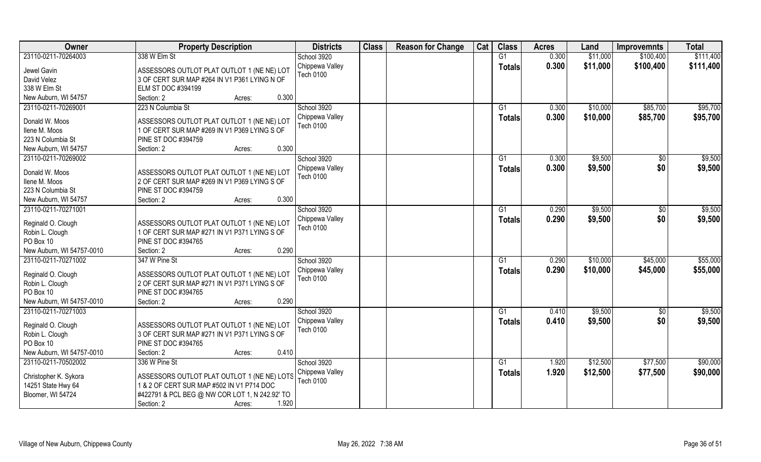| Owner | Property Description | Districts | Class | Reason for Change | Cat | Class | Acres | Land | Improvemnts | Total |
|---|---|---|---|---|---|---|---|---|---|---|
| 23110-0211-70264003<br>Jewel Gavin<br>David Velez<br>338 W Elm St<br>New Auburn, WI 54757 | 338 W Elm St<br>ASSESSORS OUTLOT PLAT OUTLOT 1 (NE NE) LOT 3 OF CERT SUR MAP #264 IN V1 P361 LYING N OF ELM ST DOC #394199<br>Section: 2 Acres: 0.300 | School 3920<br>Chippewa Valley<br>Tech 0100 | | | | G1<br>**Totals** | 0.300<br>**0.300** | $11,000<br>**$11,000** | $100,400<br>**$100,400** | $111,400<br>**$111,400** |
| 23110-0211-70269001<br>Donald W. Moos<br>Ilene M. Moos<br>223 N Columbia St<br>New Auburn, WI 54757 | 223 N Columbia St<br>ASSESSORS OUTLOT PLAT OUTLOT 1 (NE NE) LOT 1 OF CERT SUR MAP #269 IN V1 P369 LYING S OF PINE ST DOC #394759<br>Section: 2 Acres: 0.300 | School 3920<br>Chippewa Valley<br>Tech 0100 | | | | G1<br>**Totals** | 0.300<br>**0.300** | $10,000<br>**$10,000** | $85,700<br>**$85,700** | $95,700<br>**$95,700** |
| 23110-0211-70269002<br>Donald W. Moos<br>Ilene M. Moos<br>223 N Columbia St<br>New Auburn, WI 54757 | ASSESSORS OUTLOT PLAT OUTLOT 1 (NE NE) LOT 2 OF CERT SUR MAP #269 IN V1 P369 LYING S OF PINE ST DOC #394759<br>Section: 2 Acres: 0.300 | School 3920<br>Chippewa Valley<br>Tech 0100 | | | | G1<br>**Totals** | 0.300<br>**0.300** | $9,500<br>**$9,500** | $0<br>**$0** | $9,500<br>**$9,500** |
| 23110-0211-70271001<br>Reginald O. Clough<br>Robin L. Clough<br>PO Box 10<br>New Auburn, WI 54757-0010 | ASSESSORS OUTLOT PLAT OUTLOT 1 (NE NE) LOT 1 OF CERT SUR MAP #271 IN V1 P371 LYING S OF PINE ST DOC #394765<br>Section: 2 Acres: 0.290 | School 3920<br>Chippewa Valley<br>Tech 0100 | | | | G1<br>**Totals** | 0.290<br>**0.290** | $9,500<br>**$9,500** | $0<br>**$0** | $9,500<br>**$9,500** |
| 23110-0211-70271002<br>Reginald O. Clough<br>Robin L. Clough<br>PO Box 10<br>New Auburn, WI 54757-0010 | 347 W Pine St<br>ASSESSORS OUTLOT PLAT OUTLOT 1 (NE NE) LOT 2 OF CERT SUR MAP #271 IN V1 P371 LYING S OF PINE ST DOC #394765<br>Section: 2 Acres: 0.290 | School 3920<br>Chippewa Valley<br>Tech 0100 | | | | G1<br>**Totals** | 0.290<br>**0.290** | $10,000<br>**$10,000** | $45,000<br>**$45,000** | $55,000<br>**$55,000** |
| 23110-0211-70271003<br>Reginald O. Clough<br>Robin L. Clough<br>PO Box 10<br>New Auburn, WI 54757-0010 | ASSESSORS OUTLOT PLAT OUTLOT 1 (NE NE) LOT 3 OF CERT SUR MAP #271 IN V1 P371 LYING S OF PINE ST DOC #394765<br>Section: 2 Acres: 0.410 | School 3920<br>Chippewa Valley<br>Tech 0100 | | | | G1<br>**Totals** | 0.410<br>**0.410** | $9,500<br>**$9,500** | $0<br>**$0** | $9,500<br>**$9,500** |
| 23110-0211-70502002<br>Christopher K. Sykora<br>14251 State Hwy 64<br>Bloomer, WI 54724 | 336 W Pine St<br>ASSESSORS OUTLOT PLAT OUTLOT 1 (NE NE) LOTS 1 & 2 OF CERT SUR MAP #502 IN V1 P714 DOC #422791 & PCL BEG @ NW COR LOT 1, N 242.92' TO<br>Section: 2 Acres: 1.920 | School 3920<br>Chippewa Valley<br>Tech 0100 | | | | G1<br>**Totals** | 1.920<br>**1.920** | $12,500<br>**$12,500** | $77,500<br>**$77,500** | $90,000<br>**$90,000** |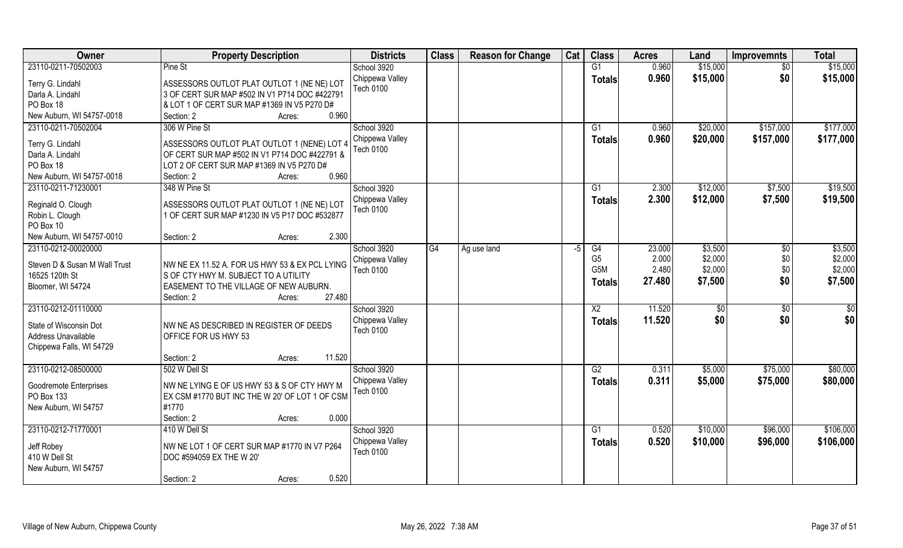| Owner | Property Description | Districts | Class | Reason for Change | Cat | Class | Acres | Land | Improvemnts | Total |
|---|---|---|---|---|---|---|---|---|---|---|
| 23110-0211-70502003<br>Terry G. Lindahl<br>Darla A. Lindahl<br>PO Box 18<br>New Auburn, WI 54757-0018 | Pine St<br>ASSESSORS OUTLOT PLAT OUTLOT 1 (NE NE) LOT 3 OF CERT SUR MAP #502 IN V1 P714 DOC #422791 & LOT 1 OF CERT SUR MAP #1369 IN V5 P270 D#<br>Section: 2 Acres: 0.960 | School 3920<br>Chippewa Valley<br>Tech 0100 | | | | G1<br>**Totals** | 0.960<br>**0.960** | $15,000<br>**$15,000** | $0<br>**$0** | $15,000<br>**$15,000** |
| 23110-0211-70502004<br>Terry G. Lindahl<br>Darla A. Lindahl<br>PO Box 18<br>New Auburn, WI 54757-0018 | 306 W Pine St<br>ASSESSORS OUTLOT PLAT OUTLOT 1 (NENE) LOT 4 OF CERT SUR MAP #502 IN V1 P714 DOC #422791 & LOT 2 OF CERT SUR MAP #1369 IN V5 P270 D#<br>Section: 2 Acres: 0.960 | School 3920<br>Chippewa Valley<br>Tech 0100 | | | | G1<br>**Totals** | 0.960<br>**0.960** | $20,000<br>**$20,000** | $157,000<br>**$157,000** | $177,000<br>**$177,000** |
| 23110-0211-71230001<br>Reginald O. Clough<br>Robin L. Clough<br>PO Box 10<br>New Auburn, WI 54757-0010 | 348 W Pine St<br>ASSESSORS OUTLOT PLAT OUTLOT 1 (NE NE) LOT 1 OF CERT SUR MAP #1230 IN V5 P17 DOC #532877<br>Section: 2 Acres: 2.300 | School 3920<br>Chippewa Valley<br>Tech 0100 | | | | G1<br>**Totals** | 2.300<br>**2.300** | $12,000<br>**$12,000** | $7,500<br>**$7,500** | $19,500<br>**$19,500** |
| 23110-0212-00020000<br>Steven D & Susan M Wall Trust<br>16525 120th St<br>Bloomer, WI 54724 | NW NE EX 11.52 A. FOR US HWY 53 & EX PCL LYING S OF CTY HWY M. SUBJECT TO A UTILITY EASEMENT TO THE VILLAGE OF NEW AUBURN.<br>Section: 2 Acres: 27.480 | School 3920<br>Chippewa Valley<br>Tech 0100 | G4 | Ag use land | -5 | G4<br>G5<br>G5M<br>**Totals** | 23.000<br>2.000<br>2.480<br>**27.480** | $3,500<br>$2,000<br>$2,000<br>**$7,500** | $0<br>$0<br>$0<br>**$0** | $3,500<br>$2,000<br>$2,000<br>**$7,500** |
| 23110-0212-01110000<br>State of Wisconsin Dot<br>Address Unavailable<br>Chippewa Falls, WI 54729 | NW NE AS DESCRIBED IN REGISTER OF DEEDS OFFICE FOR US HWY 53<br>Section: 2 Acres: 11.520 | School 3920<br>Chippewa Valley<br>Tech 0100 | | | | X2<br>**Totals** | 11.520<br>**11.520** | $0<br>**$0** | $0<br>**$0** | $0<br>**$0** |
| 23110-0212-08500000<br>Goodremote Enterprises<br>PO Box 133<br>New Auburn, WI 54757 | 502 W Dell St<br>NW NE LYING E OF US HWY 53 & S OF CTY HWY M EX CSM #1770 BUT INC THE W 20' OF LOT 1 OF CSM #1770<br>Section: 2 Acres: 0.000 | School 3920<br>Chippewa Valley<br>Tech 0100 | | | | G2<br>**Totals** | 0.311<br>**0.311** | $5,000<br>**$5,000** | $75,000<br>**$75,000** | $80,000<br>**$80,000** |
| 23110-0212-71770001<br>Jeff Robey<br>410 W Dell St<br>New Auburn, WI 54757 | 410 W Dell St<br>NW NE LOT 1 OF CERT SUR MAP #1770 IN V7 P264 DOC #594059 EX THE W 20'<br>Section: 2 Acres: 0.520 | School 3920<br>Chippewa Valley<br>Tech 0100 | | | | G1<br>**Totals** | 0.520<br>**0.520** | $10,000<br>**$10,000** | $96,000<br>**$96,000** | $106,000<br>**$106,000** |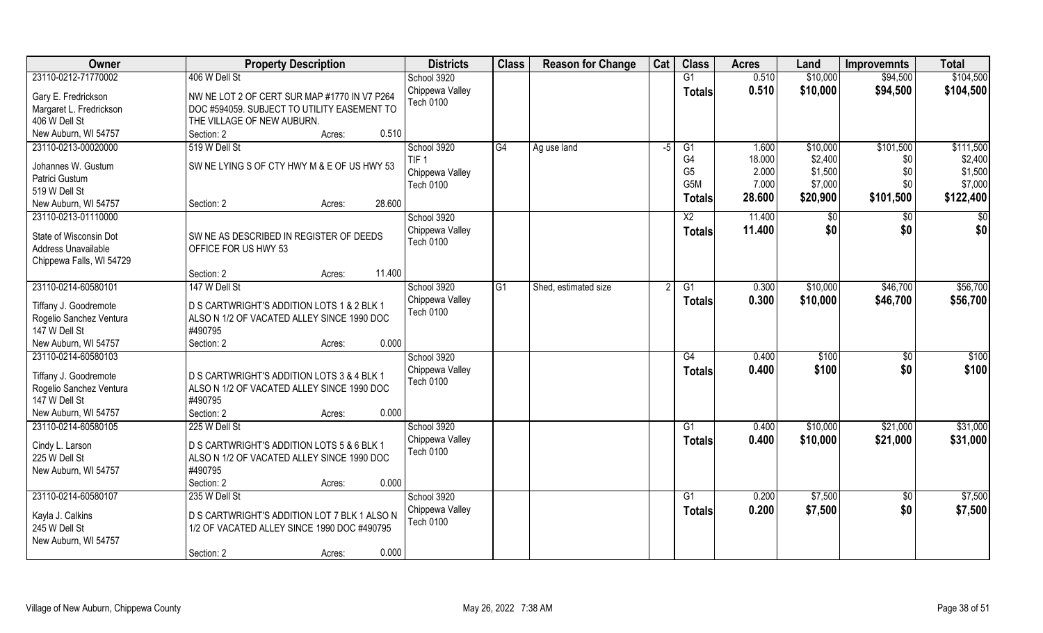| Owner | Property Description | Districts | Class | Reason for Change | Cat | Class | Acres | Land | Improvemnts | Total |
|---|---|---|---|---|---|---|---|---|---|---|
| 23110-0212-71770002<br>Gary E. Fredrickson<br>Margaret L. Fredrickson<br>406 W Dell St<br>New Auburn, WI 54757 | 406 W Dell St<br>NW NE LOT 2 OF CERT SUR MAP #1770 IN V7 P264 DOC #594059. SUBJECT TO UTILITY EASEMENT TO THE VILLAGE OF NEW AUBURN.<br>Section: 2 Acres: 0.510 | School 3920<br>Chippewa Valley<br>Tech 0100 | | | | G1<br>**Totals** | 0.510<br>**0.510** | $10,000<br>**$10,000** | $94,500<br>**$94,500** | $104,500<br>**$104,500** |
| 23110-0213-00020000<br>Johannes W. Gustum<br>Patrici Gustum<br>519 W Dell St<br>New Auburn, WI 54757 | 519 W Dell St<br>SW NE LYING S OF CTY HWY M & E OF US HWY 53<br>Section: 2 Acres: 28.600 | School 3920<br>TIF 1<br>Chippewa Valley<br>Tech 0100 | G4 | Ag use land | -5 | G1<br>G4<br>G5<br>G5M<br>**Totals** | 1.600<br>18.000<br>2.000<br>7.000<br>**28.600** | $10,000<br>$2,400<br>$1,500<br>$7,000<br>**$20,900** | $101,500<br>$0<br>$0<br>$0<br>**$101,500** | $111,500<br>$2,400<br>$1,500<br>$7,000<br>**$122,400** |
| 23110-0213-01110000<br>State of Wisconsin Dot<br>Address Unavailable<br>Chippewa Falls, WI 54729 | SW NE AS DESCRIBED IN REGISTER OF DEEDS OFFICE FOR US HWY 53<br>Section: 2 Acres: 11.400 | School 3920<br>Chippewa Valley<br>Tech 0100 | | | | X2<br>**Totals** | 11.400<br>**11.400** | $0<br>**$0** | $0<br>**$0** | $0<br>**$0** |
| 23110-0214-60580101<br>Tiffany J. Goodremote<br>Rogelio Sanchez Ventura<br>147 W Dell St<br>New Auburn, WI 54757 | 147 W Dell St<br>D S CARTWRIGHT'S ADDITION LOTS 1 & 2 BLK 1 ALSO N 1/2 OF VACATED ALLEY SINCE 1990 DOC #490795<br>Section: 2 Acres: 0.000 | School 3920<br>Chippewa Valley<br>Tech 0100 | G1 | Shed, estimated size | 2 | G1<br>**Totals** | 0.300<br>**0.300** | $10,000<br>**$10,000** | $46,700<br>**$46,700** | $56,700<br>**$56,700** |
| 23110-0214-60580103<br>Tiffany J. Goodremote<br>Rogelio Sanchez Ventura<br>147 W Dell St<br>New Auburn, WI 54757 | D S CARTWRIGHT'S ADDITION LOTS 3 & 4 BLK 1 ALSO N 1/2 OF VACATED ALLEY SINCE 1990 DOC #490795<br>Section: 2 Acres: 0.000 | School 3920<br>Chippewa Valley<br>Tech 0100 | | | | G4<br>**Totals** | 0.400<br>**0.400** | $100<br>**$100** | $0<br>**$0** | $100<br>**$100** |
| 23110-0214-60580105<br>Cindy L. Larson<br>225 W Dell St<br>New Auburn, WI 54757 | 225 W Dell St<br>D S CARTWRIGHT'S ADDITION LOTS 5 & 6 BLK 1 ALSO N 1/2 OF VACATED ALLEY SINCE 1990 DOC #490795<br>Section: 2 Acres: 0.000 | School 3920<br>Chippewa Valley<br>Tech 0100 | | | | G1<br>**Totals** | 0.400<br>**0.400** | $10,000<br>**$10,000** | $21,000<br>**$21,000** | $31,000<br>**$31,000** |
| 23110-0214-60580107<br>Kayla J. Calkins<br>245 W Dell St<br>New Auburn, WI 54757 | 235 W Dell St<br>D S CARTWRIGHT'S ADDITION LOT 7 BLK 1 ALSO N 1/2 OF VACATED ALLEY SINCE 1990 DOC #490795<br>Section: 2 Acres: 0.000 | School 3920<br>Chippewa Valley<br>Tech 0100 | | | | G1<br>**Totals** | 0.200<br>**0.200** | $7,500<br>**$7,500** | $0<br>**$0** | $7,500<br>**$7,500** |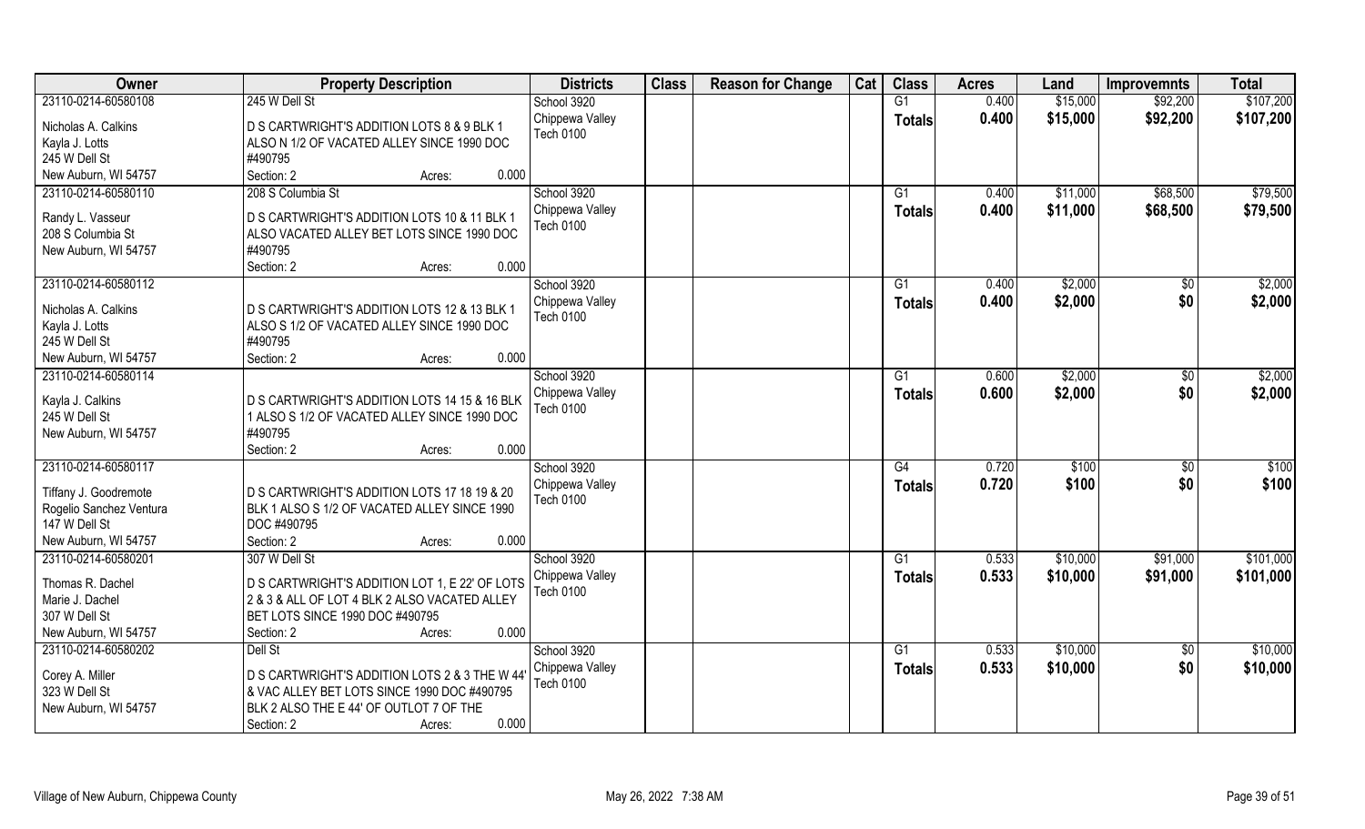| Owner | Property Description | Districts | Class | Reason for Change | Cat | Class | Acres | Land | Improvemnts | Total |
|---|---|---|---|---|---|---|---|---|---|---|
| 23110-0214-60580108<br>Nicholas A. Calkins<br>Kayla J. Lotts<br>245 W Dell St<br>New Auburn, WI 54757 | 245 W Dell St<br>D S CARTWRIGHT'S ADDITION LOTS 8 & 9 BLK 1 ALSO N 1/2 OF VACATED ALLEY SINCE 1990 DOC #490795<br>Section: 2 Acres: 0.000 | School 3920<br>Chippewa Valley<br>Tech 0100 | | | | G1<br>**Totals** | 0.400<br>**0.400** | $15,000<br>**$15,000** | $92,200<br>**$92,200** | $107,200<br>**$107,200** |
| 23110-0214-60580110<br>Randy L. Vasseur<br>208 S Columbia St<br>New Auburn, WI 54757 | 208 S Columbia St<br>D S CARTWRIGHT'S ADDITION LOTS 10 & 11 BLK 1 ALSO VACATED ALLEY BET LOTS SINCE 1990 DOC #490795<br>Section: 2 Acres: 0.000 | School 3920<br>Chippewa Valley<br>Tech 0100 | | | | G1<br>**Totals** | 0.400<br>**0.400** | $11,000<br>**$11,000** | $68,500<br>**$68,500** | $79,500<br>**$79,500** |
| 23110-0214-60580112<br>Nicholas A. Calkins<br>Kayla J. Lotts<br>245 W Dell St<br>New Auburn, WI 54757 | D S CARTWRIGHT'S ADDITION LOTS 12 & 13 BLK 1 ALSO S 1/2 OF VACATED ALLEY SINCE 1990 DOC #490795<br>Section: 2 Acres: 0.000 | School 3920<br>Chippewa Valley<br>Tech 0100 | | | | G1<br>**Totals** | 0.400<br>**0.400** | $2,000<br>**$2,000** | $0<br>**$0** | $2,000<br>**$2,000** |
| 23110-0214-60580114<br>Kayla J. Calkins<br>245 W Dell St<br>New Auburn, WI 54757 | D S CARTWRIGHT'S ADDITION LOTS 14 15 & 16 BLK 1 ALSO S 1/2 OF VACATED ALLEY SINCE 1990 DOC #490795<br>Section: 2 Acres: 0.000 | School 3920<br>Chippewa Valley<br>Tech 0100 | | | | G1<br>**Totals** | 0.600<br>**0.600** | $2,000<br>**$2,000** | $0<br>**$0** | $2,000<br>**$2,000** |
| 23110-0214-60580117<br>Tiffany J. Goodremote<br>Rogelio Sanchez Ventura<br>147 W Dell St<br>New Auburn, WI 54757 | D S CARTWRIGHT'S ADDITION LOTS 17 18 19 & 20 BLK 1 ALSO S 1/2 OF VACATED ALLEY SINCE 1990 DOC #490795<br>Section: 2 Acres: 0.000 | School 3920<br>Chippewa Valley<br>Tech 0100 | | | | G4<br>**Totals** | 0.720<br>**0.720** | $100<br>**$100** | $0<br>**$0** | $100<br>**$100** |
| 23110-0214-60580201<br>Thomas R. Dachel<br>Marie J. Dachel<br>307 W Dell St<br>New Auburn, WI 54757 | 307 W Dell St<br>D S CARTWRIGHT'S ADDITION LOT 1, E 22' OF LOTS 2 & 3 & ALL OF LOT 4 BLK 2 ALSO VACATED ALLEY BET LOTS SINCE 1990 DOC #490795<br>Section: 2 Acres: 0.000 | School 3920<br>Chippewa Valley<br>Tech 0100 | | | | G1<br>**Totals** | 0.533<br>**0.533** | $10,000<br>**$10,000** | $91,000<br>**$91,000** | $101,000<br>**$101,000** |
| 23110-0214-60580202<br>Corey A. Miller<br>323 W Dell St<br>New Auburn, WI 54757 | Dell St<br>D S CARTWRIGHT'S ADDITION LOTS 2 & 3 THE W 44' & VAC ALLEY BET LOTS SINCE 1990 DOC #490795 BLK 2 ALSO THE E 44' OF OUTLOT 7 OF THE<br>Section: 2 Acres: 0.000 | School 3920<br>Chippewa Valley<br>Tech 0100 | | | | G1<br>**Totals** | 0.533<br>**0.533** | $10,000<br>**$10,000** | $0<br>**$0** | $10,000<br>**$10,000** |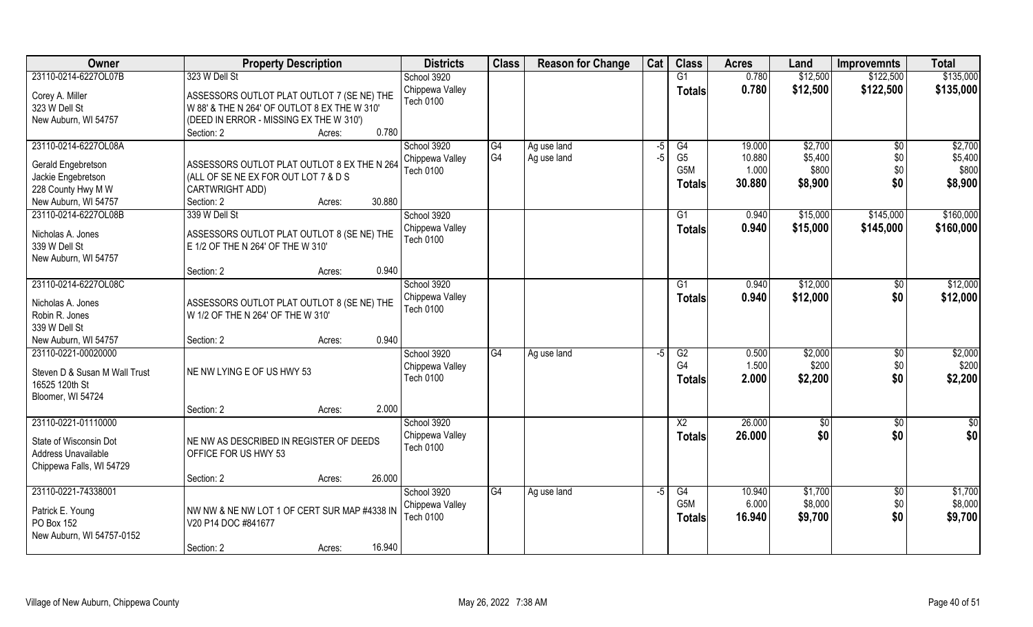| Owner | Property Description | Districts | Class | Reason for Change | Cat | Class | Acres | Land | Improvemnts | Total |
|---|---|---|---|---|---|---|---|---|---|---|
| 23110-0214-6227OL07B<br>Corey A. Miller<br>323 W Dell St<br>New Auburn, WI 54757 | 323 W Dell St<br>ASSESSORS OUTLOT PLAT OUTLOT 7 (SE NE) THE W 88' & THE N 264' OF OUTLOT 8 EX THE W 310' (DEED IN ERROR - MISSING EX THE W 310')<br>Section: 2 Acres: 0.780 | School 3920<br>Chippewa Valley<br>Tech 0100 | | | | G1<br>**Totals** | 0.780<br>**0.780** | $12,500<br>**$12,500** | $122,500<br>**$122,500** | $135,000<br>**$135,000** |
| 23110-0214-6227OL08A<br>Gerald Engebretson<br>Jackie Engebretson<br>228 County Hwy M W<br>New Auburn, WI 54757 | ASSESSORS OUTLOT PLAT OUTLOT 8 EX THE N 264 (ALL OF SE NE EX FOR OUT LOT 7 & D S CARTWRIGHT ADD)<br>Section: 2 Acres: 30.880 | School 3920<br>Chippewa Valley<br>Tech 0100 | G4<br>G4 | Ag use land<br>Ag use land | -5<br>-5 | G4<br>G5<br>G5M<br>**Totals** | 19.000<br>10.880<br>1.000<br>**30.880** | $2,700<br>$5,400<br>$800<br>**$8,900** | $0<br>$0<br>$0<br>**$0** | $2,700<br>$5,400<br>$800<br>**$8,900** |
| 23110-0214-6227OL08B<br>Nicholas A. Jones<br>339 W Dell St<br>New Auburn, WI 54757 | 339 W Dell St<br>ASSESSORS OUTLOT PLAT OUTLOT 8 (SE NE) THE E 1/2 OF THE N 264' OF THE W 310'<br>Section: 2 Acres: 0.940 | School 3920<br>Chippewa Valley<br>Tech 0100 | | | | G1<br>**Totals** | 0.940<br>**0.940** | $15,000<br>**$15,000** | $145,000<br>**$145,000** | $160,000<br>**$160,000** |
| 23110-0214-6227OL08C<br>Nicholas A. Jones<br>Robin R. Jones<br>339 W Dell St<br>New Auburn, WI 54757 | ASSESSORS OUTLOT PLAT OUTLOT 8 (SE NE) THE W 1/2 OF THE N 264' OF THE W 310'<br>Section: 2 Acres: 0.940 | School 3920<br>Chippewa Valley<br>Tech 0100 | | | | G1<br>**Totals** | 0.940<br>**0.940** | $12,000<br>**$12,000** | $0<br>**$0** | $12,000<br>**$12,000** |
| 23110-0221-00020000<br>Steven D & Susan M Wall Trust<br>16525 120th St<br>Bloomer, WI 54724 | NE NW LYING E OF US HWY 53<br>Section: 2 Acres: 2.000 | School 3920<br>Chippewa Valley<br>Tech 0100 | G4 | Ag use land | -5 | G2<br>G4<br>**Totals** | 0.500<br>1.500<br>**2.000** | $2,000<br>$200<br>**$2,200** | $0<br>$0<br>**$0** | $2,000<br>$200<br>**$2,200** |
| 23110-0221-01110000<br>State of Wisconsin Dot<br>Address Unavailable<br>Chippewa Falls, WI 54729 | NE NW AS DESCRIBED IN REGISTER OF DEEDS OFFICE FOR US HWY 53<br>Section: 2 Acres: 26.000 | School 3920<br>Chippewa Valley<br>Tech 0100 | | | | X2<br>**Totals** | 26.000<br>**26.000** | $0<br>**$0** | $0<br>**$0** | $0<br>**$0** |
| 23110-0221-74338001<br>Patrick E. Young<br>PO Box 152<br>New Auburn, WI 54757-0152 | NW NW & NE NW LOT 1 OF CERT SUR MAP #4338 IN V20 P14 DOC #841677<br>Section: 2 Acres: 16.940 | School 3920<br>Chippewa Valley<br>Tech 0100 | G4 | Ag use land | -5 | G4<br>G5M<br>**Totals** | 10.940<br>6.000<br>**16.940** | $1,700<br>$8,000<br>**$9,700** | $0<br>$0<br>**$0** | $1,700<br>$8,000<br>**$9,700** |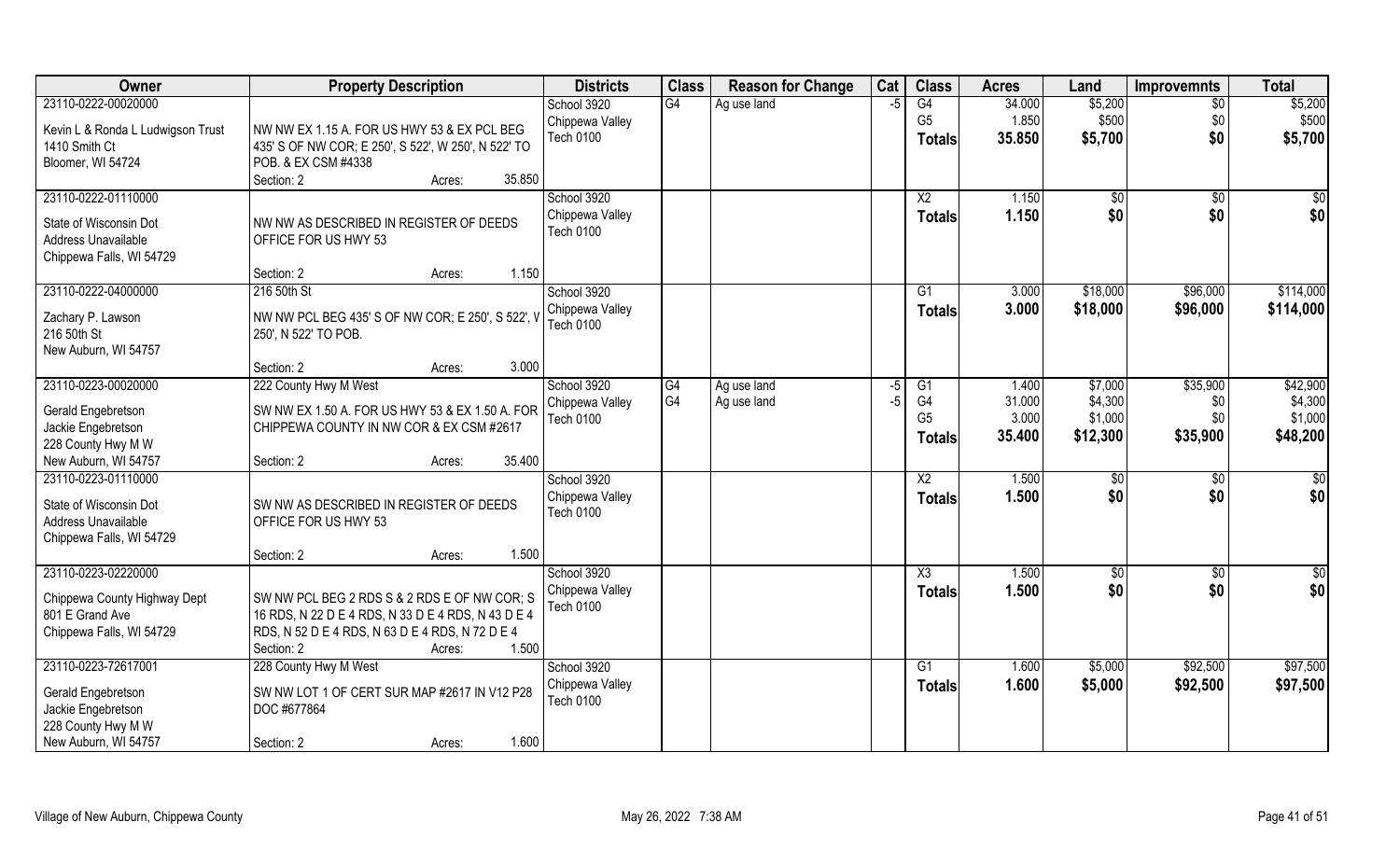| Owner | Property Description | Districts | Class | Reason for Change | Cat | Class | Acres | Land | Improvemnts | Total |
|---|---|---|---|---|---|---|---|---|---|---|
| 23110-0222-00020000<br>Kevin L & Ronda L Ludwigson Trust<br>1410 Smith Ct<br>Bloomer, WI 54724 | NW NW EX 1.15 A. FOR US HWY 53 & EX PCL BEG 435' S OF NW COR; E 250', S 522', W 250', N 522' TO POB. & EX CSM #4338<br>Section: 2 Acres: 35.850 | School 3920<br>Chippewa Valley<br>Tech 0100 | G4 | Ag use land | -5 | G4<br>G5<br>**Totals** | 34.000<br>1.850<br>**35.850** | $5,200<br>$500<br>**$5,700** | $0<br>$0<br>**$0** | $5,200<br>$500<br>**$5,700** |
| 23110-0222-01110000<br>State of Wisconsin Dot<br>Address Unavailable<br>Chippewa Falls, WI 54729 | NW NW AS DESCRIBED IN REGISTER OF DEEDS OFFICE FOR US HWY 53<br>Section: 2 Acres: 1.150 | School 3920<br>Chippewa Valley<br>Tech 0100 | | | | X2<br>**Totals** | 1.150<br>**1.150** | $0<br>**$0** | $0<br>**$0** | $0<br>**$0** |
| 23110-0222-04000000<br>216 50th St<br>Zachary P. Lawson<br>216 50th St<br>New Auburn, WI 54757 | NW NW PCL BEG 435' S OF NW COR; E 250', S 522', W 250', N 522' TO POB.<br>Section: 2 Acres: 3.000 | School 3920<br>Chippewa Valley<br>Tech 0100 | | | | G1<br>**Totals** | 3.000<br>**3.000** | $18,000<br>**$18,000** | $96,000<br>**$96,000** | $114,000<br>**$114,000** |
| 23110-0223-00020000<br>222 County Hwy M West<br>Gerald Engebretson<br>Jackie Engebretson<br>228 County Hwy M W<br>New Auburn, WI 54757 | SW NW EX 1.50 A. FOR US HWY 53 & EX 1.50 A. FOR CHIPPEWA COUNTY IN NW COR & EX CSM #2617<br>Section: 2 Acres: 35.400 | School 3920<br>Chippewa Valley<br>Tech 0100 | G4<br>G4 | Ag use land<br>Ag use land | -5<br>-5 | G1<br>G4<br>G5<br>**Totals** | 1.400<br>31.000<br>3.000<br>**35.400** | $7,000<br>$4,300<br>$1,000<br>**$12,300** | $35,900<br>$0<br>$0<br>**$35,900** | $42,900<br>$4,300<br>$1,000<br>**$48,200** |
| 23110-0223-01110000<br>State of Wisconsin Dot<br>Address Unavailable<br>Chippewa Falls, WI 54729 | SW NW AS DESCRIBED IN REGISTER OF DEEDS OFFICE FOR US HWY 53<br>Section: 2 Acres: 1.500 | School 3920<br>Chippewa Valley<br>Tech 0100 | | | | X2<br>**Totals** | 1.500<br>**1.500** | $0<br>**$0** | $0<br>**$0** | $0<br>**$0** |
| 23110-0223-02220000<br>Chippewa County Highway Dept<br>801 E Grand Ave<br>Chippewa Falls, WI 54729 | SW NW PCL BEG 2 RDS S & 2 RDS E OF NW COR; S 16 RDS, N 22 D E 4 RDS, N 33 D E 4 RDS, N 43 D E 4 RDS, N 52 D E 4 RDS, N 63 D E 4 RDS, N 72 D E 4<br>Section: 2 Acres: 1.500 | School 3920<br>Chippewa Valley<br>Tech 0100 | | | | X3<br>**Totals** | 1.500<br>**1.500** | $0<br>**$0** | $0<br>**$0** | $0<br>**$0** |
| 23110-0223-72617001<br>228 County Hwy M West<br>Gerald Engebretson<br>Jackie Engebretson<br>228 County Hwy M W<br>New Auburn, WI 54757 | SW NW LOT 1 OF CERT SUR MAP #2617 IN V12 P28 DOC #677864<br>Section: 2 Acres: 1.600 | School 3920<br>Chippewa Valley<br>Tech 0100 | | | | G1<br>**Totals** | 1.600<br>**1.600** | $5,000<br>**$5,000** | $92,500<br>**$92,500** | $97,500<br>**$97,500** |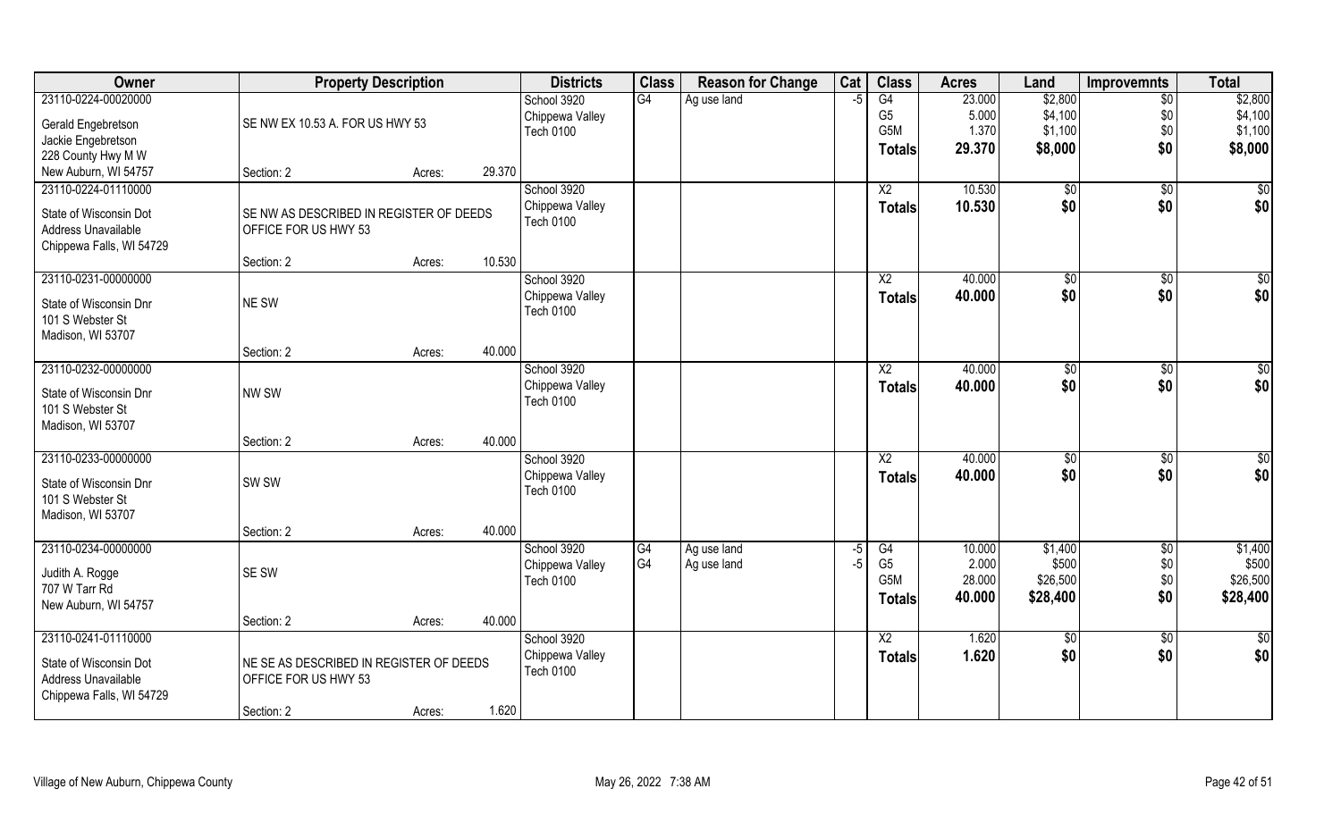| Owner | Property Description | | | Districts | Class | Reason for Change | Cat | Class | Acres | Land | Improvemnts | Total |
|---|---|---|---|---|---|---|---|---|---|---|---|---|
| 23110-0224-00020000 | | | | School 3920 | G4 | Ag use land | -5 | G4 | 23.000 | $2,800 | $0 | $2,800 |
| Gerald Engebretson | SE NW EX 10.53 A. FOR US HWY 53 | | | Chippewa Valley | | | | G5 | 5.000 | $4,100 | $0 | $4,100 |
| Jackie Engebretson | | | | Tech 0100 | | | | G5M | 1.370 | $1,100 | $0 | $1,100 |
| 228 County Hwy M W | | | | | | | | **Totals** | **29.370** | **$8,000** | **$0** | **$8,000** |
| New Auburn, WI 54757 | Section: 2 | Acres: | 29.370 | | | | | | | | | |
| 23110-0224-01110000 | | | | School 3920 | | | | X2 | 10.530 | $0 | $0 | $0 |
| State of Wisconsin Dot | SE NW AS DESCRIBED IN REGISTER OF DEEDS | | | Chippewa Valley | | | | **Totals** | **10.530** | **$0** | **$0** | **$0** |
| Address Unavailable | OFFICE FOR US HWY 53 | | | Tech 0100 | | | | | | | | |
| Chippewa Falls, WI 54729 | | | | | | | | | | | | |
| | Section: 2 | Acres: | 10.530 | | | | | | | | | |
| 23110-0231-00000000 | | | | School 3920 | | | | X2 | 40.000 | $0 | $0 | $0 |
| State of Wisconsin Dnr | NE SW | | | Chippewa Valley | | | | **Totals** | **40.000** | **$0** | **$0** | **$0** |
| 101 S Webster St | | | | Tech 0100 | | | | | | | | |
| Madison, WI 53707 | | | | | | | | | | | | |
| | Section: 2 | Acres: | 40.000 | | | | | | | | | |
| 23110-0232-00000000 | | | | School 3920 | | | | X2 | 40.000 | $0 | $0 | $0 |
| State of Wisconsin Dnr | NW SW | | | Chippewa Valley | | | | **Totals** | **40.000** | **$0** | **$0** | **$0** |
| 101 S Webster St | | | | Tech 0100 | | | | | | | | |
| Madison, WI 53707 | | | | | | | | | | | | |
| | Section: 2 | Acres: | 40.000 | | | | | | | | | |
| 23110-0233-00000000 | | | | School 3920 | | | | X2 | 40.000 | $0 | $0 | $0 |
| State of Wisconsin Dnr | SW SW | | | Chippewa Valley | | | | **Totals** | **40.000** | **$0** | **$0** | **$0** |
| 101 S Webster St | | | | Tech 0100 | | | | | | | | |
| Madison, WI 53707 | | | | | | | | | | | | |
| | Section: 2 | Acres: | 40.000 | | | | | | | | | |
| 23110-0234-00000000 | | | | School 3920 | G4 | Ag use land | -5 | G4 | 10.000 | $1,400 | $0 | $1,400 |
| Judith A. Rogge | SE SW | | | Chippewa Valley | G4 | Ag use land | -5 | G5 | 2.000 | $500 | $0 | $500 |
| 707 W Tarr Rd | | | | Tech 0100 | | | | G5M | 28.000 | $26,500 | $0 | $26,500 |
| New Auburn, WI 54757 | | | | | | | | **Totals** | **40.000** | **$28,400** | **$0** | **$28,400** |
| | Section: 2 | Acres: | 40.000 | | | | | | | | | |
| 23110-0241-01110000 | | | | School 3920 | | | | X2 | 1.620 | $0 | $0 | $0 |
| State of Wisconsin Dot | NE SE AS DESCRIBED IN REGISTER OF DEEDS | | | Chippewa Valley | | | | **Totals** | **1.620** | **$0** | **$0** | **$0** |
| Address Unavailable | OFFICE FOR US HWY 53 | | | Tech 0100 | | | | | | | | |
| Chippewa Falls, WI 54729 | | | | | | | | | | | | |
| | Section: 2 | Acres: | 1.620 | | | | | | | | | |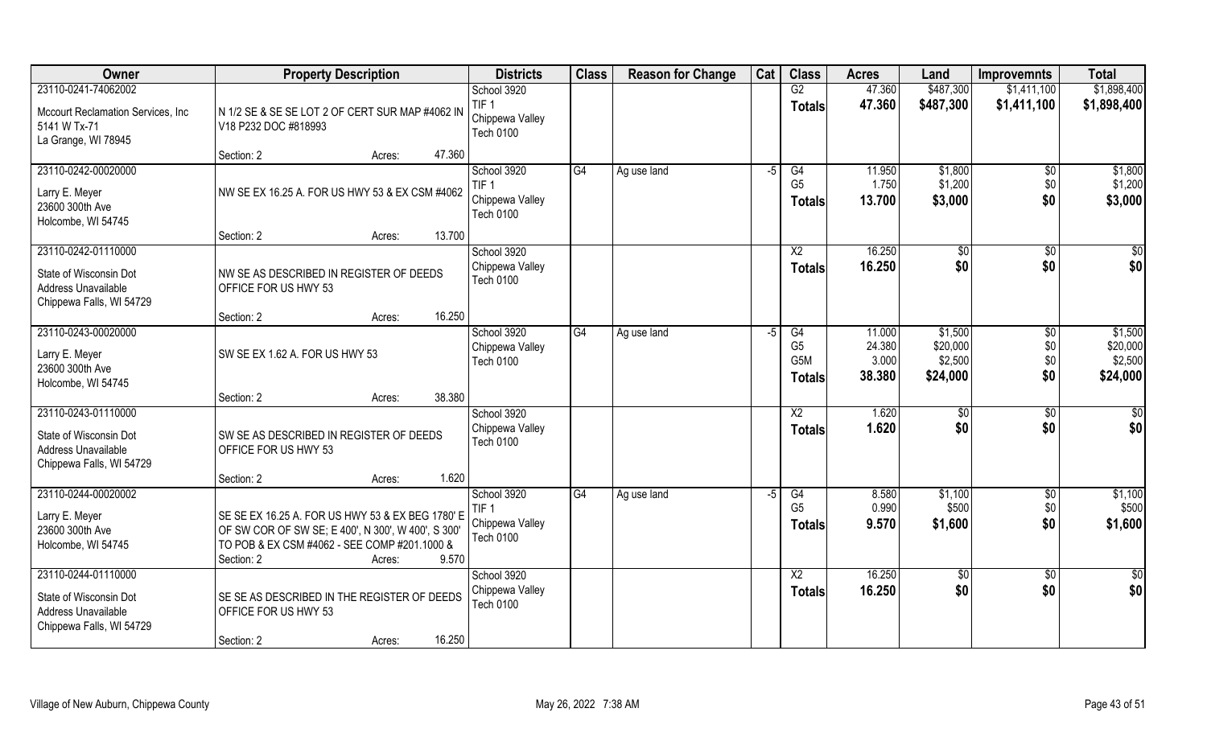| Owner | Property Description | Districts | Class | Reason for Change | Cat | Class | Acres | Land | Improvemnts | Total |
|---|---|---|---|---|---|---|---|---|---|---|
| 23110-0241-74062002<br>Mccourt Reclamation Services, Inc<br>5141 W Tx-71<br>La Grange, WI 78945 | N 1/2 SE & SE SE LOT 2 OF CERT SUR MAP #4062 IN V18 P232 DOC #818993<br>Section: 2 Acres: 47.360 | School 3920<br>TIF 1<br>Chippewa Valley<br>Tech 0100 | | | | G2<br>**Totals** | 47.360<br>**47.360** | $487,300<br>**$487,300** | $1,411,100<br>**$1,411,100** | $1,898,400<br>**$1,898,400** |
| 23110-0242-00020000<br>Larry E. Meyer<br>23600 300th Ave<br>Holcombe, WI 54745 | NW SE EX 16.25 A. FOR US HWY 53 & EX CSM #4062<br>Section: 2 Acres: 13.700 | School 3920<br>TIF 1<br>Chippewa Valley<br>Tech 0100 | G4 | Ag use land | -5 | G4<br>G5<br>**Totals** | 11.950<br>1.750<br>**13.700** | $1,800<br>$1,200<br>**$3,000** | $0<br>$0<br>**$0** | $1,800<br>$1,200<br>**$3,000** |
| 23110-0242-01110000<br>State of Wisconsin Dot<br>Address Unavailable<br>Chippewa Falls, WI 54729 | NW SE AS DESCRIBED IN REGISTER OF DEEDS OFFICE FOR US HWY 53<br>Section: 2 Acres: 16.250 | School 3920<br>Chippewa Valley<br>Tech 0100 | | | | X2<br>**Totals** | 16.250<br>**16.250** | $0<br>**$0** | $0<br>**$0** | $0<br>**$0** |
| 23110-0243-00020000<br>Larry E. Meyer<br>23600 300th Ave<br>Holcombe, WI 54745 | SW SE EX 1.62 A. FOR US HWY 53<br>Section: 2 Acres: 38.380 | School 3920<br>Chippewa Valley<br>Tech 0100 | G4 | Ag use land | -5 | G4<br>G5<br>G5M<br>**Totals** | 11.000<br>24.380<br>3.000<br>**38.380** | $1,500<br>$20,000<br>$2,500<br>**$24,000** | $0<br>$0<br>$0<br>**$0** | $1,500<br>$20,000<br>$2,500<br>**$24,000** |
| 23110-0243-01110000<br>State of Wisconsin Dot<br>Address Unavailable<br>Chippewa Falls, WI 54729 | SW SE AS DESCRIBED IN REGISTER OF DEEDS OFFICE FOR US HWY 53<br>Section: 2 Acres: 1.620 | School 3920<br>Chippewa Valley<br>Tech 0100 | | | | X2<br>**Totals** | 1.620<br>**1.620** | $0<br>**$0** | $0<br>**$0** | $0<br>**$0** |
| 23110-0244-00020002<br>Larry E. Meyer<br>23600 300th Ave<br>Holcombe, WI 54745 | SE SE EX 16.25 A. FOR US HWY 53 & EX BEG 1780' E OF SW COR OF SW SE; E 400', N 300', W 400', S 300' TO POB & EX CSM #4062 - SEE COMP #201.1000 &<br>Section: 2 Acres: 9.570 | School 3920<br>TIF 1<br>Chippewa Valley<br>Tech 0100 | G4 | Ag use land | -5 | G4<br>G5<br>**Totals** | 8.580<br>0.990<br>**9.570** | $1,100<br>$500<br>**$1,600** | $0<br>$0<br>**$0** | $1,100<br>$500<br>**$1,600** |
| 23110-0244-01110000<br>State of Wisconsin Dot<br>Address Unavailable<br>Chippewa Falls, WI 54729 | SE SE AS DESCRIBED IN THE REGISTER OF DEEDS OFFICE FOR US HWY 53<br>Section: 2 Acres: 16.250 | School 3920<br>Chippewa Valley<br>Tech 0100 | | | | X2<br>**Totals** | 16.250<br>**16.250** | $0<br>**$0** | $0<br>**$0** | $0<br>**$0** |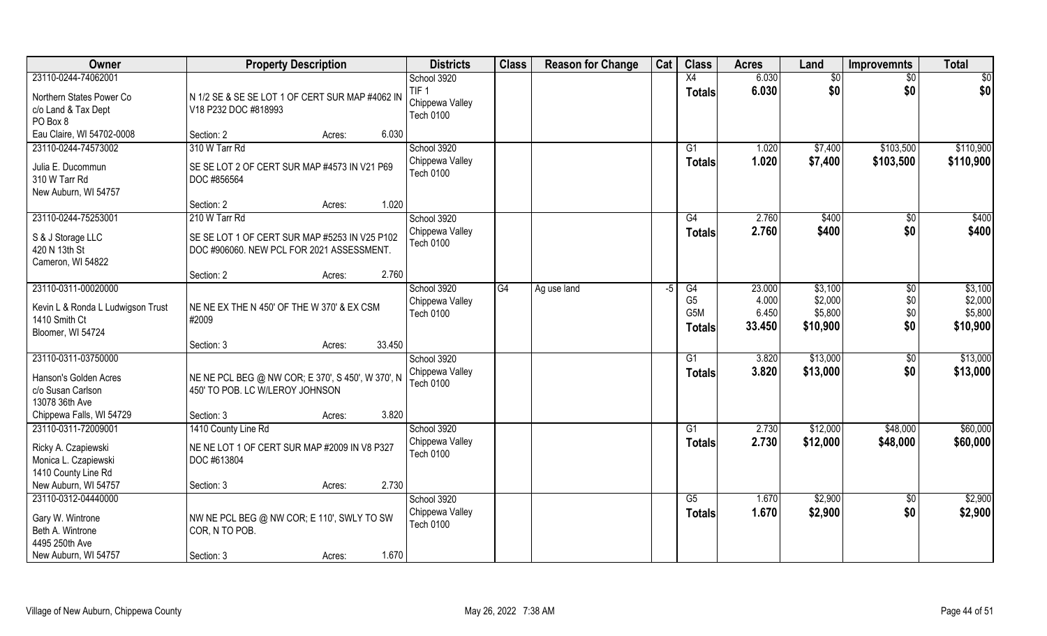| Owner | Property Description | Districts | Class | Reason for Change | Cat | Class | Acres | Land | Improvemnts | Total |
|---|---|---|---|---|---|---|---|---|---|---|
| 23110-0244-74062001<br>Northern States Power Co<br>c/o Land & Tax Dept<br>PO Box 8<br>Eau Claire, WI 54702-0008 | N 1/2 SE & SE SE LOT 1 OF CERT SUR MAP #4062 IN V18 P232 DOC #818993<br>Section: 2 Acres: 6.030 | School 3920<br>TIF 1<br>Chippewa Valley<br>Tech 0100 | | | | X4<br>**Totals** | 6.030<br>**6.030** | $0<br>**$0** | $0<br>**$0** | $0<br>**$0** |
| 23110-0244-74573002<br>Julia E. Ducommun<br>310 W Tarr Rd<br>New Auburn, WI 54757 | 310 W Tarr Rd<br>SE SE LOT 2 OF CERT SUR MAP #4573 IN V21 P69 DOC #856564<br>Section: 2 Acres: 1.020 | School 3920<br>Chippewa Valley<br>Tech 0100 | | | | G1<br>**Totals** | 1.020<br>**1.020** | $7,400<br>**$7,400** | $103,500<br>**$103,500** | $110,900<br>**$110,900** |
| 23110-0244-75253001<br>S & J Storage LLC<br>420 N 13th St<br>Cameron, WI 54822 | 210 W Tarr Rd<br>SE SE LOT 1 OF CERT SUR MAP #5253 IN V25 P102 DOC #906060. NEW PCL FOR 2021 ASSESSMENT.<br>Section: 2 Acres: 2.760 | School 3920<br>Chippewa Valley<br>Tech 0100 | | | | G4<br>**Totals** | 2.760<br>**2.760** | $400<br>**$400** | $0<br>**$0** | $400<br>**$400** |
| 23110-0311-00020000<br>Kevin L & Ronda L Ludwigson Trust<br>1410 Smith Ct<br>Bloomer, WI 54724 | NE NE EX THE N 450' OF THE W 370' & EX CSM #2009<br>Section: 3 Acres: 33.450 | School 3920<br>Chippewa Valley<br>Tech 0100 | G4 | Ag use land | -5 | G4<br>G5<br>G5M<br>**Totals** | 23.000<br>4.000<br>6.450<br>**33.450** | $3,100<br>$2,000<br>$5,800<br>**$10,900** | $0<br>$0<br>$0<br>**$0** | $3,100<br>$2,000<br>$5,800<br>**$10,900** |
| 23110-0311-03750000<br>Hanson's Golden Acres<br>c/o Susan Carlson<br>13078 36th Ave<br>Chippewa Falls, WI 54729 | NE NE PCL BEG @ NW COR; E 370', S 450', W 370', N 450' TO POB. LC W/LEROY JOHNSON<br>Section: 3 Acres: 3.820 | School 3920<br>Chippewa Valley<br>Tech 0100 | | | | G1<br>**Totals** | 3.820<br>**3.820** | $13,000<br>**$13,000** | $0<br>**$0** | $13,000<br>**$13,000** |
| 23110-0311-72009001<br>Ricky A. Czapiewski<br>Monica L. Czapiewski<br>1410 County Line Rd<br>New Auburn, WI 54757 | 1410 County Line Rd<br>NE NE LOT 1 OF CERT SUR MAP #2009 IN V8 P327 DOC #613804<br>Section: 3 Acres: 2.730 | School 3920<br>Chippewa Valley<br>Tech 0100 | | | | G1<br>**Totals** | 2.730<br>**2.730** | $12,000<br>**$12,000** | $48,000<br>**$48,000** | $60,000<br>**$60,000** |
| 23110-0312-04440000<br>Gary W. Wintrone<br>Beth A. Wintrone<br>4495 250th Ave<br>New Auburn, WI 54757 | NW NE PCL BEG @ NW COR; E 110', SWLY TO SW COR, N TO POB.<br>Section: 3 Acres: 1.670 | School 3920<br>Chippewa Valley<br>Tech 0100 | | | | G5<br>**Totals** | 1.670<br>**1.670** | $2,900<br>**$2,900** | $0<br>**$0** | $2,900<br>**$2,900** |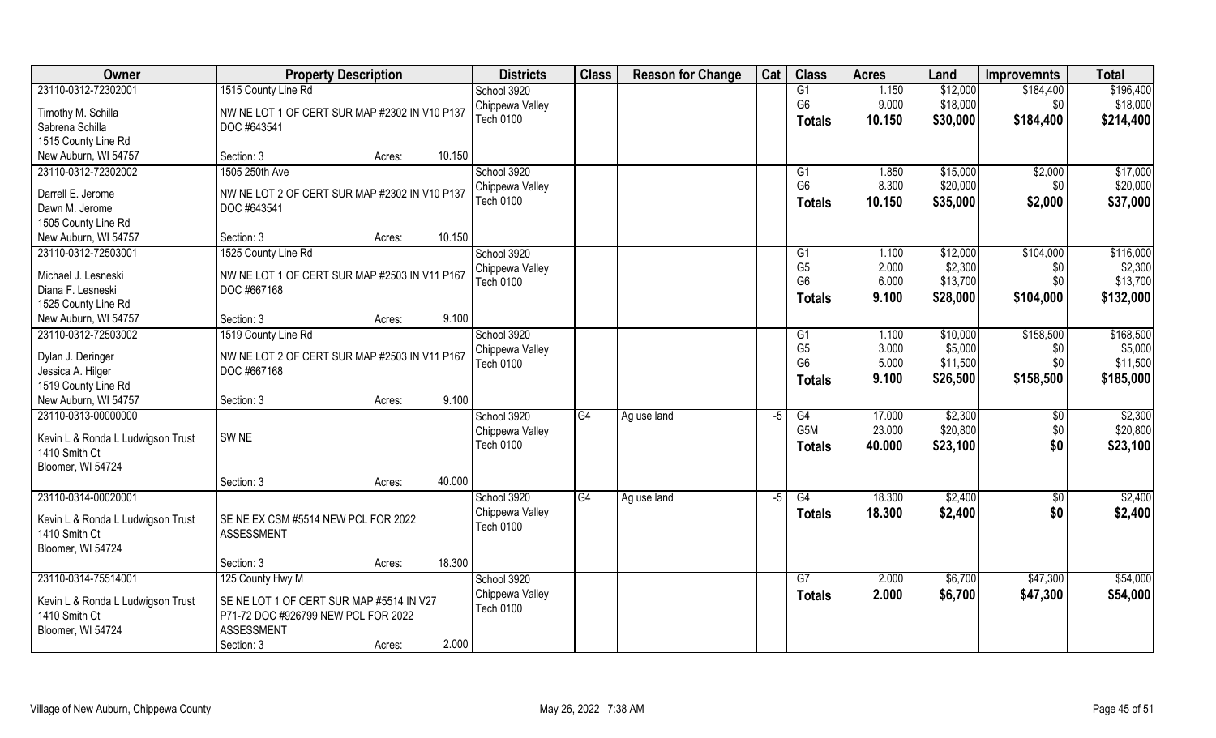| Owner | Property Description | Districts | Class | Reason for Change | Cat | Class | Acres | Land | Improvemnts | Total |
|---|---|---|---|---|---|---|---|---|---|---|
| 23110-0312-72302001<br>Timothy M. Schilla<br>Sabrena Schilla<br>1515 County Line Rd<br>New Auburn, WI 54757 | 1515 County Line Rd<br>NW NE LOT 1 OF CERT SUR MAP #2302 IN V10 P137 DOC #643541<br>Section: 3 Acres: 10.150 | School 3920<br>Chippewa Valley<br>Tech 0100 | | | | G1<br>G6<br>**Totals** | 1.150<br>9.000<br>**10.150** | \$12,000<br>\$18,000<br>**\$30,000** | \$184,400<br>\$0<br>**\$184,400** | \$196,400<br>\$18,000<br>**\$214,400** |
| 23110-0312-72302002<br>Darrell E. Jerome<br>Dawn M. Jerome<br>1505 County Line Rd<br>New Auburn, WI 54757 | 1505 250th Ave<br>NW NE LOT 2 OF CERT SUR MAP #2302 IN V10 P137 DOC #643541<br>Section: 3 Acres: 10.150 | School 3920<br>Chippewa Valley<br>Tech 0100 | | | | G1<br>G6<br>**Totals** | 1.850<br>8.300<br>**10.150** | \$15,000<br>\$20,000<br>**\$35,000** | \$2,000<br>\$0<br>**\$2,000** | \$17,000<br>\$20,000<br>**\$37,000** |
| 23110-0312-72503001<br>Michael J. Lesneski<br>Diana F. Lesneski<br>1525 County Line Rd<br>New Auburn, WI 54757 | 1525 County Line Rd<br>NW NE LOT 1 OF CERT SUR MAP #2503 IN V11 P167 DOC #667168<br>Section: 3 Acres: 9.100 | School 3920<br>Chippewa Valley<br>Tech 0100 | | | | G1<br>G5<br>G6<br>**Totals** | 1.100<br>2.000<br>6.000<br>**9.100** | \$12,000<br>\$2,300<br>\$13,700<br>**\$28,000** | \$104,000<br>\$0<br>\$0<br>**\$104,000** | \$116,000<br>\$2,300<br>\$13,700<br>**\$132,000** |
| 23110-0312-72503002<br>Dylan J. Deringer<br>Jessica A. Hilger<br>1519 County Line Rd<br>New Auburn, WI 54757 | 1519 County Line Rd<br>NW NE LOT 2 OF CERT SUR MAP #2503 IN V11 P167 DOC #667168<br>Section: 3 Acres: 9.100 | School 3920<br>Chippewa Valley<br>Tech 0100 | | | | G1<br>G5<br>G6<br>**Totals** | 1.100<br>3.000<br>5.000<br>**9.100** | \$10,000<br>\$5,000<br>\$11,500<br>**\$26,500** | \$158,500<br>\$0<br>\$0<br>**\$158,500** | \$168,500<br>\$5,000<br>\$11,500<br>**\$185,000** |
| 23110-0313-00000000<br>Kevin L & Ronda L Ludwigson Trust<br>1410 Smith Ct<br>Bloomer, WI 54724 | SW NE<br>Section: 3 Acres: 40.000 | School 3920<br>Chippewa Valley<br>Tech 0100 | G4 | Ag use land | -5 | G4<br>G5M<br>**Totals** | 17.000<br>23.000<br>**40.000** | \$2,300<br>\$20,800<br>**\$23,100** | \$0<br>\$0<br>**\$0** | \$2,300<br>\$20,800<br>**\$23,100** |
| 23110-0314-00020001<br>Kevin L & Ronda L Ludwigson Trust<br>1410 Smith Ct<br>Bloomer, WI 54724 | SE NE EX CSM #5514 NEW PCL FOR 2022 ASSESSMENT<br>Section: 3 Acres: 18.300 | School 3920<br>Chippewa Valley<br>Tech 0100 | G4 | Ag use land | -5 | G4<br>**Totals** | 18.300<br>**18.300** | \$2,400<br>**\$2,400** | \$0<br>**\$0** | \$2,400<br>**\$2,400** |
| 23110-0314-75514001<br>Kevin L & Ronda L Ludwigson Trust<br>1410 Smith Ct<br>Bloomer, WI 54724 | 125 County Hwy M<br>SE NE LOT 1 OF CERT SUR MAP #5514 IN V27 P71-72 DOC #926799 NEW PCL FOR 2022 ASSESSMENT<br>Section: 3 Acres: 2.000 | School 3920<br>Chippewa Valley<br>Tech 0100 | | | | G7<br>**Totals** | 2.000<br>**2.000** | \$6,700<br>**\$6,700** | \$47,300<br>**\$47,300** | \$54,000<br>**\$54,000** |

Village of New Auburn, Chippewa County — May 26, 2022 7:38 AM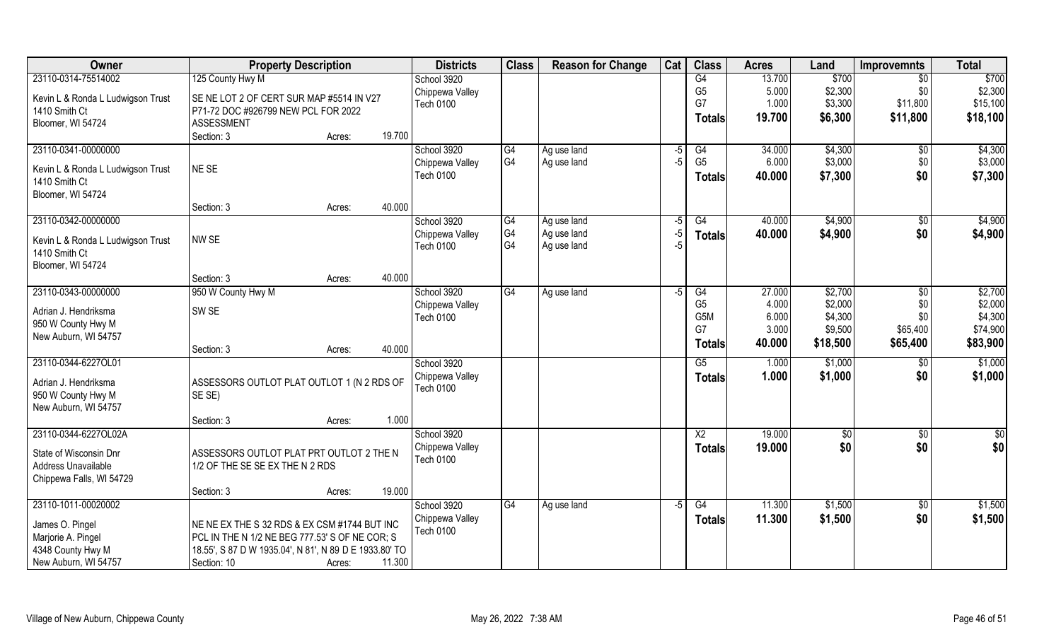| Owner | Property Description | Districts | Class | Reason for Change | Cat | Class | Acres | Land | Improvemnts | Total |
|---|---|---|---|---|---|---|---|---|---|---|
| 23110-0314-75514002<br>Kevin L & Ronda L Ludwigson Trust<br>1410 Smith Ct<br>Bloomer, WI 54724 | 125 County Hwy M<br>SE NE LOT 2 OF CERT SUR MAP #5514 IN V27 P71-72 DOC #926799 NEW PCL FOR 2022 ASSESSMENT<br>Section: 3 Acres: 19.700 | School 3920<br>Chippewa Valley<br>Tech 0100 | | | | G4<br>G5<br>G7<br>**Totals** | 13.700<br>5.000<br>1.000<br>**19.700** | $700<br>$2,300<br>$3,300<br>**$6,300** | $0<br>$0<br>$11,800<br>**$11,800** | $700<br>$2,300<br>$15,100<br>**$18,100** |
| 23110-0341-00000000<br>Kevin L & Ronda L Ludwigson Trust<br>1410 Smith Ct<br>Bloomer, WI 54724 | NE SE<br>Section: 3 Acres: 40.000 | School 3920<br>Chippewa Valley<br>Tech 0100 | G4<br>G4 | Ag use land<br>Ag use land | -5<br>-5 | G4<br>G5<br>**Totals** | 34.000<br>6.000<br>**40.000** | $4,300<br>$3,000<br>**$7,300** | $0<br>$0<br>**$0** | $4,300<br>$3,000<br>**$7,300** |
| 23110-0342-00000000<br>Kevin L & Ronda L Ludwigson Trust<br>1410 Smith Ct<br>Bloomer, WI 54724 | NW SE<br>Section: 3 Acres: 40.000 | School 3920<br>Chippewa Valley<br>Tech 0100 | G4<br>G4<br>G4 | Ag use land<br>Ag use land<br>Ag use land | -5<br>-5<br>-5 | G4<br>**Totals** | 40.000<br>**40.000** | $4,900<br>**$4,900** | $0<br>**$0** | $4,900<br>**$4,900** |
| 23110-0343-00000000<br>Adrian J. Hendriksma<br>950 W County Hwy M<br>New Auburn, WI 54757 | 950 W County Hwy M<br>SW SE<br>Section: 3 Acres: 40.000 | School 3920<br>Chippewa Valley<br>Tech 0100 | G4 | Ag use land | -5 | G4<br>G5<br>G5M<br>G7<br>**Totals** | 27.000<br>4.000<br>6.000<br>3.000<br>**40.000** | $2,700<br>$2,000<br>$4,300<br>$9,500<br>**$18,500** | $0<br>$0<br>$0<br>$65,400<br>**$65,400** | $2,700<br>$2,000<br>$4,300<br>$74,900<br>**$83,900** |
| 23110-0344-6227OL01<br>Adrian J. Hendriksma<br>950 W County Hwy M<br>New Auburn, WI 54757 | ASSESSORS OUTLOT PLAT OUTLOT 1 (N 2 RDS OF SE SE)<br>Section: 3 Acres: 1.000 | School 3920<br>Chippewa Valley<br>Tech 0100 | | | | G5<br>**Totals** | 1.000<br>**1.000** | $1,000<br>**$1,000** | $0<br>**$0** | $1,000<br>**$1,000** |
| 23110-0344-6227OL02A<br>State of Wisconsin Dnr<br>Address Unavailable<br>Chippewa Falls, WI 54729 | ASSESSORS OUTLOT PLAT PRT OUTLOT 2 THE N 1/2 OF THE SE SE EX THE N 2 RDS<br>Section: 3 Acres: 19.000 | School 3920<br>Chippewa Valley<br>Tech 0100 | | | | X2<br>**Totals** | 19.000<br>**19.000** | $0<br>**$0** | $0<br>**$0** | $0<br>**$0** |
| 23110-1011-00020002<br>James O. Pingel<br>Marjorie A. Pingel<br>4348 County Hwy M<br>New Auburn, WI 54757 | NE NE EX THE S 32 RDS & EX CSM #1744 BUT INC PCL IN THE N 1/2 NE BEG 777.53' S OF NE COR; S 18.55', S 87 D W 1935.04', N 81', N 89 D E 1933.80' TO<br>Section: 10 Acres: 11.300 | School 3920<br>Chippewa Valley<br>Tech 0100 | G4 | Ag use land | -5 | G4<br>**Totals** | 11.300<br>**11.300** | $1,500<br>**$1,500** | $0<br>**$0** | $1,500<br>**$1,500** |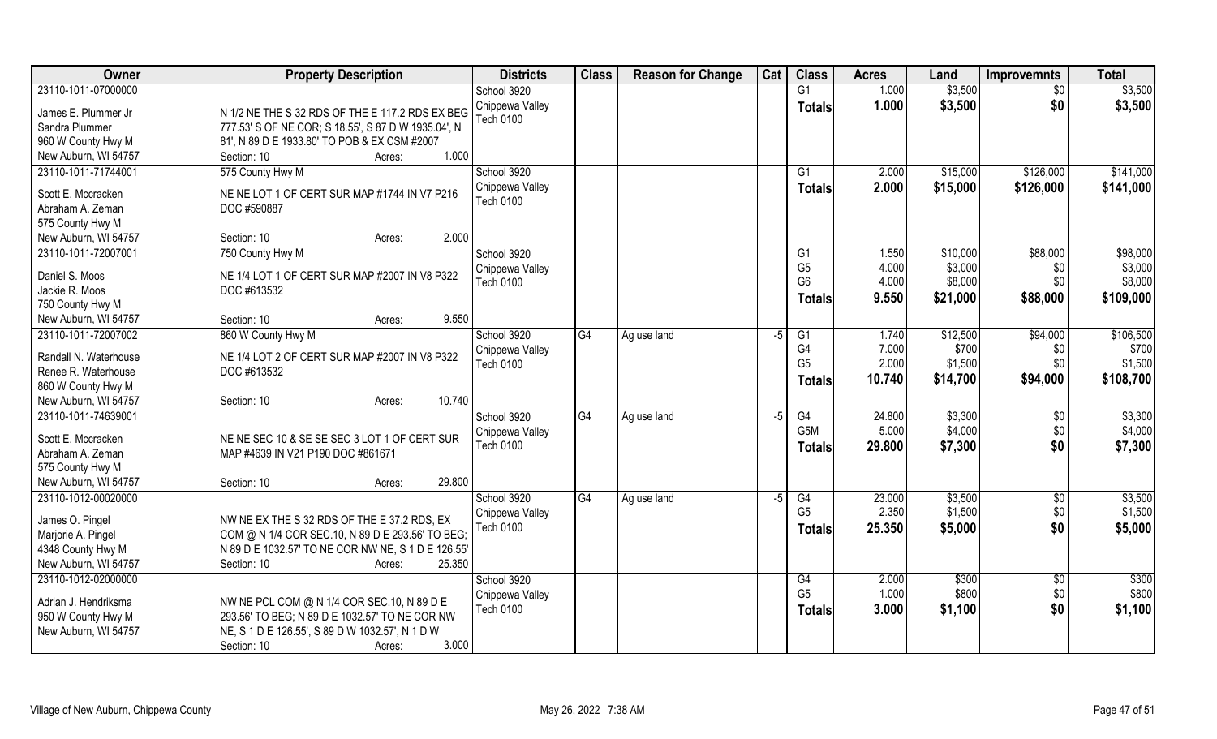| Owner | Property Description | Districts | Class | Reason for Change | Cat | Class | Acres | Land | Improvemnts | Total |
|---|---|---|---|---|---|---|---|---|---|---|
| 23110-1011-07000000<br>James E. Plummer Jr<br>Sandra Plummer<br>960 W County Hwy M<br>New Auburn, WI 54757 | N 1/2 NE THE S 32 RDS OF THE E 117.2 RDS EX BEG 777.53' S OF NE COR; S 18.55', S 87 D W 1935.04', N 81', N 89 D E 1933.80' TO POB & EX CSM #2007<br>Section: 10 Acres: 1.000 | School 3920<br>Chippewa Valley<br>Tech 0100 | | | | G1<br>**Totals** | 1.000<br>**1.000** | $3,500<br>**$3,500** | $0<br>**$0** | $3,500<br>**$3,500** |
| 23110-1011-71744001<br>Scott E. Mccracken<br>Abraham A. Zeman<br>575 County Hwy M<br>New Auburn, WI 54757 | 575 County Hwy M<br>NE NE LOT 1 OF CERT SUR MAP #1744 IN V7 P216 DOC #590887<br>Section: 10 Acres: 2.000 | School 3920<br>Chippewa Valley<br>Tech 0100 | | | | G1<br>**Totals** | 2.000<br>**2.000** | $15,000<br>**$15,000** | $126,000<br>**$126,000** | $141,000<br>**$141,000** |
| 23110-1011-72007001<br>Daniel S. Moos<br>Jackie R. Moos<br>750 County Hwy M<br>New Auburn, WI 54757 | 750 County Hwy M<br>NE 1/4 LOT 1 OF CERT SUR MAP #2007 IN V8 P322 DOC #613532<br>Section: 10 Acres: 9.550 | School 3920<br>Chippewa Valley<br>Tech 0100 | | | | G1<br>G5<br>G6<br>**Totals** | 1.550<br>4.000<br>4.000<br>**9.550** | $10,000<br>$3,000<br>$8,000<br>**$21,000** | $88,000<br>$0<br>$0<br>**$88,000** | $98,000<br>$3,000<br>$8,000<br>**$109,000** |
| 23110-1011-72007002<br>Randall N. Waterhouse<br>Renee R. Waterhouse<br>860 W County Hwy M<br>New Auburn, WI 54757 | 860 W County Hwy M<br>NE 1/4 LOT 2 OF CERT SUR MAP #2007 IN V8 P322 DOC #613532<br>Section: 10 Acres: 10.740 | School 3920<br>Chippewa Valley<br>Tech 0100 | G4 | Ag use land | -5 | G1<br>G4<br>G5<br>**Totals** | 1.740<br>7.000<br>2.000<br>**10.740** | $12,500<br>$700<br>$1,500<br>**$14,700** | $94,000<br>$0<br>$0<br>**$94,000** | $106,500<br>$700<br>$1,500<br>**$108,700** |
| 23110-1011-74639001<br>Scott E. Mccracken<br>Abraham A. Zeman<br>575 County Hwy M<br>New Auburn, WI 54757 | NE NE SEC 10 & SE SE SEC 3 LOT 1 OF CERT SUR MAP #4639 IN V21 P190 DOC #861671<br>Section: 10 Acres: 29.800 | School 3920<br>Chippewa Valley<br>Tech 0100 | G4 | Ag use land | -5 | G4<br>G5M<br>**Totals** | 24.800<br>5.000<br>**29.800** | $3,300<br>$4,000<br>**$7,300** | $0<br>$0<br>**$0** | $3,300<br>$4,000<br>**$7,300** |
| 23110-1012-00020000<br>James O. Pingel<br>Marjorie A. Pingel<br>4348 County Hwy M<br>New Auburn, WI 54757 | NW NE EX THE S 32 RDS OF THE E 37.2 RDS, EX COM @ N 1/4 COR SEC.10, N 89 D E 293.56' TO BEG; N 89 D E 1032.57' TO NE COR NW NE, S 1 D E 126.55'<br>Section: 10 Acres: 25.350 | School 3920<br>Chippewa Valley<br>Tech 0100 | G4 | Ag use land | -5 | G4<br>G5<br>**Totals** | 23.000<br>2.350<br>**25.350** | $3,500<br>$1,500<br>**$5,000** | $0<br>$0<br>**$0** | $3,500<br>$1,500<br>**$5,000** |
| 23110-1012-02000000<br>Adrian J. Hendriksma<br>950 W County Hwy M<br>New Auburn, WI 54757 | NW NE PCL COM @ N 1/4 COR SEC.10, N 89 D E 293.56' TO BEG; N 89 D E 1032.57' TO NE COR NW NE, S 1 D E 126.55', S 89 D W 1032.57', N 1 D W<br>Section: 10 Acres: 3.000 | School 3920<br>Chippewa Valley<br>Tech 0100 | | | | G4<br>G5<br>**Totals** | 2.000<br>1.000<br>**3.000** | $300<br>$800<br>**$1,100** | $0<br>$0<br>**$0** | $300<br>$800<br>**$1,100** |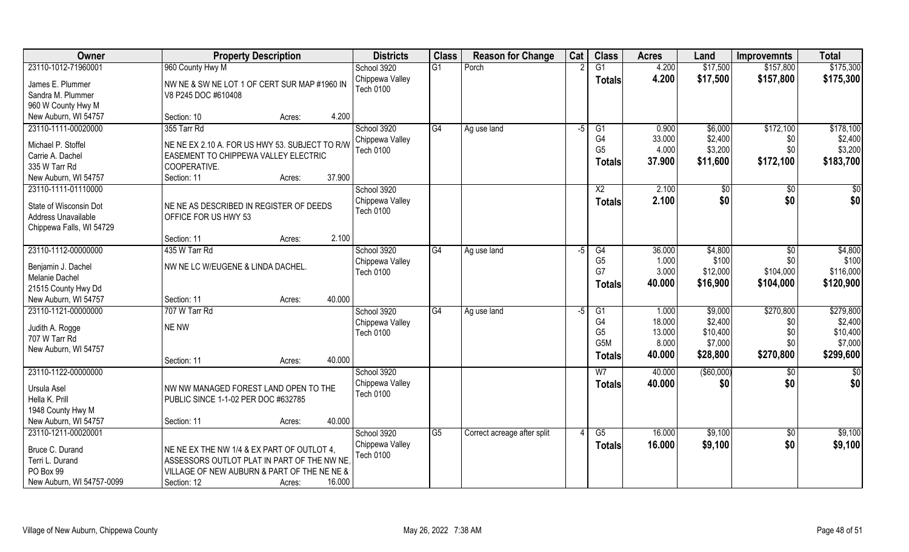| Owner | Property Description | Districts | Class | Reason for Change | Cat | Class | Acres | Land | Improvemnts | Total |
|---|---|---|---|---|---|---|---|---|---|---|
| 23110-1012-71960001<br>James E. Plummer<br>Sandra M. Plummer<br>960 W County Hwy M<br>New Auburn, WI 54757 | 960 County Hwy M<br>NW NE & SW NE LOT 1 OF CERT SUR MAP #1960 IN V8 P245 DOC #610408<br>Section: 10 Acres: 4.200 | School 3920<br>Chippewa Valley<br>Tech 0100 | G1 | Porch | 2 | G1<br>**Totals** | 4.200<br>**4.200** | $17,500<br>**$17,500** | $157,800<br>**$157,800** | $175,300<br>**$175,300** |
| 23110-1111-00020000<br>Michael P. Stoffel<br>Carrie A. Dachel<br>335 W Tarr Rd<br>New Auburn, WI 54757 | 355 Tarr Rd<br>NE NE EX 2.10 A. FOR US HWY 53. SUBJECT TO R/W EASEMENT TO CHIPPEWA VALLEY ELECTRIC COOPERATIVE.<br>Section: 11 Acres: 37.900 | School 3920<br>Chippewa Valley<br>Tech 0100 | G4 | Ag use land | -5 | G1<br>G4<br>G5<br>**Totals** | 0.900<br>33.000<br>4.000<br>**37.900** | $6,000<br>$2,400<br>$3,200<br>**$11,600** | $172,100<br>$0<br>$0<br>**$172,100** | $178,100<br>$2,400<br>$3,200<br>**$183,700** |
| 23110-1111-01110000<br>State of Wisconsin Dot<br>Address Unavailable<br>Chippewa Falls, WI 54729 | NE NE AS DESCRIBED IN REGISTER OF DEEDS OFFICE FOR US HWY 53<br>Section: 11 Acres: 2.100 | School 3920<br>Chippewa Valley<br>Tech 0100 | | | | X2<br>**Totals** | 2.100<br>**2.100** | $0<br>**$0** | $0<br>**$0** | $0<br>**$0** |
| 23110-1112-00000000<br>Benjamin J. Dachel<br>Melanie Dachel<br>21515 County Hwy Dd<br>New Auburn, WI 54757 | 435 W Tarr Rd<br>NW NE LC W/EUGENE & LINDA DACHEL.<br>Section: 11 Acres: 40.000 | School 3920<br>Chippewa Valley<br>Tech 0100 | G4 | Ag use land | -5 | G4<br>G5<br>G7<br>**Totals** | 36.000<br>1.000<br>3.000<br>**40.000** | $4,800<br>$100<br>$12,000<br>**$16,900** | $0<br>$0<br>$104,000<br>**$104,000** | $4,800<br>$100<br>$116,000<br>**$120,900** |
| 23110-1121-00000000<br>Judith A. Rogge<br>707 W Tarr Rd<br>New Auburn, WI 54757 | 707 W Tarr Rd<br>NE NW<br>Section: 11 Acres: 40.000 | School 3920<br>Chippewa Valley<br>Tech 0100 | G4 | Ag use land | -5 | G1<br>G4<br>G5<br>G5M<br>**Totals** | 1.000<br>18.000<br>13.000<br>8.000<br>**40.000** | $9,000<br>$2,400<br>$10,400<br>$7,000<br>**$28,800** | $270,800<br>$0<br>$0<br>$0<br>**$270,800** | $279,800<br>$2,400<br>$10,400<br>$7,000<br>**$299,600** |
| 23110-1122-00000000<br>Ursula Asel<br>Hella K. Prill<br>1948 County Hwy M<br>New Auburn, WI 54757 | NW NW MANAGED FOREST LAND OPEN TO THE PUBLIC SINCE 1-1-02 PER DOC #632785<br>Section: 11 Acres: 40.000 | School 3920<br>Chippewa Valley<br>Tech 0100 | | | | W7<br>**Totals** | 40.000<br>**40.000** | ($60,000)<br>**$0** | $0<br>**$0** | $0<br>**$0** |
| 23110-1211-00020001<br>Bruce C. Durand<br>Terri L. Durand<br>PO Box 99<br>New Auburn, WI 54757-0099 | NE NE EX THE NW 1/4 & EX PART OF OUTLOT 4, ASSESSORS OUTLOT PLAT IN PART OF THE NW NE, VILLAGE OF NEW AUBURN & PART OF THE NE NE &<br>Section: 12 Acres: 16.000 | School 3920<br>Chippewa Valley<br>Tech 0100 | G5 | Correct acreage after split | 4 | G5<br>**Totals** | 16.000<br>**16.000** | $9,100<br>**$9,100** | $0<br>**$0** | $9,100<br>**$9,100** |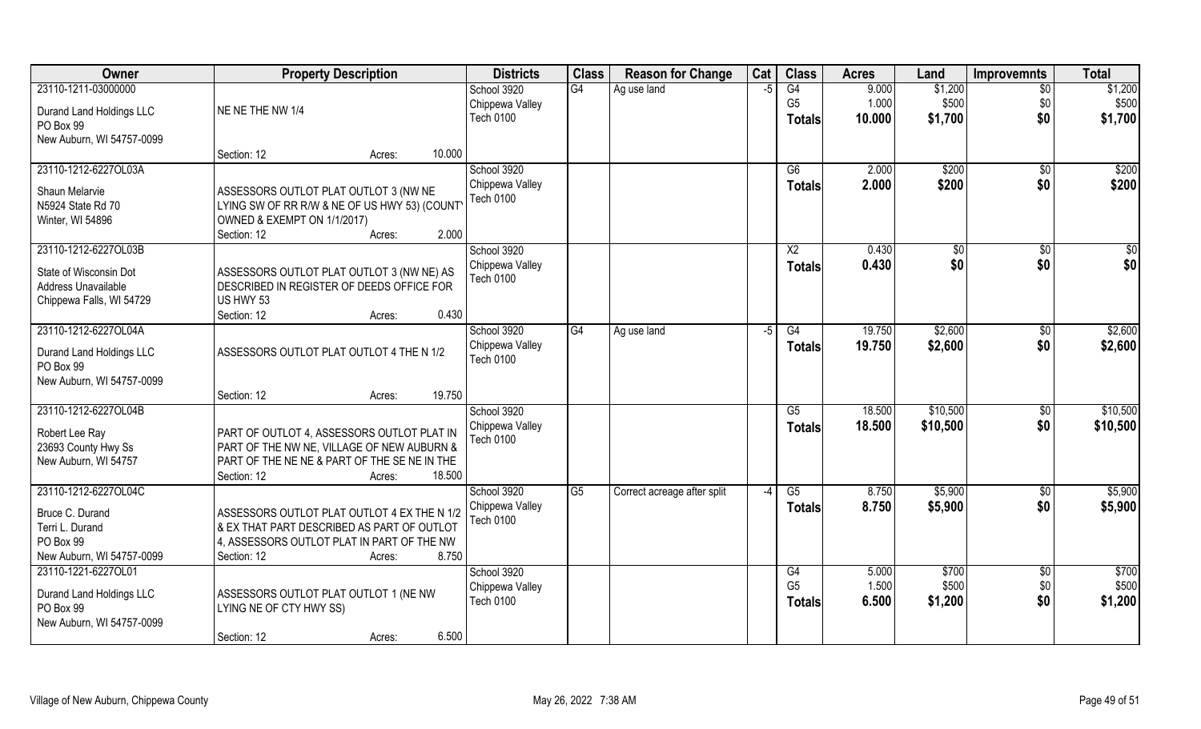| Owner | Property Description | Districts | Class | Reason for Change | Cat | Class | Acres | Land | Improvemnts | Total |
|---|---|---|---|---|---|---|---|---|---|---|
| 23110-1211-03000000<br>Durand Land Holdings LLC<br>PO Box 99<br>New Auburn, WI 54757-0099 | NE NE THE NW 1/4<br>Section: 12 Acres: 10.000 | School 3920<br>Chippewa Valley<br>Tech 0100 | G4 | Ag use land | -5 | G4<br>G5<br>**Totals** | 9.000<br>1.000<br>**10.000** | $1,200<br>$500<br>**$1,700** | $0<br>$0<br>**$0** | $1,200<br>$500<br>**$1,700** |
| 23110-1212-6227OL03A<br>Shaun Melarvie<br>N5924 State Rd 70<br>Winter, WI 54896 | ASSESSORS OUTLOT PLAT OUTLOT 3 (NW NE LYING SW OF RR R/W & NE OF US HWY 53) (COUNTY OWNED & EXEMPT ON 1/1/2017)<br>Section: 12 Acres: 2.000 | School 3920<br>Chippewa Valley<br>Tech 0100 | | | | G6<br>**Totals** | 2.000<br>**2.000** | $200<br>**$200** | $0<br>**$0** | $200<br>**$200** |
| 23110-1212-6227OL03B<br>State of Wisconsin Dot<br>Address Unavailable<br>Chippewa Falls, WI 54729 | ASSESSORS OUTLOT PLAT OUTLOT 3 (NW NE) AS DESCRIBED IN REGISTER OF DEEDS OFFICE FOR US HWY 53<br>Section: 12 Acres: 0.430 | School 3920<br>Chippewa Valley<br>Tech 0100 | | | | X2<br>**Totals** | 0.430<br>**0.430** | $0<br>**$0** | $0<br>**$0** | $0<br>**$0** |
| 23110-1212-6227OL04A<br>Durand Land Holdings LLC<br>PO Box 99<br>New Auburn, WI 54757-0099 | ASSESSORS OUTLOT PLAT OUTLOT 4 THE N 1/2<br>Section: 12 Acres: 19.750 | School 3920<br>Chippewa Valley<br>Tech 0100 | G4 | Ag use land | -5 | G4<br>**Totals** | 19.750<br>**19.750** | $2,600<br>**$2,600** | $0<br>**$0** | $2,600<br>**$2,600** |
| 23110-1212-6227OL04B<br>Robert Lee Ray<br>23693 County Hwy Ss<br>New Auburn, WI 54757 | PART OF OUTLOT 4, ASSESSORS OUTLOT PLAT IN PART OF THE NW NE, VILLAGE OF NEW AUBURN & PART OF THE NE NE & PART OF THE SE NE IN THE<br>Section: 12 Acres: 18.500 | School 3920<br>Chippewa Valley<br>Tech 0100 | | | | G5<br>**Totals** | 18.500<br>**18.500** | $10,500<br>**$10,500** | $0<br>**$0** | $10,500<br>**$10,500** |
| 23110-1212-6227OL04C<br>Bruce C. Durand<br>Terri L. Durand<br>PO Box 99<br>New Auburn, WI 54757-0099 | ASSESSORS OUTLOT PLAT OUTLOT 4 EX THE N 1/2 & EX THAT PART DESCRIBED AS PART OF OUTLOT 4, ASSESSORS OUTLOT PLAT IN PART OF THE NW<br>Section: 12 Acres: 8.750 | School 3920<br>Chippewa Valley<br>Tech 0100 | G5 | Correct acreage after split | -4 | G5<br>**Totals** | 8.750<br>**8.750** | $5,900<br>**$5,900** | $0<br>**$0** | $5,900<br>**$5,900** |
| 23110-1221-6227OL01<br>Durand Land Holdings LLC<br>PO Box 99<br>New Auburn, WI 54757-0099 | ASSESSORS OUTLOT PLAT OUTLOT 1 (NE NW LYING NE OF CTY HWY SS)<br>Section: 12 Acres: 6.500 | School 3920<br>Chippewa Valley<br>Tech 0100 | | | | G4<br>G5<br>**Totals** | 5.000<br>1.500<br>**6.500** | $700<br>$500<br>**$1,200** | $0<br>$0<br>**$0** | $700<br>$500<br>**$1,200** |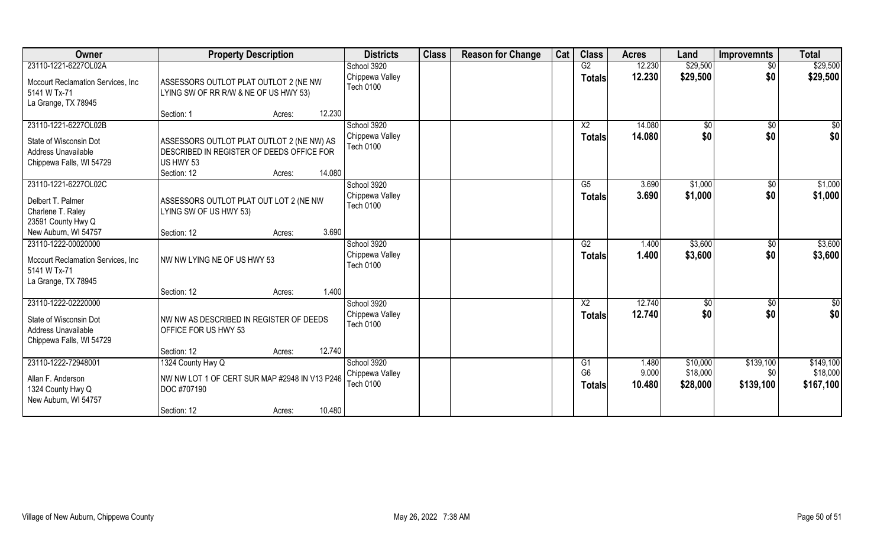| Owner | Property Description | Districts | Class | Reason for Change | Cat | Class | Acres | Land | Improvemnts | Total |
|---|---|---|---|---|---|---|---|---|---|---|
| 23110-1221-6227OL02A<br>Mccourt Reclamation Services, Inc<br>5141 W Tx-71<br>La Grange, TX 78945 | ASSESSORS OUTLOT PLAT OUTLOT 2 (NE NW LYING SW OF RR R/W & NE OF US HWY 53)<br>Section: 1 Acres: 12.230 | School 3920<br>Chippewa Valley<br>Tech 0100 | | | | G2<br>**Totals** | 12.230<br>**12.230** | $29,500<br>**$29,500** | $0<br>**$0** | $29,500<br>**$29,500** |
| 23110-1221-6227OL02B<br>State of Wisconsin Dot<br>Address Unavailable<br>Chippewa Falls, WI 54729 | ASSESSORS OUTLOT PLAT OUTLOT 2 (NE NW) AS DESCRIBED IN REGISTER OF DEEDS OFFICE FOR US HWY 53<br>Section: 12 Acres: 14.080 | School 3920<br>Chippewa Valley<br>Tech 0100 | | | | X2<br>**Totals** | 14.080<br>**14.080** | $0<br>**$0** | $0<br>**$0** | $0<br>**$0** |
| 23110-1221-6227OL02C<br>Delbert T. Palmer<br>Charlene T. Raley<br>23591 County Hwy Q<br>New Auburn, WI 54757 | ASSESSORS OUTLOT PLAT OUT LOT 2 (NE NW LYING SW OF US HWY 53)<br>Section: 12 Acres: 3.690 | School 3920<br>Chippewa Valley<br>Tech 0100 | | | | G5<br>**Totals** | 3.690<br>**3.690** | $1,000<br>**$1,000** | $0<br>**$0** | $1,000<br>**$1,000** |
| 23110-1222-00020000<br>Mccourt Reclamation Services, Inc<br>5141 W Tx-71<br>La Grange, TX 78945 | NW NW LYING NE OF US HWY 53<br>Section: 12 Acres: 1.400 | School 3920<br>Chippewa Valley<br>Tech 0100 | | | | G2<br>**Totals** | 1.400<br>**1.400** | $3,600<br>**$3,600** | $0<br>**$0** | $3,600<br>**$3,600** |
| 23110-1222-02220000<br>State of Wisconsin Dot<br>Address Unavailable<br>Chippewa Falls, WI 54729 | NW NW AS DESCRIBED IN REGISTER OF DEEDS OFFICE FOR US HWY 53<br>Section: 12 Acres: 12.740 | School 3920<br>Chippewa Valley<br>Tech 0100 | | | | X2<br>**Totals** | 12.740<br>**12.740** | $0<br>**$0** | $0<br>**$0** | $0<br>**$0** |
| 23110-1222-72948001<br>Allan F. Anderson<br>1324 County Hwy Q<br>New Auburn, WI 54757 | 1324 County Hwy Q<br>NW NW LOT 1 OF CERT SUR MAP #2948 IN V13 P246 DOC #707190<br>Section: 12 Acres: 10.480 | School 3920<br>Chippewa Valley<br>Tech 0100 | | | | G1<br>G6<br>**Totals** | 1.480<br>9.000<br>**10.480** | $10,000<br>$18,000<br>**$28,000** | $139,100<br>$0<br>**$139,100** | $149,100<br>$18,000<br>**$167,100** |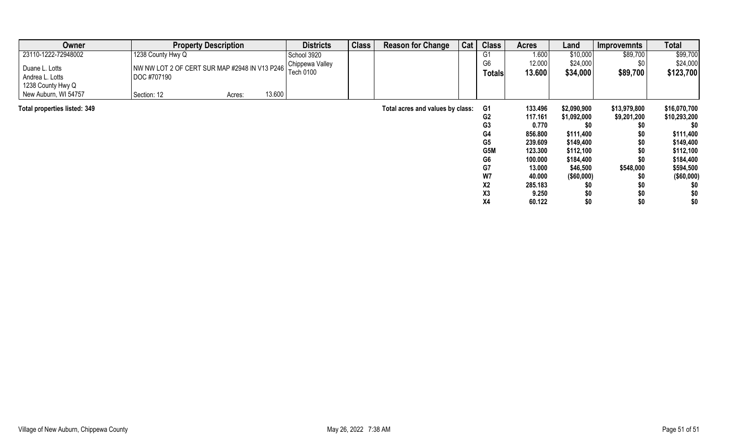| Owner | Property Description | | | Districts | Class | Reason for Change | Cat | Class | Acres | Land | Improvemnts | Total |
|---|---|---|---|---|---|---|---|---|---|---|---|---|
| 23110-1222-72948002 | 1238 County Hwy Q | | | School 3920 | | | | G1 | 1.600 | $10,000 | $89,700 | $99,700 |
| Duane L. Lotts | NW NW LOT 2 OF CERT SUR MAP #2948 IN V13 P246 | | | Chippewa Valley Tech 0100 | | | | G6 | 12.000 | $24,000 | $0 | $24,000 |
| Andrea L. Lotts | DOC #707190 | | | | | | | **Totals** | **13.600** | **$34,000** | **$89,700** | **$123,700** |
| 1238 County Hwy Q | | | | | | | | | | | | |
| New Auburn, WI 54757 | Section: 12 | Acres: | 13.600 | | | | | | | | | |

**Total properties listed: 349**

**Total acres and values by class:**

| Class | Acres | Land | Improvemnts | Total |
|---|---|---|---|---|
| **G1** | **133.496** | **$2,090,900** | **$13,979,800** | **$16,070,700** |
| **G2** | **117.161** | **$1,092,000** | **$9,201,200** | **$10,293,200** |
| **G3** | **0.770** | **$0** | **$0** | **$0** |
| **G4** | **856.800** | **$111,400** | **$0** | **$111,400** |
| **G5** | **239.609** | **$149,400** | **$0** | **$149,400** |
| **G5M** | **123.300** | **$112,100** | **$0** | **$112,100** |
| **G6** | **100.000** | **$184,400** | **$0** | **$184,400** |
| **G7** | **13.000** | **$46,500** | **$548,000** | **$594,500** |
| **W7** | **40.000** | **($60,000)** | **$0** | **($60,000)** |
| **X2** | **285.183** | **$0** | **$0** | **$0** |
| **X3** | **9.250** | **$0** | **$0** | **$0** |
| **X4** | **60.122** | **$0** | **$0** | **$0** |

Village of New Auburn, Chippewa County    May 26, 2022 7:38 AM